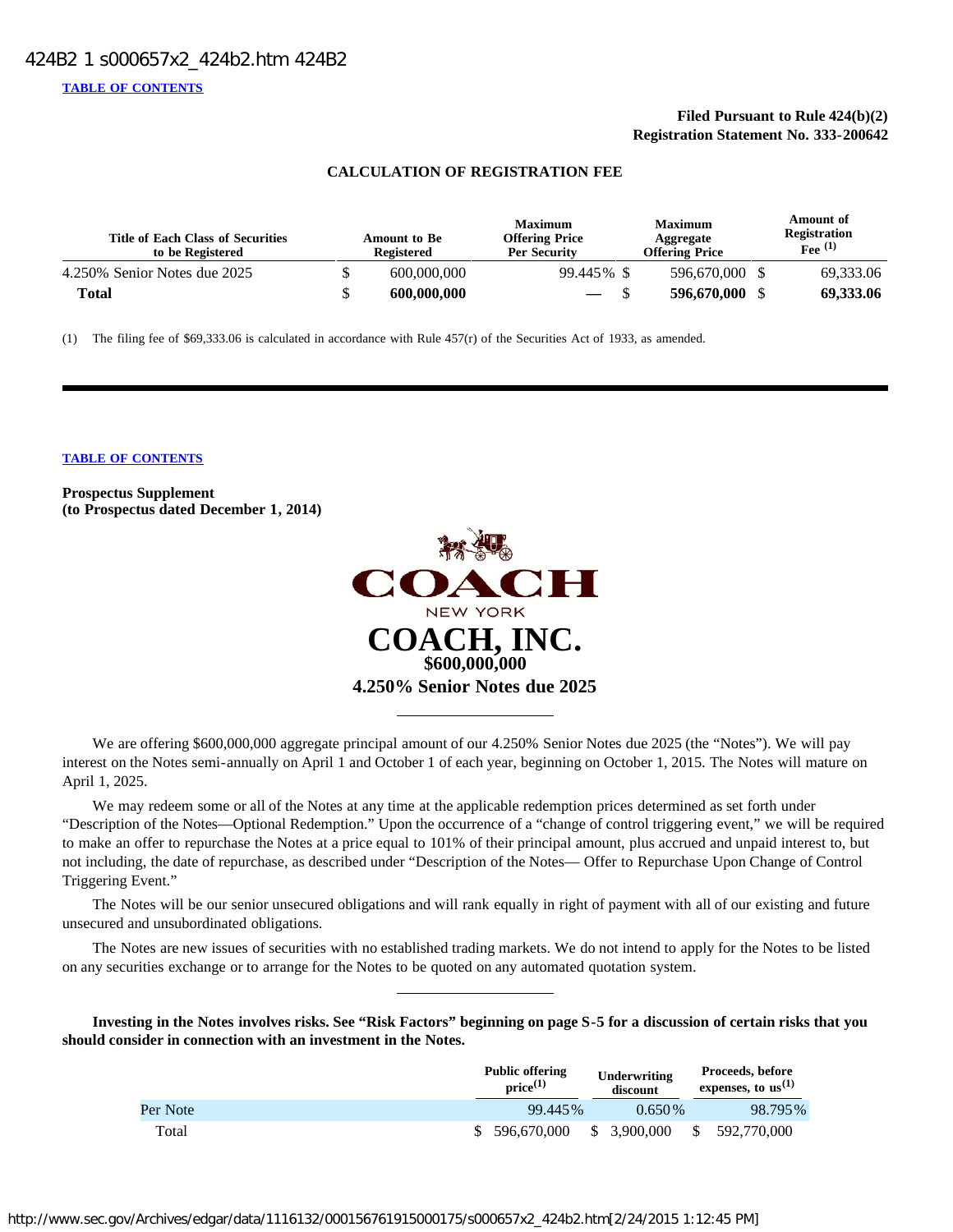424B2 1 s000657x2_424b2.htm 424B2

TABLE OF CONTENTS

**Filed Pursuant to Rule 424(b)(2)**
**Registration Statement No. 333-200642**

**CALCULATION OF REGISTRATION FEE**

| Title of Each Class of Securities to be Registered | Amount to Be Registered | Maximum Offering Price Per Security | Maximum Aggregate Offering Price | Amount of Registration Fee [(1)] |
|---|---|---|---|---|
| 4.250% Senior Notes due 2025 | $ 600,000,000 | 99.445% | $ 596,670,000 | $ 69,333.06 |
| **Total** | **$ 600,000,000** | — | **$ 596,670,000** | **$ 69,333.06** |

(1) The filing fee of $69,333.06 is calculated in accordance with Rule 457(r) of the Securities Act of 1933, as amended.

---

TABLE OF CONTENTS

**Prospectus Supplement**
**(to Prospectus dated December 1, 2014)**

COACH
NEW YORK

# COACH, INC.

**$600,000,000**

**4.250% Senior Notes due 2025**

---

We are offering $600,000,000 aggregate principal amount of our 4.250% Senior Notes due 2025 (the "Notes"). We will pay interest on the Notes semi-annually on April 1 and October 1 of each year, beginning on October 1, 2015. The Notes will mature on April 1, 2025.

We may redeem some or all of the Notes at any time at the applicable redemption prices determined as set forth under "Description of the Notes—Optional Redemption." Upon the occurrence of a "change of control triggering event," we will be required to make an offer to repurchase the Notes at a price equal to 101% of their principal amount, plus accrued and unpaid interest to, but not including, the date of repurchase, as described under "Description of the Notes— Offer to Repurchase Upon Change of Control Triggering Event."

The Notes will be our senior unsecured obligations and will rank equally in right of payment with all of our existing and future unsecured and unsubordinated obligations.

The Notes are new issues of securities with no established trading markets. We do not intend to apply for the Notes to be listed on any securities exchange or to arrange for the Notes to be quoted on any automated quotation system.

---

**Investing in the Notes involves risks. See "Risk Factors" beginning on page S-5 for a discussion of certain risks that you should consider in connection with an investment in the Notes.**

| | Public offering price[(1)] | Underwriting discount | Proceeds, before expenses, to us[(1)] |
|---|---|---|---|
| Per Note | 99.445% | 0.650% | 98.795% |
| Total | $ 596,670,000 | $ 3,900,000 | $ 592,770,000 |

http://www.sec.gov/Archives/edgar/data/1116132/000156761915000175/s000657x2_424b2.htm[2/24/2015 1:12:45 PM]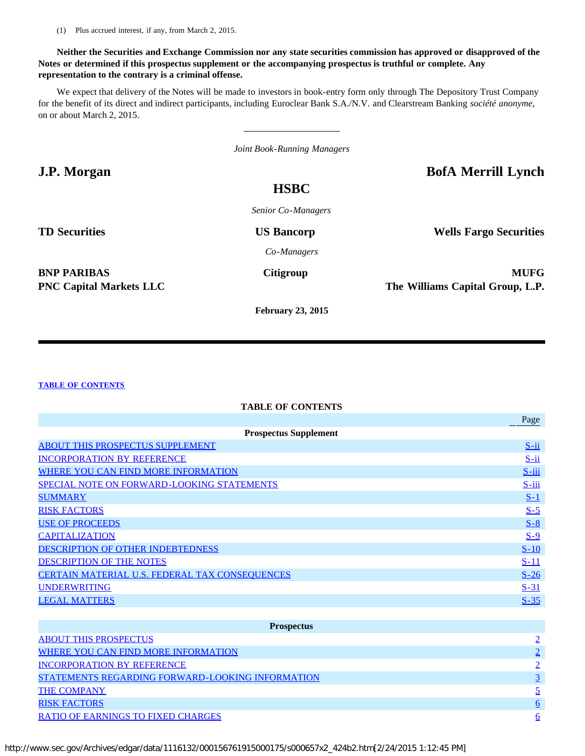(1) Plus accrued interest, if any, from March 2, 2015.

**Neither the Securities and Exchange Commission nor any state securities commission has approved or disapproved of the Notes or determined if this prospectus supplement or the accompanying prospectus is truthful or complete. Any representation to the contrary is a criminal offense.**

We expect that delivery of the Notes will be made to investors in book-entry form only through The Depository Trust Company for the benefit of its direct and indirect participants, including Euroclear Bank S.A./N.V. and Clearstream Banking *société anonyme*, on or about March 2, 2015.

*Joint Book-Running Managers*

**J.P. Morgan** **HSBC** **BofA Merrill Lynch**

*Senior Co-Managers*

**TD Securities** **US Bancorp** **Wells Fargo Securities**

*Co-Managers*

**BNP PARIBAS** **Citigroup** **MUFG**
**PNC Capital Markets LLC** **The Williams Capital Group, L.P.**

**February 23, 2015**

---

TABLE OF CONTENTS

## TABLE OF CONTENTS

| | Page |
|---|---|
| **Prospectus Supplement** | |
| ABOUT THIS PROSPECTUS SUPPLEMENT | S-ii |
| INCORPORATION BY REFERENCE | S-ii |
| WHERE YOU CAN FIND MORE INFORMATION | S-iii |
| SPECIAL NOTE ON FORWARD-LOOKING STATEMENTS | S-iii |
| SUMMARY | S-1 |
| RISK FACTORS | S-5 |
| USE OF PROCEEDS | S-8 |
| CAPITALIZATION | S-9 |
| DESCRIPTION OF OTHER INDEBTEDNESS | S-10 |
| DESCRIPTION OF THE NOTES | S-11 |
| CERTAIN MATERIAL U.S. FEDERAL TAX CONSEQUENCES | S-26 |
| UNDERWRITING | S-31 |
| LEGAL MATTERS | S-35 |
| **Prospectus** | |
| ABOUT THIS PROSPECTUS | 2 |
| WHERE YOU CAN FIND MORE INFORMATION | 2 |
| INCORPORATION BY REFERENCE | 2 |
| STATEMENTS REGARDING FORWARD-LOOKING INFORMATION | 3 |
| THE COMPANY | 5 |
| RISK FACTORS | 6 |
| RATIO OF EARNINGS TO FIXED CHARGES | 6 |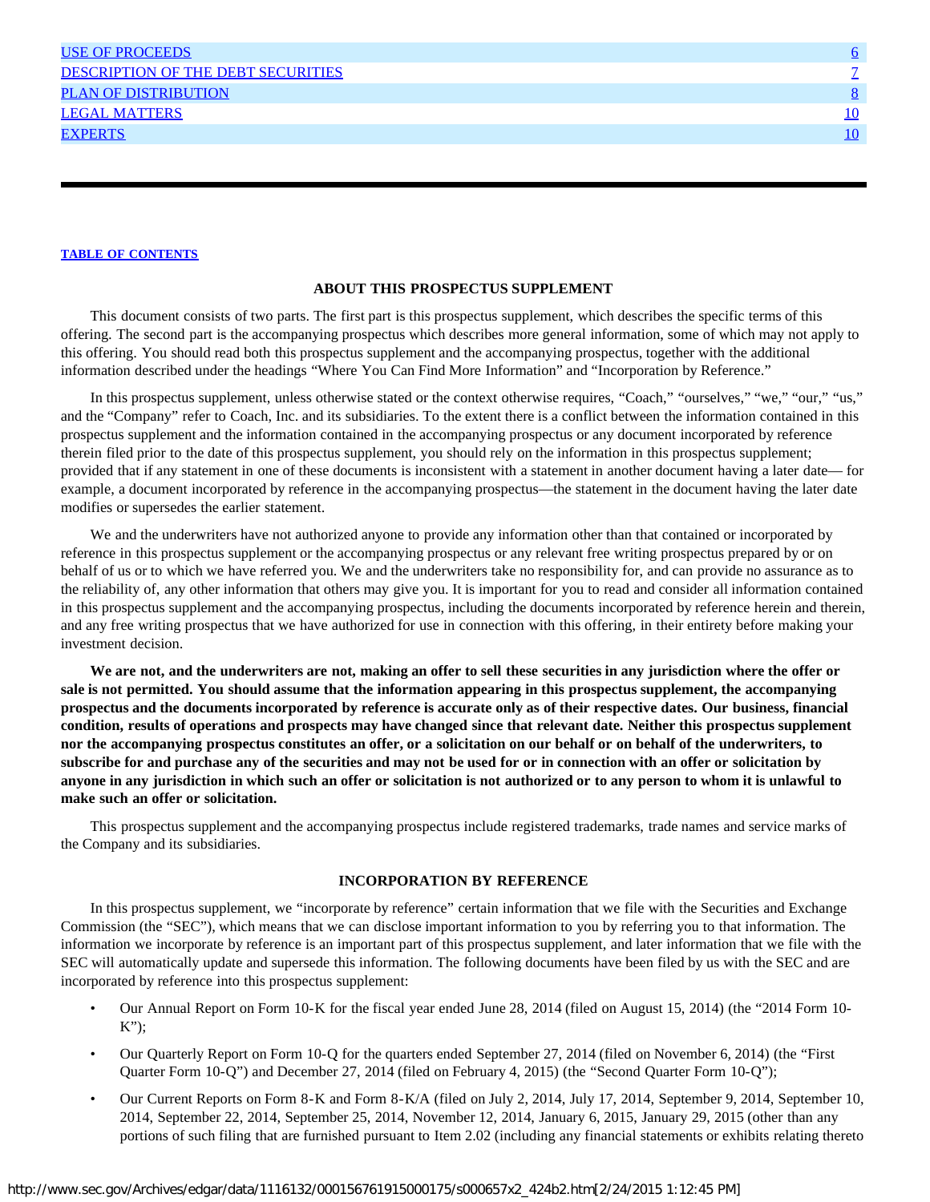| | |
|---|---|
| USE OF PROCEEDS | 6 |
| DESCRIPTION OF THE DEBT SECURITIES | 7 |
| PLAN OF DISTRIBUTION | 8 |
| LEGAL MATTERS | 10 |
| EXPERTS | 10 |

---

TABLE OF CONTENTS

## ABOUT THIS PROSPECTUS SUPPLEMENT

This document consists of two parts. The first part is this prospectus supplement, which describes the specific terms of this offering. The second part is the accompanying prospectus which describes more general information, some of which may not apply to this offering. You should read both this prospectus supplement and the accompanying prospectus, together with the additional information described under the headings "Where You Can Find More Information" and "Incorporation by Reference."

In this prospectus supplement, unless otherwise stated or the context otherwise requires, "Coach," "ourselves," "we," "our," "us," and the "Company" refer to Coach, Inc. and its subsidiaries. To the extent there is a conflict between the information contained in this prospectus supplement and the information contained in the accompanying prospectus or any document incorporated by reference therein filed prior to the date of this prospectus supplement, you should rely on the information in this prospectus supplement; provided that if any statement in one of these documents is inconsistent with a statement in another document having a later date— for example, a document incorporated by reference in the accompanying prospectus—the statement in the document having the later date modifies or supersedes the earlier statement.

We and the underwriters have not authorized anyone to provide any information other than that contained or incorporated by reference in this prospectus supplement or the accompanying prospectus or any relevant free writing prospectus prepared by or on behalf of us or to which we have referred you. We and the underwriters take no responsibility for, and can provide no assurance as to the reliability of, any other information that others may give you. It is important for you to read and consider all information contained in this prospectus supplement and the accompanying prospectus, including the documents incorporated by reference herein and therein, and any free writing prospectus that we have authorized for use in connection with this offering, in their entirety before making your investment decision.

**We are not, and the underwriters are not, making an offer to sell these securities in any jurisdiction where the offer or sale is not permitted. You should assume that the information appearing in this prospectus supplement, the accompanying prospectus and the documents incorporated by reference is accurate only as of their respective dates. Our business, financial condition, results of operations and prospects may have changed since that relevant date. Neither this prospectus supplement nor the accompanying prospectus constitutes an offer, or a solicitation on our behalf or on behalf of the underwriters, to subscribe for and purchase any of the securities and may not be used for or in connection with an offer or solicitation by anyone in any jurisdiction in which such an offer or solicitation is not authorized or to any person to whom it is unlawful to make such an offer or solicitation.**

This prospectus supplement and the accompanying prospectus include registered trademarks, trade names and service marks of the Company and its subsidiaries.

## INCORPORATION BY REFERENCE

In this prospectus supplement, we "incorporate by reference" certain information that we file with the Securities and Exchange Commission (the "SEC"), which means that we can disclose important information to you by referring you to that information. The information we incorporate by reference is an important part of this prospectus supplement, and later information that we file with the SEC will automatically update and supersede this information. The following documents have been filed by us with the SEC and are incorporated by reference into this prospectus supplement:

- Our Annual Report on Form 10-K for the fiscal year ended June 28, 2014 (filed on August 15, 2014) (the "2014 Form 10-K");
- Our Quarterly Report on Form 10-Q for the quarters ended September 27, 2014 (filed on November 6, 2014) (the "First Quarter Form 10-Q") and December 27, 2014 (filed on February 4, 2015) (the "Second Quarter Form 10-Q");
- Our Current Reports on Form 8-K and Form 8-K/A (filed on July 2, 2014, July 17, 2014, September 9, 2014, September 10, 2014, September 22, 2014, September 25, 2014, November 12, 2014, January 6, 2015, January 29, 2015 (other than any portions of such filing that are furnished pursuant to Item 2.02 (including any financial statements or exhibits relating thereto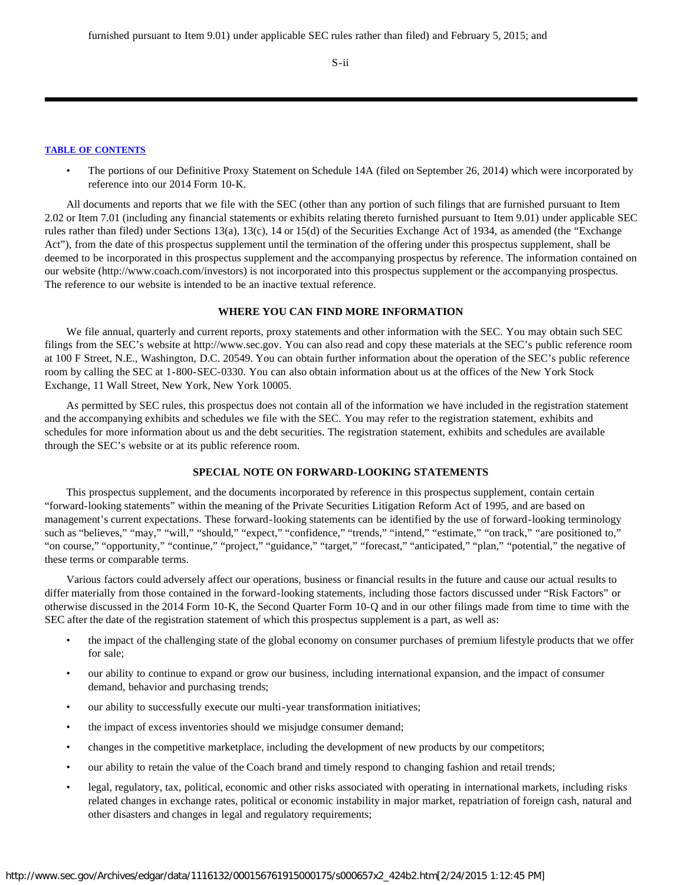furnished pursuant to Item 9.01) under applicable SEC rules rather than filed) and February 5, 2015; and

- The portions of our Definitive Proxy Statement on Schedule 14A (filed on September 26, 2014) which were incorporated by reference into our 2014 Form 10-K.

All documents and reports that we file with the SEC (other than any portion of such filings that are furnished pursuant to Item 2.02 or Item 7.01 (including any financial statements or exhibits relating thereto furnished pursuant to Item 9.01) under applicable SEC rules rather than filed) under Sections 13(a), 13(c), 14 or 15(d) of the Securities Exchange Act of 1934, as amended (the "Exchange Act"), from the date of this prospectus supplement until the termination of the offering under this prospectus supplement, shall be deemed to be incorporated in this prospectus supplement and the accompanying prospectus by reference. The information contained on our website (http://www.coach.com/investors) is not incorporated into this prospectus supplement or the accompanying prospectus. The reference to our website is intended to be an inactive textual reference.

## WHERE YOU CAN FIND MORE INFORMATION

We file annual, quarterly and current reports, proxy statements and other information with the SEC. You may obtain such SEC filings from the SEC's website at http://www.sec.gov. You can also read and copy these materials at the SEC's public reference room at 100 F Street, N.E., Washington, D.C. 20549. You can obtain further information about the operation of the SEC's public reference room by calling the SEC at 1-800-SEC-0330. You can also obtain information about us at the offices of the New York Stock Exchange, 11 Wall Street, New York, New York 10005.

As permitted by SEC rules, this prospectus does not contain all of the information we have included in the registration statement and the accompanying exhibits and schedules we file with the SEC. You may refer to the registration statement, exhibits and schedules for more information about us and the debt securities. The registration statement, exhibits and schedules are available through the SEC's website or at its public reference room.

## SPECIAL NOTE ON FORWARD-LOOKING STATEMENTS

This prospectus supplement, and the documents incorporated by reference in this prospectus supplement, contain certain "forward-looking statements" within the meaning of the Private Securities Litigation Reform Act of 1995, and are based on management's current expectations. These forward-looking statements can be identified by the use of forward-looking terminology such as "believes," "may," "will," "should," "expect," "confidence," "trends," "intend," "estimate," "on track," "are positioned to," "on course," "opportunity," "continue," "project," "guidance," "target," "forecast," "anticipated," "plan," "potential," the negative of these terms or comparable terms.

Various factors could adversely affect our operations, business or financial results in the future and cause our actual results to differ materially from those contained in the forward-looking statements, including those factors discussed under "Risk Factors" or otherwise discussed in the 2014 Form 10-K, the Second Quarter Form 10-Q and in our other filings made from time to time with the SEC after the date of the registration statement of which this prospectus supplement is a part, as well as:

- the impact of the challenging state of the global economy on consumer purchases of premium lifestyle products that we offer for sale;
- our ability to continue to expand or grow our business, including international expansion, and the impact of consumer demand, behavior and purchasing trends;
- our ability to successfully execute our multi-year transformation initiatives;
- the impact of excess inventories should we misjudge consumer demand;
- changes in the competitive marketplace, including the development of new products by our competitors;
- our ability to retain the value of the Coach brand and timely respond to changing fashion and retail trends;
- legal, regulatory, tax, political, economic and other risks associated with operating in international markets, including risks related changes in exchange rates, political or economic instability in major market, repatriation of foreign cash, natural and other disasters and changes in legal and regulatory requirements;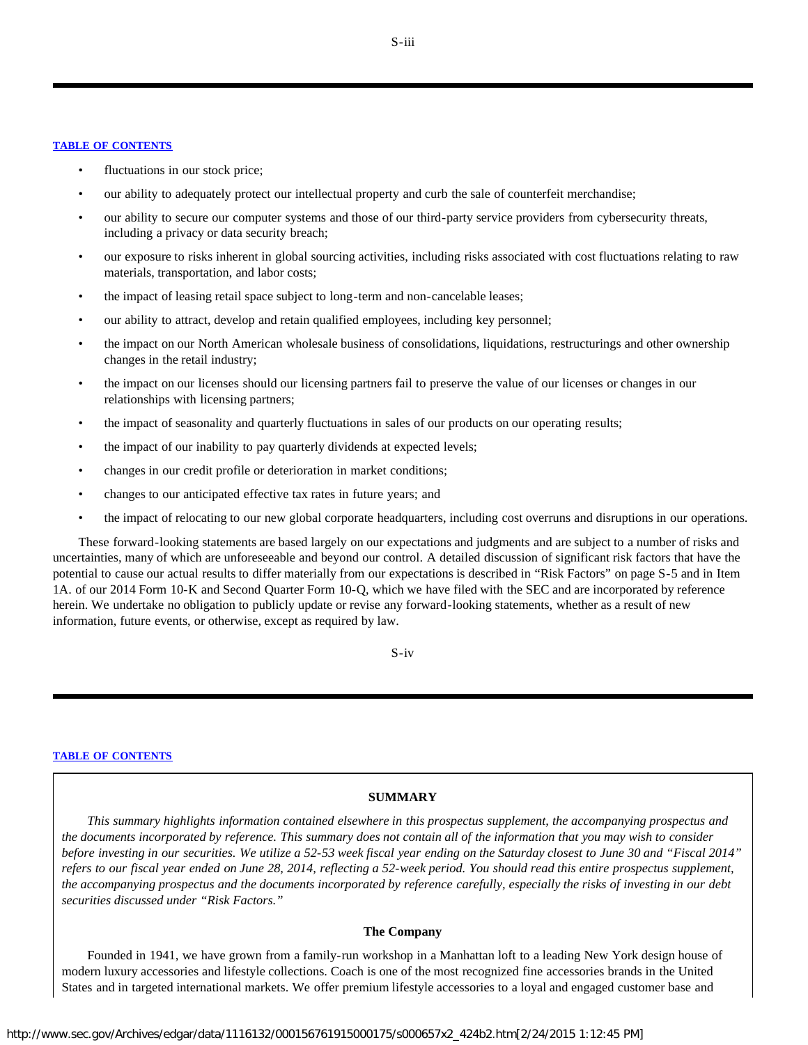- fluctuations in our stock price;
- our ability to adequately protect our intellectual property and curb the sale of counterfeit merchandise;
- our ability to secure our computer systems and those of our third-party service providers from cybersecurity threats, including a privacy or data security breach;
- our exposure to risks inherent in global sourcing activities, including risks associated with cost fluctuations relating to raw materials, transportation, and labor costs;
- the impact of leasing retail space subject to long-term and non-cancelable leases;
- our ability to attract, develop and retain qualified employees, including key personnel;
- the impact on our North American wholesale business of consolidations, liquidations, restructurings and other ownership changes in the retail industry;
- the impact on our licenses should our licensing partners fail to preserve the value of our licenses or changes in our relationships with licensing partners;
- the impact of seasonality and quarterly fluctuations in sales of our products on our operating results;
- the impact of our inability to pay quarterly dividends at expected levels;
- changes in our credit profile or deterioration in market conditions;
- changes to our anticipated effective tax rates in future years; and
- the impact of relocating to our new global corporate headquarters, including cost overruns and disruptions in our operations.

These forward-looking statements are based largely on our expectations and judgments and are subject to a number of risks and uncertainties, many of which are unforeseeable and beyond our control. A detailed discussion of significant risk factors that have the potential to cause our actual results to differ materially from our expectations is described in "Risk Factors" on page S-5 and in Item 1A. of our 2014 Form 10-K and Second Quarter Form 10-Q, which we have filed with the SEC and are incorporated by reference herein. We undertake no obligation to publicly update or revise any forward-looking statements, whether as a result of new information, future events, or otherwise, except as required by law.

## SUMMARY

*This summary highlights information contained elsewhere in this prospectus supplement, the accompanying prospectus and the documents incorporated by reference. This summary does not contain all of the information that you may wish to consider before investing in our securities. We utilize a 52-53 week fiscal year ending on the Saturday closest to June 30 and "Fiscal 2014" refers to our fiscal year ended on June 28, 2014, reflecting a 52-week period. You should read this entire prospectus supplement, the accompanying prospectus and the documents incorporated by reference carefully, especially the risks of investing in our debt securities discussed under "Risk Factors."*

### The Company

Founded in 1941, we have grown from a family-run workshop in a Manhattan loft to a leading New York design house of modern luxury accessories and lifestyle collections. Coach is one of the most recognized fine accessories brands in the United States and in targeted international markets. We offer premium lifestyle accessories to a loyal and engaged customer base and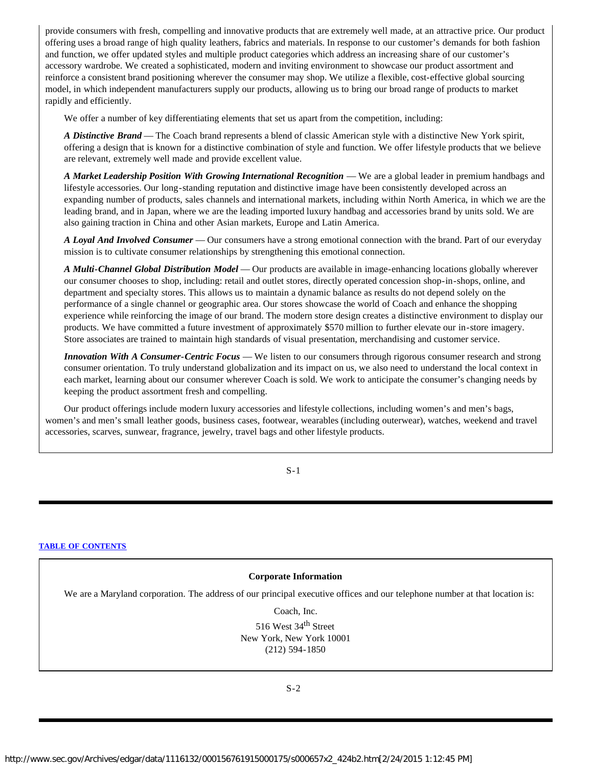provide consumers with fresh, compelling and innovative products that are extremely well made, at an attractive price. Our product offering uses a broad range of high quality leathers, fabrics and materials. In response to our customer's demands for both fashion and function, we offer updated styles and multiple product categories which address an increasing share of our customer's accessory wardrobe. We created a sophisticated, modern and inviting environment to showcase our product assortment and reinforce a consistent brand positioning wherever the consumer may shop. We utilize a flexible, cost-effective global sourcing model, in which independent manufacturers supply our products, allowing us to bring our broad range of products to market rapidly and efficiently.

We offer a number of key differentiating elements that set us apart from the competition, including:

***A Distinctive Brand*** — The Coach brand represents a blend of classic American style with a distinctive New York spirit, offering a design that is known for a distinctive combination of style and function. We offer lifestyle products that we believe are relevant, extremely well made and provide excellent value.

***A Market Leadership Position With Growing International Recognition*** — We are a global leader in premium handbags and lifestyle accessories. Our long-standing reputation and distinctive image have been consistently developed across an expanding number of products, sales channels and international markets, including within North America, in which we are the leading brand, and in Japan, where we are the leading imported luxury handbag and accessories brand by units sold. We are also gaining traction in China and other Asian markets, Europe and Latin America.

***A Loyal And Involved Consumer*** — Our consumers have a strong emotional connection with the brand. Part of our everyday mission is to cultivate consumer relationships by strengthening this emotional connection.

***A Multi-Channel Global Distribution Model*** — Our products are available in image-enhancing locations globally wherever our consumer chooses to shop, including: retail and outlet stores, directly operated concession shop-in-shops, online, and department and specialty stores. This allows us to maintain a dynamic balance as results do not depend solely on the performance of a single channel or geographic area. Our stores showcase the world of Coach and enhance the shopping experience while reinforcing the image of our brand. The modern store design creates a distinctive environment to display our products. We have committed a future investment of approximately $570 million to further elevate our in-store imagery. Store associates are trained to maintain high standards of visual presentation, merchandising and customer service.

***Innovation With A Consumer-Centric Focus*** — We listen to our consumers through rigorous consumer research and strong consumer orientation. To truly understand globalization and its impact on us, we also need to understand the local context in each market, learning about our consumer wherever Coach is sold. We work to anticipate the consumer's changing needs by keeping the product assortment fresh and compelling.

Our product offerings include modern luxury accessories and lifestyle collections, including women's and men's bags, women's and men's small leather goods, business cases, footwear, wearables (including outerwear), watches, weekend and travel accessories, scarves, sunwear, fragrance, jewelry, travel bags and other lifestyle products.

TABLE OF CONTENTS

**Corporate Information**

We are a Maryland corporation. The address of our principal executive offices and our telephone number at that location is:

Coach, Inc.
516 West 34th Street
New York, New York 10001
(212) 594-1850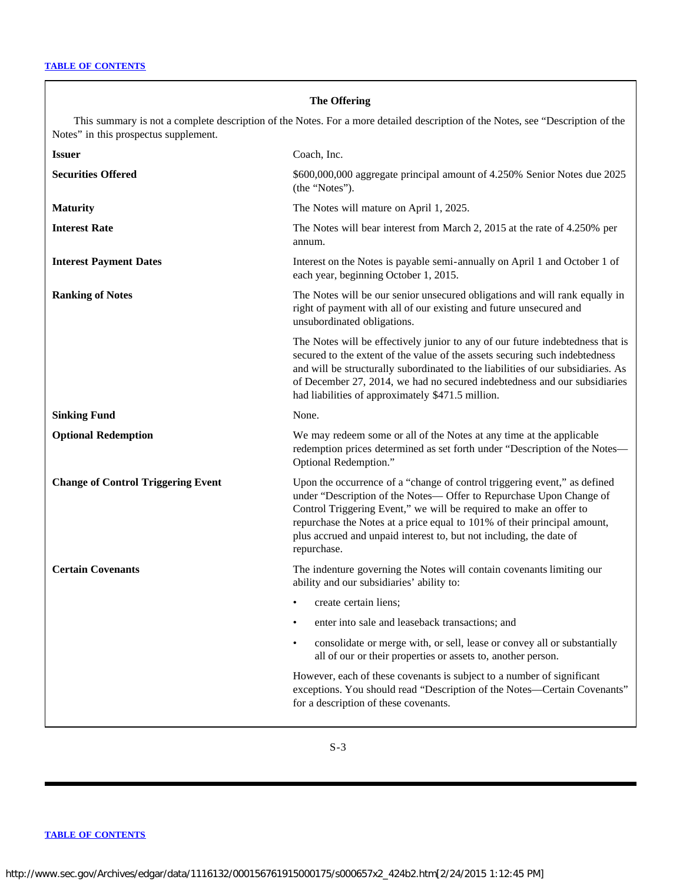## The Offering

This summary is not a complete description of the Notes. For a more detailed description of the Notes, see "Description of the Notes" in this prospectus supplement.

| | |
|---|---|
| **Issuer** | Coach, Inc. |
| **Securities Offered** | $600,000,000 aggregate principal amount of 4.250% Senior Notes due 2025 (the "Notes"). |
| **Maturity** | The Notes will mature on April 1, 2025. |
| **Interest Rate** | The Notes will bear interest from March 2, 2015 at the rate of 4.250% per annum. |
| **Interest Payment Dates** | Interest on the Notes is payable semi-annually on April 1 and October 1 of each year, beginning October 1, 2015. |
| **Ranking of Notes** | The Notes will be our senior unsecured obligations and will rank equally in right of payment with all of our existing and future unsecured and unsubordinated obligations. |
| | The Notes will be effectively junior to any of our future indebtedness that is secured to the extent of the value of the assets securing such indebtedness and will be structurally subordinated to the liabilities of our subsidiaries. As of December 27, 2014, we had no secured indebtedness and our subsidiaries had liabilities of approximately $471.5 million. |
| **Sinking Fund** | None. |
| **Optional Redemption** | We may redeem some or all of the Notes at any time at the applicable redemption prices determined as set forth under "Description of the Notes—Optional Redemption." |
| **Change of Control Triggering Event** | Upon the occurrence of a "change of control triggering event," as defined under "Description of the Notes— Offer to Repurchase Upon Change of Control Triggering Event," we will be required to make an offer to repurchase the Notes at a price equal to 101% of their principal amount, plus accrued and unpaid interest to, but not including, the date of repurchase. |
| **Certain Covenants** | The indenture governing the Notes will contain covenants limiting our ability and our subsidiaries' ability to:<br>• create certain liens;<br>• enter into sale and leaseback transactions; and<br>• consolidate or merge with, or sell, lease or convey all or substantially all of our or their properties or assets to, another person. |
| | However, each of these covenants is subject to a number of significant exceptions. You should read "Description of the Notes—Certain Covenants" for a description of these covenants. |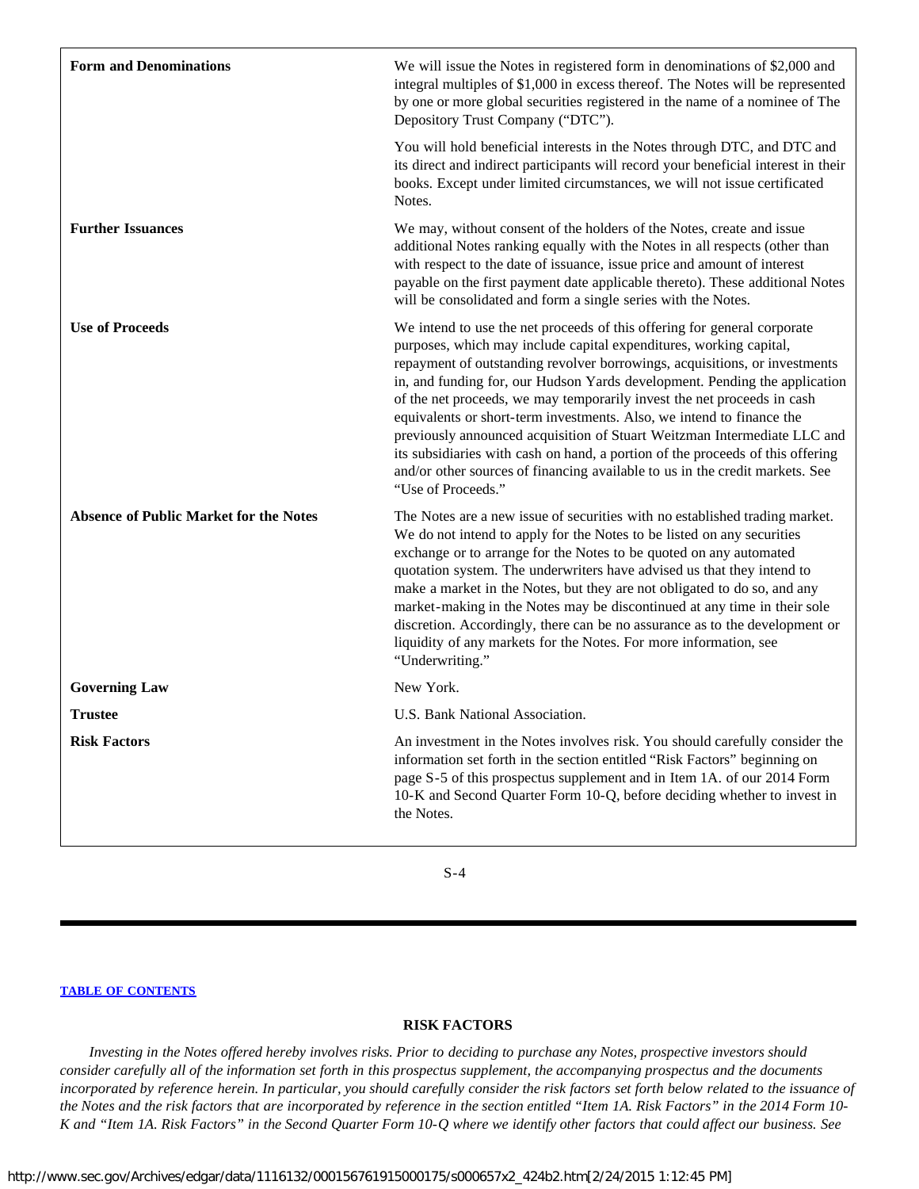| | |
|---|---|
| **Form and Denominations** | We will issue the Notes in registered form in denominations of $2,000 and integral multiples of $1,000 in excess thereof. The Notes will be represented by one or more global securities registered in the name of a nominee of The Depository Trust Company ("DTC").<br><br>You will hold beneficial interests in the Notes through DTC, and DTC and its direct and indirect participants will record your beneficial interest in their books. Except under limited circumstances, we will not issue certificated Notes. |
| **Further Issuances** | We may, without consent of the holders of the Notes, create and issue additional Notes ranking equally with the Notes in all respects (other than with respect to the date of issuance, issue price and amount of interest payable on the first payment date applicable thereto). These additional Notes will be consolidated and form a single series with the Notes. |
| **Use of Proceeds** | We intend to use the net proceeds of this offering for general corporate purposes, which may include capital expenditures, working capital, repayment of outstanding revolver borrowings, acquisitions, or investments in, and funding for, our Hudson Yards development. Pending the application of the net proceeds, we may temporarily invest the net proceeds in cash equivalents or short-term investments. Also, we intend to finance the previously announced acquisition of Stuart Weitzman Intermediate LLC and its subsidiaries with cash on hand, a portion of the proceeds of this offering and/or other sources of financing available to us in the credit markets. See "Use of Proceeds." |
| **Absence of Public Market for the Notes** | The Notes are a new issue of securities with no established trading market. We do not intend to apply for the Notes to be listed on any securities exchange or to arrange for the Notes to be quoted on any automated quotation system. The underwriters have advised us that they intend to make a market in the Notes, but they are not obligated to do so, and any market-making in the Notes may be discontinued at any time in their sole discretion. Accordingly, there can be no assurance as to the development or liquidity of any markets for the Notes. For more information, see "Underwriting." |
| **Governing Law** | New York. |
| **Trustee** | U.S. Bank National Association. |
| **Risk Factors** | An investment in the Notes involves risk. You should carefully consider the information set forth in the section entitled "Risk Factors" beginning on page S-5 of this prospectus supplement and in Item 1A. of our 2014 Form 10-K and Second Quarter Form 10-Q, before deciding whether to invest in the Notes. |

## RISK FACTORS

*Investing in the Notes offered hereby involves risks. Prior to deciding to purchase any Notes, prospective investors should consider carefully all of the information set forth in this prospectus supplement, the accompanying prospectus and the documents incorporated by reference herein. In particular, you should carefully consider the risk factors set forth below related to the issuance of the Notes and the risk factors that are incorporated by reference in the section entitled "Item 1A. Risk Factors" in the 2014 Form 10-K and "Item 1A. Risk Factors" in the Second Quarter Form 10-Q where we identify other factors that could affect our business. See*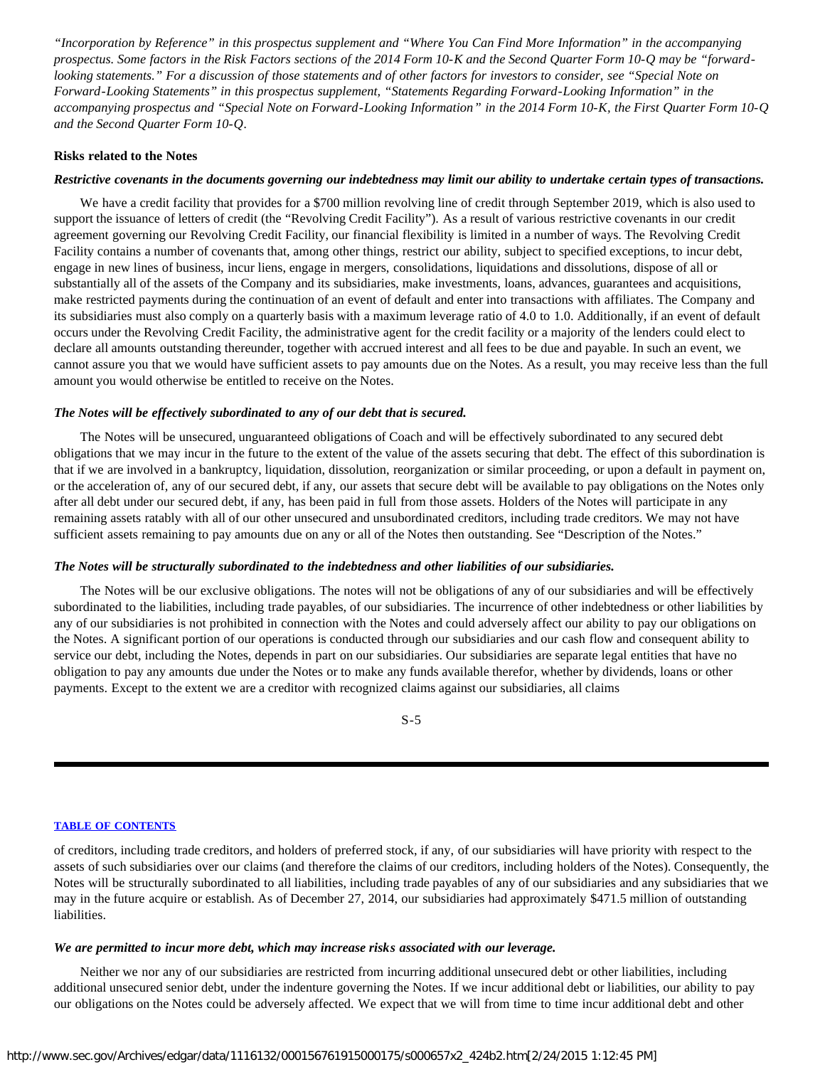*"Incorporation by Reference" in this prospectus supplement and "Where You Can Find More Information" in the accompanying prospectus. Some factors in the Risk Factors sections of the 2014 Form 10-K and the Second Quarter Form 10-Q may be "forward-looking statements." For a discussion of those statements and of other factors for investors to consider, see "Special Note on Forward-Looking Statements" in this prospectus supplement, "Statements Regarding Forward-Looking Information" in the accompanying prospectus and "Special Note on Forward-Looking Information" in the 2014 Form 10-K, the First Quarter Form 10-Q and the Second Quarter Form 10-Q.*

**Risks related to the Notes**

***Restrictive covenants in the documents governing our indebtedness may limit our ability to undertake certain types of transactions.***

We have a credit facility that provides for a $700 million revolving line of credit through September 2019, which is also used to support the issuance of letters of credit (the "Revolving Credit Facility"). As a result of various restrictive covenants in our credit agreement governing our Revolving Credit Facility, our financial flexibility is limited in a number of ways. The Revolving Credit Facility contains a number of covenants that, among other things, restrict our ability, subject to specified exceptions, to incur debt, engage in new lines of business, incur liens, engage in mergers, consolidations, liquidations and dissolutions, dispose of all or substantially all of the assets of the Company and its subsidiaries, make investments, loans, advances, guarantees and acquisitions, make restricted payments during the continuation of an event of default and enter into transactions with affiliates. The Company and its subsidiaries must also comply on a quarterly basis with a maximum leverage ratio of 4.0 to 1.0. Additionally, if an event of default occurs under the Revolving Credit Facility, the administrative agent for the credit facility or a majority of the lenders could elect to declare all amounts outstanding thereunder, together with accrued interest and all fees to be due and payable. In such an event, we cannot assure you that we would have sufficient assets to pay amounts due on the Notes. As a result, you may receive less than the full amount you would otherwise be entitled to receive on the Notes.

***The Notes will be effectively subordinated to any of our debt that is secured.***

The Notes will be unsecured, unguaranteed obligations of Coach and will be effectively subordinated to any secured debt obligations that we may incur in the future to the extent of the value of the assets securing that debt. The effect of this subordination is that if we are involved in a bankruptcy, liquidation, dissolution, reorganization or similar proceeding, or upon a default in payment on, or the acceleration of, any of our secured debt, if any, our assets that secure debt will be available to pay obligations on the Notes only after all debt under our secured debt, if any, has been paid in full from those assets. Holders of the Notes will participate in any remaining assets ratably with all of our other unsecured and unsubordinated creditors, including trade creditors. We may not have sufficient assets remaining to pay amounts due on any or all of the Notes then outstanding. See "Description of the Notes."

***The Notes will be structurally subordinated to the indebtedness and other liabilities of our subsidiaries.***

The Notes will be our exclusive obligations. The notes will not be obligations of any of our subsidiaries and will be effectively subordinated to the liabilities, including trade payables, of our subsidiaries. The incurrence of other indebtedness or other liabilities by any of our subsidiaries is not prohibited in connection with the Notes and could adversely affect our ability to pay our obligations on the Notes. A significant portion of our operations is conducted through our subsidiaries and our cash flow and consequent ability to service our debt, including the Notes, depends in part on our subsidiaries. Our subsidiaries are separate legal entities that have no obligation to pay any amounts due under the Notes or to make any funds available therefor, whether by dividends, loans or other payments. Except to the extent we are a creditor with recognized claims against our subsidiaries, all claims of creditors, including trade creditors, and holders of preferred stock, if any, of our subsidiaries will have priority with respect to the assets of such subsidiaries over our claims (and therefore the claims of our creditors, including holders of the Notes). Consequently, the Notes will be structurally subordinated to all liabilities, including trade payables of any of our subsidiaries and any subsidiaries that we may in the future acquire or establish. As of December 27, 2014, our subsidiaries had approximately $471.5 million of outstanding liabilities.

***We are permitted to incur more debt, which may increase risks associated with our leverage.***

Neither we nor any of our subsidiaries are restricted from incurring additional unsecured debt or other liabilities, including additional unsecured senior debt, under the indenture governing the Notes. If we incur additional debt or liabilities, our ability to pay our obligations on the Notes could be adversely affected. We expect that we will from time to time incur additional debt and other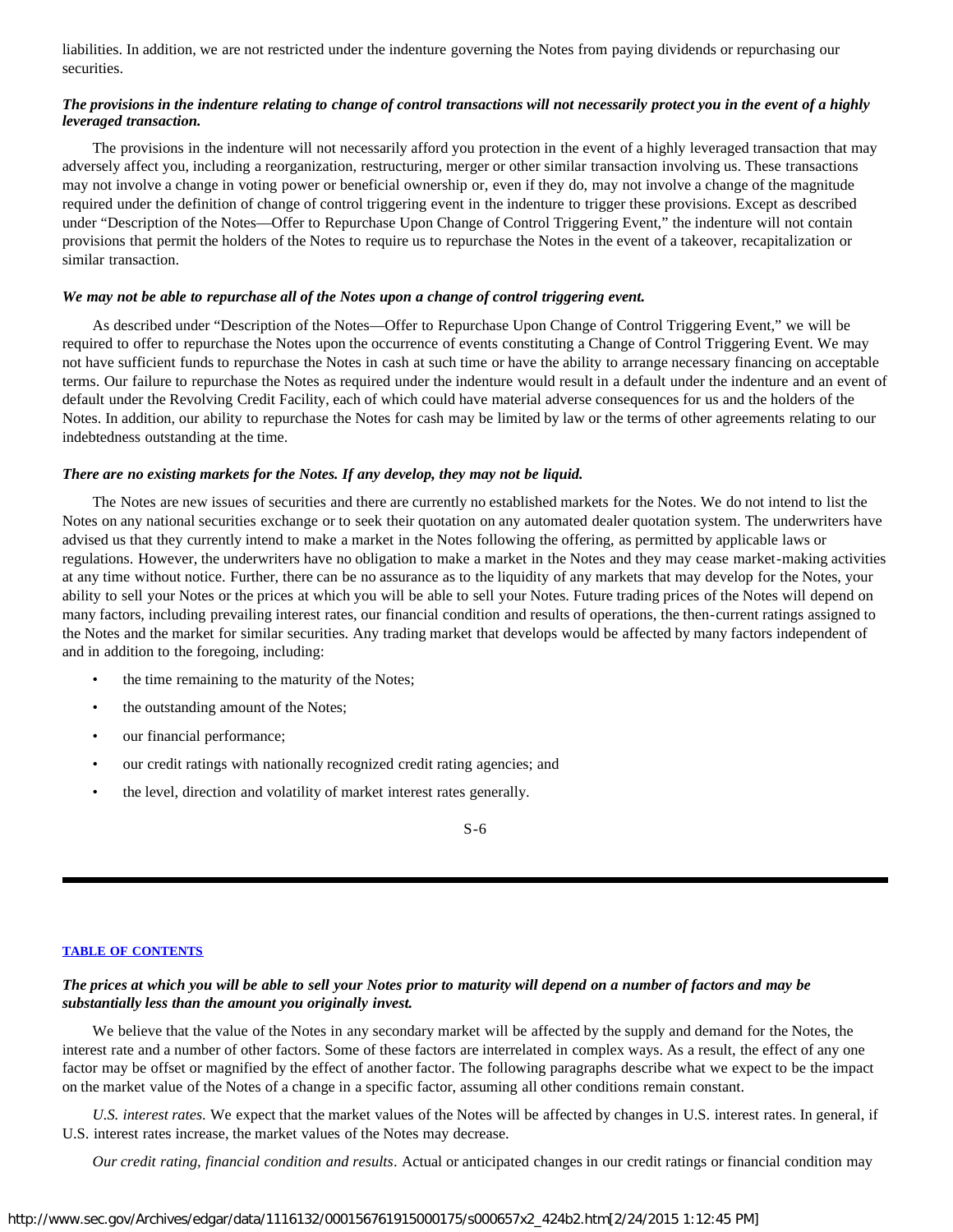liabilities. In addition, we are not restricted under the indenture governing the Notes from paying dividends or repurchasing our securities.

***The provisions in the indenture relating to change of control transactions will not necessarily protect you in the event of a highly leveraged transaction.***

The provisions in the indenture will not necessarily afford you protection in the event of a highly leveraged transaction that may adversely affect you, including a reorganization, restructuring, merger or other similar transaction involving us. These transactions may not involve a change in voting power or beneficial ownership or, even if they do, may not involve a change of the magnitude required under the definition of change of control triggering event in the indenture to trigger these provisions. Except as described under "Description of the Notes—Offer to Repurchase Upon Change of Control Triggering Event," the indenture will not contain provisions that permit the holders of the Notes to require us to repurchase the Notes in the event of a takeover, recapitalization or similar transaction.

***We may not be able to repurchase all of the Notes upon a change of control triggering event.***

As described under "Description of the Notes—Offer to Repurchase Upon Change of Control Triggering Event," we will be required to offer to repurchase the Notes upon the occurrence of events constituting a Change of Control Triggering Event. We may not have sufficient funds to repurchase the Notes in cash at such time or have the ability to arrange necessary financing on acceptable terms. Our failure to repurchase the Notes as required under the indenture would result in a default under the indenture and an event of default under the Revolving Credit Facility, each of which could have material adverse consequences for us and the holders of the Notes. In addition, our ability to repurchase the Notes for cash may be limited by law or the terms of other agreements relating to our indebtedness outstanding at the time.

***There are no existing markets for the Notes. If any develop, they may not be liquid.***

The Notes are new issues of securities and there are currently no established markets for the Notes. We do not intend to list the Notes on any national securities exchange or to seek their quotation on any automated dealer quotation system. The underwriters have advised us that they currently intend to make a market in the Notes following the offering, as permitted by applicable laws or regulations. However, the underwriters have no obligation to make a market in the Notes and they may cease market-making activities at any time without notice. Further, there can be no assurance as to the liquidity of any markets that may develop for the Notes, your ability to sell your Notes or the prices at which you will be able to sell your Notes. Future trading prices of the Notes will depend on many factors, including prevailing interest rates, our financial condition and results of operations, the then-current ratings assigned to the Notes and the market for similar securities. Any trading market that develops would be affected by many factors independent of and in addition to the foregoing, including:

- the time remaining to the maturity of the Notes;
- the outstanding amount of the Notes;
- our financial performance;
- our credit ratings with nationally recognized credit rating agencies; and
- the level, direction and volatility of market interest rates generally.

***The prices at which you will be able to sell your Notes prior to maturity will depend on a number of factors and may be substantially less than the amount you originally invest.***

We believe that the value of the Notes in any secondary market will be affected by the supply and demand for the Notes, the interest rate and a number of other factors. Some of these factors are interrelated in complex ways. As a result, the effect of any one factor may be offset or magnified by the effect of another factor. The following paragraphs describe what we expect to be the impact on the market value of the Notes of a change in a specific factor, assuming all other conditions remain constant.

*U.S. interest rates*. We expect that the market values of the Notes will be affected by changes in U.S. interest rates. In general, if U.S. interest rates increase, the market values of the Notes may decrease.

*Our credit rating, financial condition and results*. Actual or anticipated changes in our credit ratings or financial condition may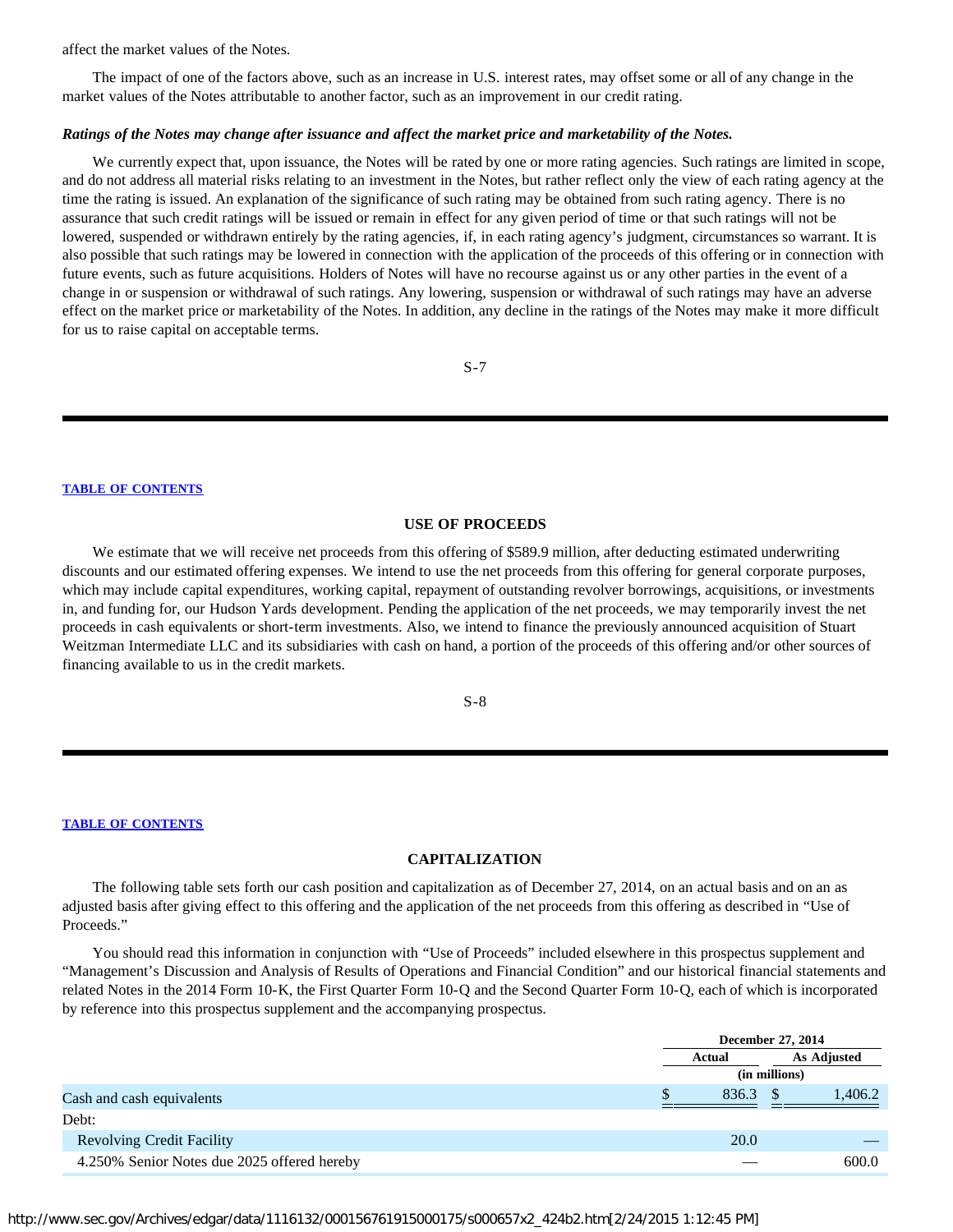affect the market values of the Notes.

The impact of one of the factors above, such as an increase in U.S. interest rates, may offset some or all of any change in the market values of the Notes attributable to another factor, such as an improvement in our credit rating.

***Ratings of the Notes may change after issuance and affect the market price and marketability of the Notes.***

We currently expect that, upon issuance, the Notes will be rated by one or more rating agencies. Such ratings are limited in scope, and do not address all material risks relating to an investment in the Notes, but rather reflect only the view of each rating agency at the time the rating is issued. An explanation of the significance of such rating may be obtained from such rating agency. There is no assurance that such credit ratings will be issued or remain in effect for any given period of time or that such ratings will not be lowered, suspended or withdrawn entirely by the rating agencies, if, in each rating agency's judgment, circumstances so warrant. It is also possible that such ratings may be lowered in connection with the application of the proceeds of this offering or in connection with future events, such as future acquisitions. Holders of Notes will have no recourse against us or any other parties in the event of a change in or suspension or withdrawal of such ratings. Any lowering, suspension or withdrawal of such ratings may have an adverse effect on the market price or marketability of the Notes. In addition, any decline in the ratings of the Notes may make it more difficult for us to raise capital on acceptable terms.

TABLE OF CONTENTS

## USE OF PROCEEDS

We estimate that we will receive net proceeds from this offering of $589.9 million, after deducting estimated underwriting discounts and our estimated offering expenses. We intend to use the net proceeds from this offering for general corporate purposes, which may include capital expenditures, working capital, repayment of outstanding revolver borrowings, acquisitions, or investments in, and funding for, our Hudson Yards development. Pending the application of the net proceeds, we may temporarily invest the net proceeds in cash equivalents or short-term investments. Also, we intend to finance the previously announced acquisition of Stuart Weitzman Intermediate LLC and its subsidiaries with cash on hand, a portion of the proceeds of this offering and/or other sources of financing available to us in the credit markets.

TABLE OF CONTENTS

## CAPITALIZATION

The following table sets forth our cash position and capitalization as of December 27, 2014, on an actual basis and on an as adjusted basis after giving effect to this offering and the application of the net proceeds from this offering as described in "Use of Proceeds."

You should read this information in conjunction with "Use of Proceeds" included elsewhere in this prospectus supplement and "Management's Discussion and Analysis of Results of Operations and Financial Condition" and our historical financial statements and related Notes in the 2014 Form 10-K, the First Quarter Form 10-Q and the Second Quarter Form 10-Q, each of which is incorporated by reference into this prospectus supplement and the accompanying prospectus.

| | December 27, 2014 | |
|---|---|---|
| | Actual | As Adjusted |
| | (in millions) | |
| Cash and cash equivalents | $ 836.3 | $ 1,406.2 |
| Debt: | | |
| Revolving Credit Facility | 20.0 | — |
| 4.250% Senior Notes due 2025 offered hereby | — | 600.0 |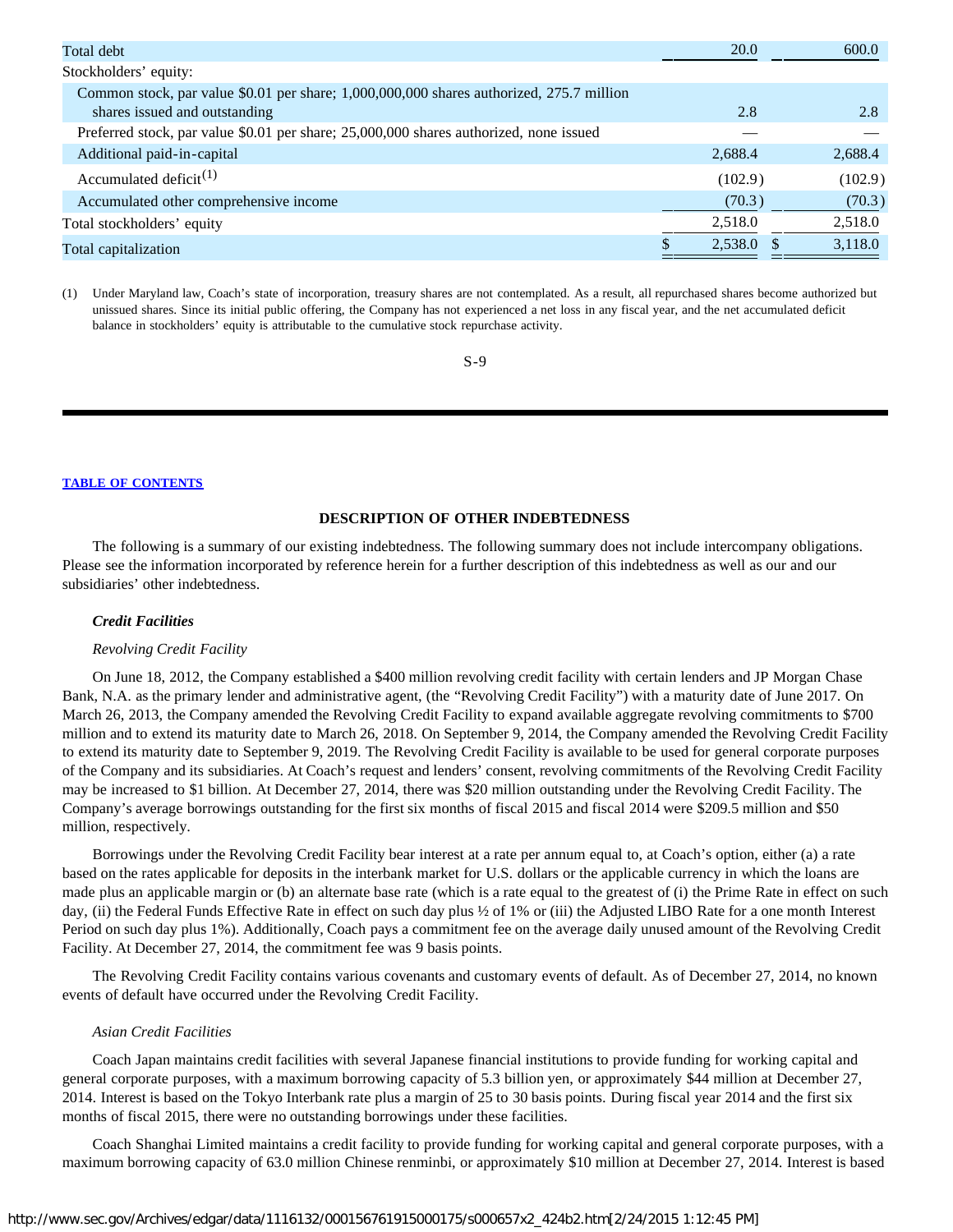| | | |
|---|---|---|
| Total debt | 20.0 | 600.0 |
| Stockholders' equity: | | |
| Common stock, par value $0.01 per share; 1,000,000,000 shares authorized, 275.7 million shares issued and outstanding | 2.8 | 2.8 |
| Preferred stock, par value $0.01 per share; 25,000,000 shares authorized, none issued | — | — |
| Additional paid-in-capital | 2,688.4 | 2,688.4 |
| Accumulated deficit[(1)] | (102.9) | (102.9) |
| Accumulated other comprehensive income | (70.3) | (70.3) |
| Total stockholders' equity | 2,518.0 | 2,518.0 |
| Total capitalization | $ 2,538.0 | $ 3,118.0 |

(1) Under Maryland law, Coach's state of incorporation, treasury shares are not contemplated. As a result, all repurchased shares become authorized but unissued shares. Since its initial public offering, the Company has not experienced a net loss in any fiscal year, and the net accumulated deficit balance in stockholders' equity is attributable to the cumulative stock repurchase activity.

**TABLE OF CONTENTS**

## DESCRIPTION OF OTHER INDEBTEDNESS

The following is a summary of our existing indebtedness. The following summary does not include intercompany obligations. Please see the information incorporated by reference herein for a further description of this indebtedness as well as our and our subsidiaries' other indebtedness.

### *Credit Facilities*

*Revolving Credit Facility*

On June 18, 2012, the Company established a $400 million revolving credit facility with certain lenders and JP Morgan Chase Bank, N.A. as the primary lender and administrative agent, (the "Revolving Credit Facility") with a maturity date of June 2017. On March 26, 2013, the Company amended the Revolving Credit Facility to expand available aggregate revolving commitments to $700 million and to extend its maturity date to March 26, 2018. On September 9, 2014, the Company amended the Revolving Credit Facility to extend its maturity date to September 9, 2019. The Revolving Credit Facility is available to be used for general corporate purposes of the Company and its subsidiaries. At Coach's request and lenders' consent, revolving commitments of the Revolving Credit Facility may be increased to $1 billion. At December 27, 2014, there was $20 million outstanding under the Revolving Credit Facility. The Company's average borrowings outstanding for the first six months of fiscal 2015 and fiscal 2014 were $209.5 million and $50 million, respectively.

Borrowings under the Revolving Credit Facility bear interest at a rate per annum equal to, at Coach's option, either (a) a rate based on the rates applicable for deposits in the interbank market for U.S. dollars or the applicable currency in which the loans are made plus an applicable margin or (b) an alternate base rate (which is a rate equal to the greatest of (i) the Prime Rate in effect on such day, (ii) the Federal Funds Effective Rate in effect on such day plus ½ of 1% or (iii) the Adjusted LIBO Rate for a one month Interest Period on such day plus 1%). Additionally, Coach pays a commitment fee on the average daily unused amount of the Revolving Credit Facility. At December 27, 2014, the commitment fee was 9 basis points.

The Revolving Credit Facility contains various covenants and customary events of default. As of December 27, 2014, no known events of default have occurred under the Revolving Credit Facility.

*Asian Credit Facilities*

Coach Japan maintains credit facilities with several Japanese financial institutions to provide funding for working capital and general corporate purposes, with a maximum borrowing capacity of 5.3 billion yen, or approximately $44 million at December 27, 2014. Interest is based on the Tokyo Interbank rate plus a margin of 25 to 30 basis points. During fiscal year 2014 and the first six months of fiscal 2015, there were no outstanding borrowings under these facilities.

Coach Shanghai Limited maintains a credit facility to provide funding for working capital and general corporate purposes, with a maximum borrowing capacity of 63.0 million Chinese renminbi, or approximately $10 million at December 27, 2014. Interest is based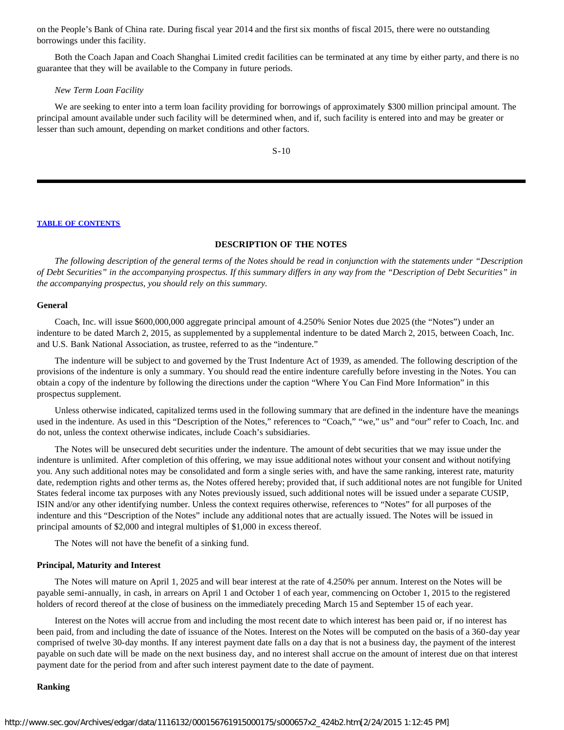on the People's Bank of China rate. During fiscal year 2014 and the first six months of fiscal 2015, there were no outstanding borrowings under this facility.

Both the Coach Japan and Coach Shanghai Limited credit facilities can be terminated at any time by either party, and there is no guarantee that they will be available to the Company in future periods.

*New Term Loan Facility*

We are seeking to enter into a term loan facility providing for borrowings of approximately $300 million principal amount. The principal amount available under such facility will be determined when, and if, such facility is entered into and may be greater or lesser than such amount, depending on market conditions and other factors.

## DESCRIPTION OF THE NOTES

*The following description of the general terms of the Notes should be read in conjunction with the statements under "Description of Debt Securities" in the accompanying prospectus. If this summary differs in any way from the "Description of Debt Securities" in the accompanying prospectus, you should rely on this summary.*

### General

Coach, Inc. will issue $600,000,000 aggregate principal amount of 4.250% Senior Notes due 2025 (the "Notes") under an indenture to be dated March 2, 2015, as supplemented by a supplemental indenture to be dated March 2, 2015, between Coach, Inc. and U.S. Bank National Association, as trustee, referred to as the "indenture."

The indenture will be subject to and governed by the Trust Indenture Act of 1939, as amended. The following description of the provisions of the indenture is only a summary. You should read the entire indenture carefully before investing in the Notes. You can obtain a copy of the indenture by following the directions under the caption "Where You Can Find More Information" in this prospectus supplement.

Unless otherwise indicated, capitalized terms used in the following summary that are defined in the indenture have the meanings used in the indenture. As used in this "Description of the Notes," references to "Coach," "we," us" and "our" refer to Coach, Inc. and do not, unless the context otherwise indicates, include Coach's subsidiaries.

The Notes will be unsecured debt securities under the indenture. The amount of debt securities that we may issue under the indenture is unlimited. After completion of this offering, we may issue additional notes without your consent and without notifying you. Any such additional notes may be consolidated and form a single series with, and have the same ranking, interest rate, maturity date, redemption rights and other terms as, the Notes offered hereby; provided that, if such additional notes are not fungible for United States federal income tax purposes with any Notes previously issued, such additional notes will be issued under a separate CUSIP, ISIN and/or any other identifying number. Unless the context requires otherwise, references to "Notes" for all purposes of the indenture and this "Description of the Notes" include any additional notes that are actually issued. The Notes will be issued in principal amounts of $2,000 and integral multiples of $1,000 in excess thereof.

The Notes will not have the benefit of a sinking fund.

### Principal, Maturity and Interest

The Notes will mature on April 1, 2025 and will bear interest at the rate of 4.250% per annum. Interest on the Notes will be payable semi-annually, in cash, in arrears on April 1 and October 1 of each year, commencing on October 1, 2015 to the registered holders of record thereof at the close of business on the immediately preceding March 15 and September 15 of each year.

Interest on the Notes will accrue from and including the most recent date to which interest has been paid or, if no interest has been paid, from and including the date of issuance of the Notes. Interest on the Notes will be computed on the basis of a 360-day year comprised of twelve 30-day months. If any interest payment date falls on a day that is not a business day, the payment of the interest payable on such date will be made on the next business day, and no interest shall accrue on the amount of interest due on that interest payment date for the period from and after such interest payment date to the date of payment.

### Ranking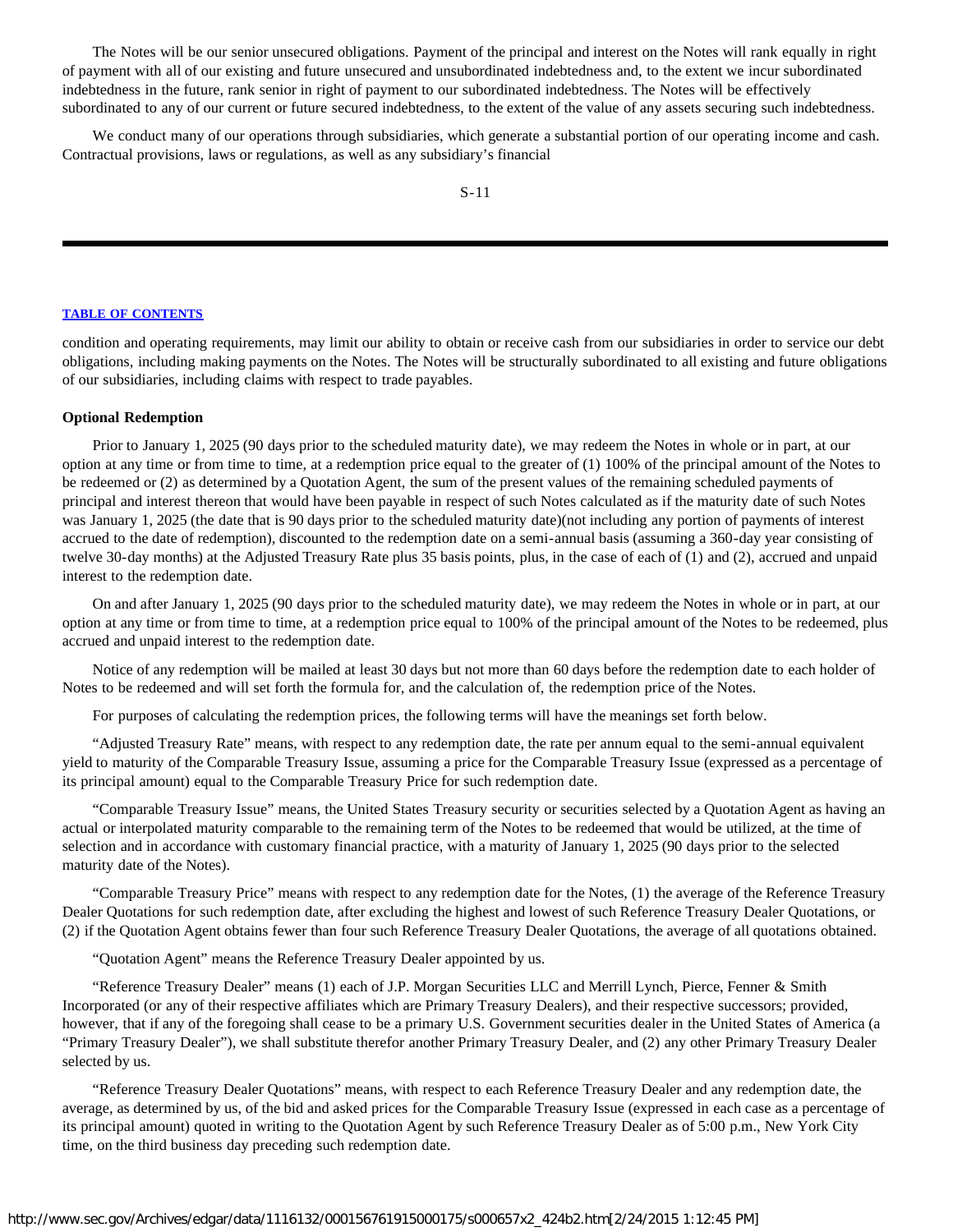The Notes will be our senior unsecured obligations. Payment of the principal and interest on the Notes will rank equally in right of payment with all of our existing and future unsecured and unsubordinated indebtedness and, to the extent we incur subordinated indebtedness in the future, rank senior in right of payment to our subordinated indebtedness. The Notes will be effectively subordinated to any of our current or future secured indebtedness, to the extent of the value of any assets securing such indebtedness.

We conduct many of our operations through subsidiaries, which generate a substantial portion of our operating income and cash. Contractual provisions, laws or regulations, as well as any subsidiary's financial condition and operating requirements, may limit our ability to obtain or receive cash from our subsidiaries in order to service our debt obligations, including making payments on the Notes. The Notes will be structurally subordinated to all existing and future obligations of our subsidiaries, including claims with respect to trade payables.

**Optional Redemption**

Prior to January 1, 2025 (90 days prior to the scheduled maturity date), we may redeem the Notes in whole or in part, at our option at any time or from time to time, at a redemption price equal to the greater of (1) 100% of the principal amount of the Notes to be redeemed or (2) as determined by a Quotation Agent, the sum of the present values of the remaining scheduled payments of principal and interest thereon that would have been payable in respect of such Notes calculated as if the maturity date of such Notes was January 1, 2025 (the date that is 90 days prior to the scheduled maturity date)(not including any portion of payments of interest accrued to the date of redemption), discounted to the redemption date on a semi-annual basis (assuming a 360-day year consisting of twelve 30-day months) at the Adjusted Treasury Rate plus 35 basis points, plus, in the case of each of (1) and (2), accrued and unpaid interest to the redemption date.

On and after January 1, 2025 (90 days prior to the scheduled maturity date), we may redeem the Notes in whole or in part, at our option at any time or from time to time, at a redemption price equal to 100% of the principal amount of the Notes to be redeemed, plus accrued and unpaid interest to the redemption date.

Notice of any redemption will be mailed at least 30 days but not more than 60 days before the redemption date to each holder of Notes to be redeemed and will set forth the formula for, and the calculation of, the redemption price of the Notes.

For purposes of calculating the redemption prices, the following terms will have the meanings set forth below.

"Adjusted Treasury Rate" means, with respect to any redemption date, the rate per annum equal to the semi-annual equivalent yield to maturity of the Comparable Treasury Issue, assuming a price for the Comparable Treasury Issue (expressed as a percentage of its principal amount) equal to the Comparable Treasury Price for such redemption date.

"Comparable Treasury Issue" means, the United States Treasury security or securities selected by a Quotation Agent as having an actual or interpolated maturity comparable to the remaining term of the Notes to be redeemed that would be utilized, at the time of selection and in accordance with customary financial practice, with a maturity of January 1, 2025 (90 days prior to the selected maturity date of the Notes).

"Comparable Treasury Price" means with respect to any redemption date for the Notes, (1) the average of the Reference Treasury Dealer Quotations for such redemption date, after excluding the highest and lowest of such Reference Treasury Dealer Quotations, or (2) if the Quotation Agent obtains fewer than four such Reference Treasury Dealer Quotations, the average of all quotations obtained.

"Quotation Agent" means the Reference Treasury Dealer appointed by us.

"Reference Treasury Dealer" means (1) each of J.P. Morgan Securities LLC and Merrill Lynch, Pierce, Fenner & Smith Incorporated (or any of their respective affiliates which are Primary Treasury Dealers), and their respective successors; provided, however, that if any of the foregoing shall cease to be a primary U.S. Government securities dealer in the United States of America (a "Primary Treasury Dealer"), we shall substitute therefor another Primary Treasury Dealer, and (2) any other Primary Treasury Dealer selected by us.

"Reference Treasury Dealer Quotations" means, with respect to each Reference Treasury Dealer and any redemption date, the average, as determined by us, of the bid and asked prices for the Comparable Treasury Issue (expressed in each case as a percentage of its principal amount) quoted in writing to the Quotation Agent by such Reference Treasury Dealer as of 5:00 p.m., New York City time, on the third business day preceding such redemption date.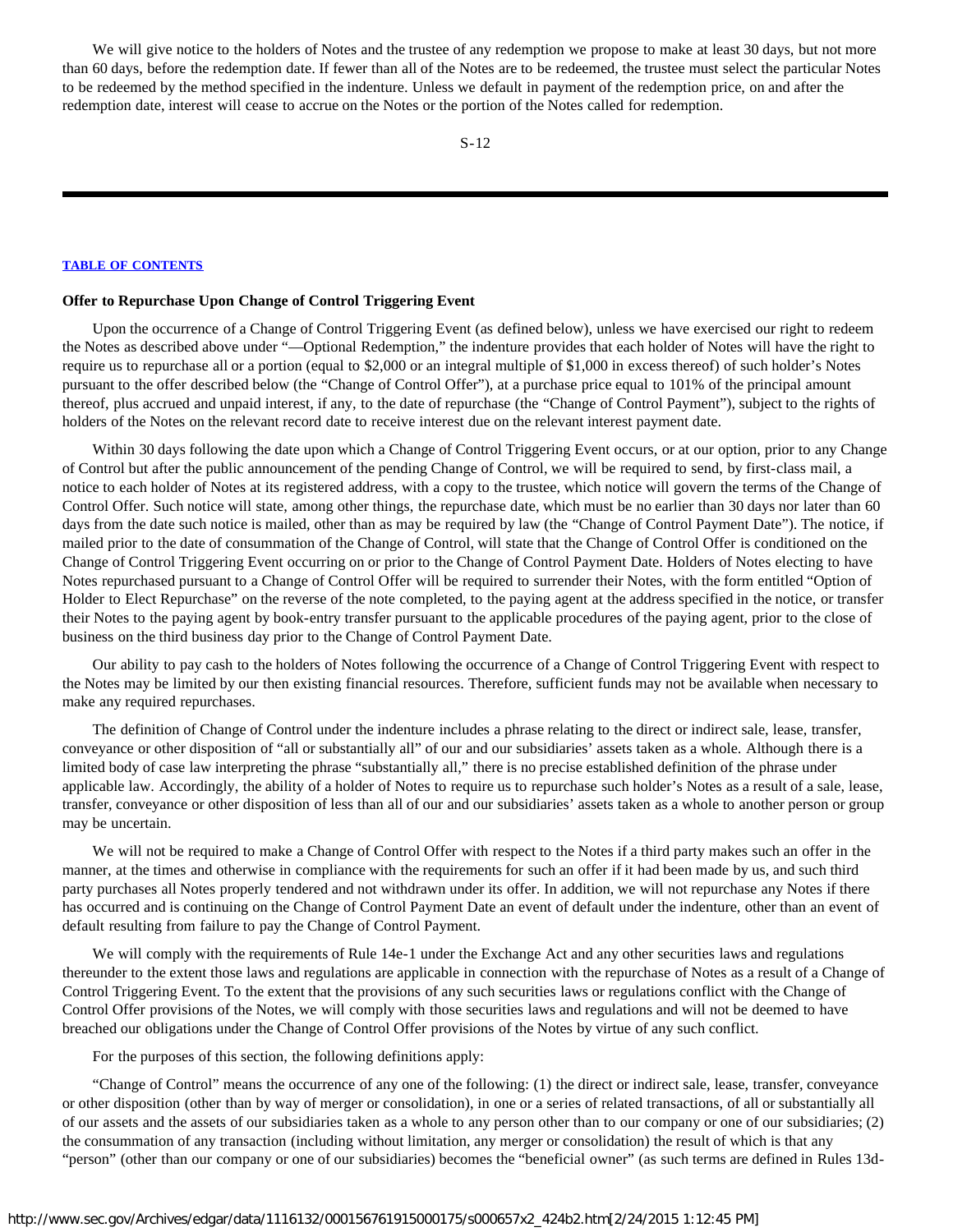We will give notice to the holders of Notes and the trustee of any redemption we propose to make at least 30 days, but not more than 60 days, before the redemption date. If fewer than all of the Notes are to be redeemed, the trustee must select the particular Notes to be redeemed by the method specified in the indenture. Unless we default in payment of the redemption price, on and after the redemption date, interest will cease to accrue on the Notes or the portion of the Notes called for redemption.

**Offer to Repurchase Upon Change of Control Triggering Event**

Upon the occurrence of a Change of Control Triggering Event (as defined below), unless we have exercised our right to redeem the Notes as described above under "—Optional Redemption," the indenture provides that each holder of Notes will have the right to require us to repurchase all or a portion (equal to $2,000 or an integral multiple of $1,000 in excess thereof) of such holder's Notes pursuant to the offer described below (the "Change of Control Offer"), at a purchase price equal to 101% of the principal amount thereof, plus accrued and unpaid interest, if any, to the date of repurchase (the "Change of Control Payment"), subject to the rights of holders of the Notes on the relevant record date to receive interest due on the relevant interest payment date.

Within 30 days following the date upon which a Change of Control Triggering Event occurs, or at our option, prior to any Change of Control but after the public announcement of the pending Change of Control, we will be required to send, by first-class mail, a notice to each holder of Notes at its registered address, with a copy to the trustee, which notice will govern the terms of the Change of Control Offer. Such notice will state, among other things, the repurchase date, which must be no earlier than 30 days nor later than 60 days from the date such notice is mailed, other than as may be required by law (the "Change of Control Payment Date"). The notice, if mailed prior to the date of consummation of the Change of Control, will state that the Change of Control Offer is conditioned on the Change of Control Triggering Event occurring on or prior to the Change of Control Payment Date. Holders of Notes electing to have Notes repurchased pursuant to a Change of Control Offer will be required to surrender their Notes, with the form entitled "Option of Holder to Elect Repurchase" on the reverse of the note completed, to the paying agent at the address specified in the notice, or transfer their Notes to the paying agent by book-entry transfer pursuant to the applicable procedures of the paying agent, prior to the close of business on the third business day prior to the Change of Control Payment Date.

Our ability to pay cash to the holders of Notes following the occurrence of a Change of Control Triggering Event with respect to the Notes may be limited by our then existing financial resources. Therefore, sufficient funds may not be available when necessary to make any required repurchases.

The definition of Change of Control under the indenture includes a phrase relating to the direct or indirect sale, lease, transfer, conveyance or other disposition of "all or substantially all" of our and our subsidiaries' assets taken as a whole. Although there is a limited body of case law interpreting the phrase "substantially all," there is no precise established definition of the phrase under applicable law. Accordingly, the ability of a holder of Notes to require us to repurchase such holder's Notes as a result of a sale, lease, transfer, conveyance or other disposition of less than all of our and our subsidiaries' assets taken as a whole to another person or group may be uncertain.

We will not be required to make a Change of Control Offer with respect to the Notes if a third party makes such an offer in the manner, at the times and otherwise in compliance with the requirements for such an offer if it had been made by us, and such third party purchases all Notes properly tendered and not withdrawn under its offer. In addition, we will not repurchase any Notes if there has occurred and is continuing on the Change of Control Payment Date an event of default under the indenture, other than an event of default resulting from failure to pay the Change of Control Payment.

We will comply with the requirements of Rule 14e-1 under the Exchange Act and any other securities laws and regulations thereunder to the extent those laws and regulations are applicable in connection with the repurchase of Notes as a result of a Change of Control Triggering Event. To the extent that the provisions of any such securities laws or regulations conflict with the Change of Control Offer provisions of the Notes, we will comply with those securities laws and regulations and will not be deemed to have breached our obligations under the Change of Control Offer provisions of the Notes by virtue of any such conflict.

For the purposes of this section, the following definitions apply:

"Change of Control" means the occurrence of any one of the following: (1) the direct or indirect sale, lease, transfer, conveyance or other disposition (other than by way of merger or consolidation), in one or a series of related transactions, of all or substantially all of our assets and the assets of our subsidiaries taken as a whole to any person other than to our company or one of our subsidiaries; (2) the consummation of any transaction (including without limitation, any merger or consolidation) the result of which is that any "person" (other than our company or one of our subsidiaries) becomes the "beneficial owner" (as such terms are defined in Rules 13d-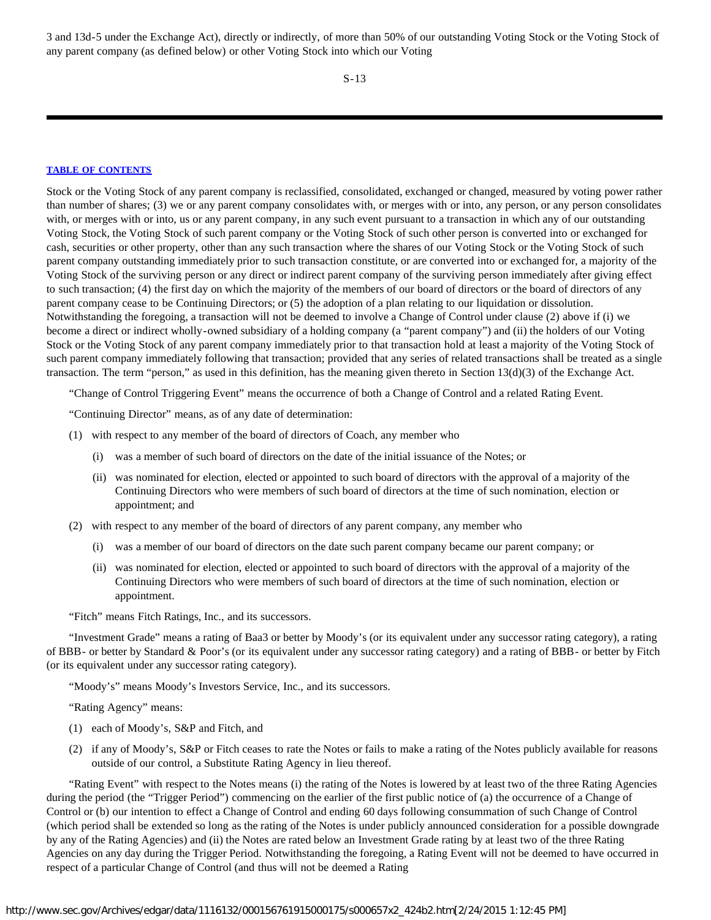3 and 13d-5 under the Exchange Act), directly or indirectly, of more than 50% of our outstanding Voting Stock or the Voting Stock of any parent company (as defined below) or other Voting Stock into which our Voting Stock or the Voting Stock of any parent company is reclassified, consolidated, exchanged or changed, measured by voting power rather than number of shares; (3) we or any parent company consolidates with, or merges with or into, any person, or any person consolidates with, or merges with or into, us or any parent company, in any such event pursuant to a transaction in which any of our outstanding Voting Stock, the Voting Stock of such parent company or the Voting Stock of such other person is converted into or exchanged for cash, securities or other property, other than any such transaction where the shares of our Voting Stock or the Voting Stock of such parent company outstanding immediately prior to such transaction constitute, or are converted into or exchanged for, a majority of the Voting Stock of the surviving person or any direct or indirect parent company of the surviving person immediately after giving effect to such transaction; (4) the first day on which the majority of the members of our board of directors or the board of directors of any parent company cease to be Continuing Directors; or (5) the adoption of a plan relating to our liquidation or dissolution. Notwithstanding the foregoing, a transaction will not be deemed to involve a Change of Control under clause (2) above if (i) we become a direct or indirect wholly-owned subsidiary of a holding company (a "parent company") and (ii) the holders of our Voting Stock or the Voting Stock of any parent company immediately prior to that transaction hold at least a majority of the Voting Stock of such parent company immediately following that transaction; provided that any series of related transactions shall be treated as a single transaction. The term "person," as used in this definition, has the meaning given thereto in Section 13(d)(3) of the Exchange Act.

"Change of Control Triggering Event" means the occurrence of both a Change of Control and a related Rating Event.

"Continuing Director" means, as of any date of determination:

(1) with respect to any member of the board of directors of Coach, any member who

  (i) was a member of such board of directors on the date of the initial issuance of the Notes; or

  (ii) was nominated for election, elected or appointed to such board of directors with the approval of a majority of the Continuing Directors who were members of such board of directors at the time of such nomination, election or appointment; and

(2) with respect to any member of the board of directors of any parent company, any member who

  (i) was a member of our board of directors on the date such parent company became our parent company; or

  (ii) was nominated for election, elected or appointed to such board of directors with the approval of a majority of the Continuing Directors who were members of such board of directors at the time of such nomination, election or appointment.

"Fitch" means Fitch Ratings, Inc., and its successors.

"Investment Grade" means a rating of Baa3 or better by Moody's (or its equivalent under any successor rating category), a rating of BBB- or better by Standard & Poor's (or its equivalent under any successor rating category) and a rating of BBB- or better by Fitch (or its equivalent under any successor rating category).

"Moody's" means Moody's Investors Service, Inc., and its successors.

"Rating Agency" means:

(1) each of Moody's, S&P and Fitch, and

(2) if any of Moody's, S&P or Fitch ceases to rate the Notes or fails to make a rating of the Notes publicly available for reasons outside of our control, a Substitute Rating Agency in lieu thereof.

"Rating Event" with respect to the Notes means (i) the rating of the Notes is lowered by at least two of the three Rating Agencies during the period (the "Trigger Period") commencing on the earlier of the first public notice of (a) the occurrence of a Change of Control or (b) our intention to effect a Change of Control and ending 60 days following consummation of such Change of Control (which period shall be extended so long as the rating of the Notes is under publicly announced consideration for a possible downgrade by any of the Rating Agencies) and (ii) the Notes are rated below an Investment Grade rating by at least two of the three Rating Agencies on any day during the Trigger Period. Notwithstanding the foregoing, a Rating Event will not be deemed to have occurred in respect of a particular Change of Control (and thus will not be deemed a Rating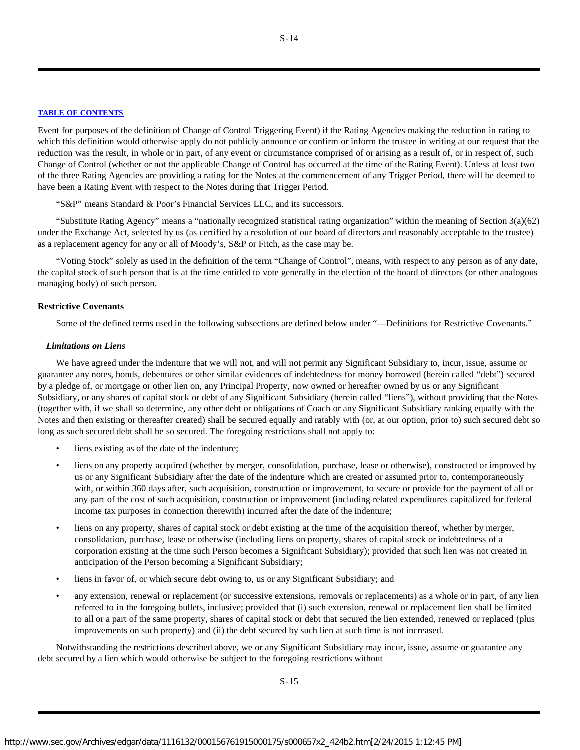Event for purposes of the definition of Change of Control Triggering Event) if the Rating Agencies making the reduction in rating to which this definition would otherwise apply do not publicly announce or confirm or inform the trustee in writing at our request that the reduction was the result, in whole or in part, of any event or circumstance comprised of or arising as a result of, or in respect of, such Change of Control (whether or not the applicable Change of Control has occurred at the time of the Rating Event). Unless at least two of the three Rating Agencies are providing a rating for the Notes at the commencement of any Trigger Period, there will be deemed to have been a Rating Event with respect to the Notes during that Trigger Period.

"S&P" means Standard & Poor's Financial Services LLC, and its successors.

"Substitute Rating Agency" means a "nationally recognized statistical rating organization" within the meaning of Section 3(a)(62) under the Exchange Act, selected by us (as certified by a resolution of our board of directors and reasonably acceptable to the trustee) as a replacement agency for any or all of Moody's, S&P or Fitch, as the case may be.

"Voting Stock" solely as used in the definition of the term "Change of Control", means, with respect to any person as of any date, the capital stock of such person that is at the time entitled to vote generally in the election of the board of directors (or other analogous managing body) of such person.

### Restrictive Covenants

Some of the defined terms used in the following subsections are defined below under "—Definitions for Restrictive Covenants."

#### *Limitations on Liens*

We have agreed under the indenture that we will not, and will not permit any Significant Subsidiary to, incur, issue, assume or guarantee any notes, bonds, debentures or other similar evidences of indebtedness for money borrowed (herein called "debt") secured by a pledge of, or mortgage or other lien on, any Principal Property, now owned or hereafter owned by us or any Significant Subsidiary, or any shares of capital stock or debt of any Significant Subsidiary (herein called "liens"), without providing that the Notes (together with, if we shall so determine, any other debt or obligations of Coach or any Significant Subsidiary ranking equally with the Notes and then existing or thereafter created) shall be secured equally and ratably with (or, at our option, prior to) such secured debt so long as such secured debt shall be so secured. The foregoing restrictions shall not apply to:

- liens existing as of the date of the indenture;
- liens on any property acquired (whether by merger, consolidation, purchase, lease or otherwise), constructed or improved by us or any Significant Subsidiary after the date of the indenture which are created or assumed prior to, contemporaneously with, or within 360 days after, such acquisition, construction or improvement, to secure or provide for the payment of all or any part of the cost of such acquisition, construction or improvement (including related expenditures capitalized for federal income tax purposes in connection therewith) incurred after the date of the indenture;
- liens on any property, shares of capital stock or debt existing at the time of the acquisition thereof, whether by merger, consolidation, purchase, lease or otherwise (including liens on property, shares of capital stock or indebtedness of a corporation existing at the time such Person becomes a Significant Subsidiary); provided that such lien was not created in anticipation of the Person becoming a Significant Subsidiary;
- liens in favor of, or which secure debt owing to, us or any Significant Subsidiary; and
- any extension, renewal or replacement (or successive extensions, removals or replacements) as a whole or in part, of any lien referred to in the foregoing bullets, inclusive; provided that (i) such extension, renewal or replacement lien shall be limited to all or a part of the same property, shares of capital stock or debt that secured the lien extended, renewed or replaced (plus improvements on such property) and (ii) the debt secured by such lien at such time is not increased.

Notwithstanding the restrictions described above, we or any Significant Subsidiary may incur, issue, assume or guarantee any debt secured by a lien which would otherwise be subject to the foregoing restrictions without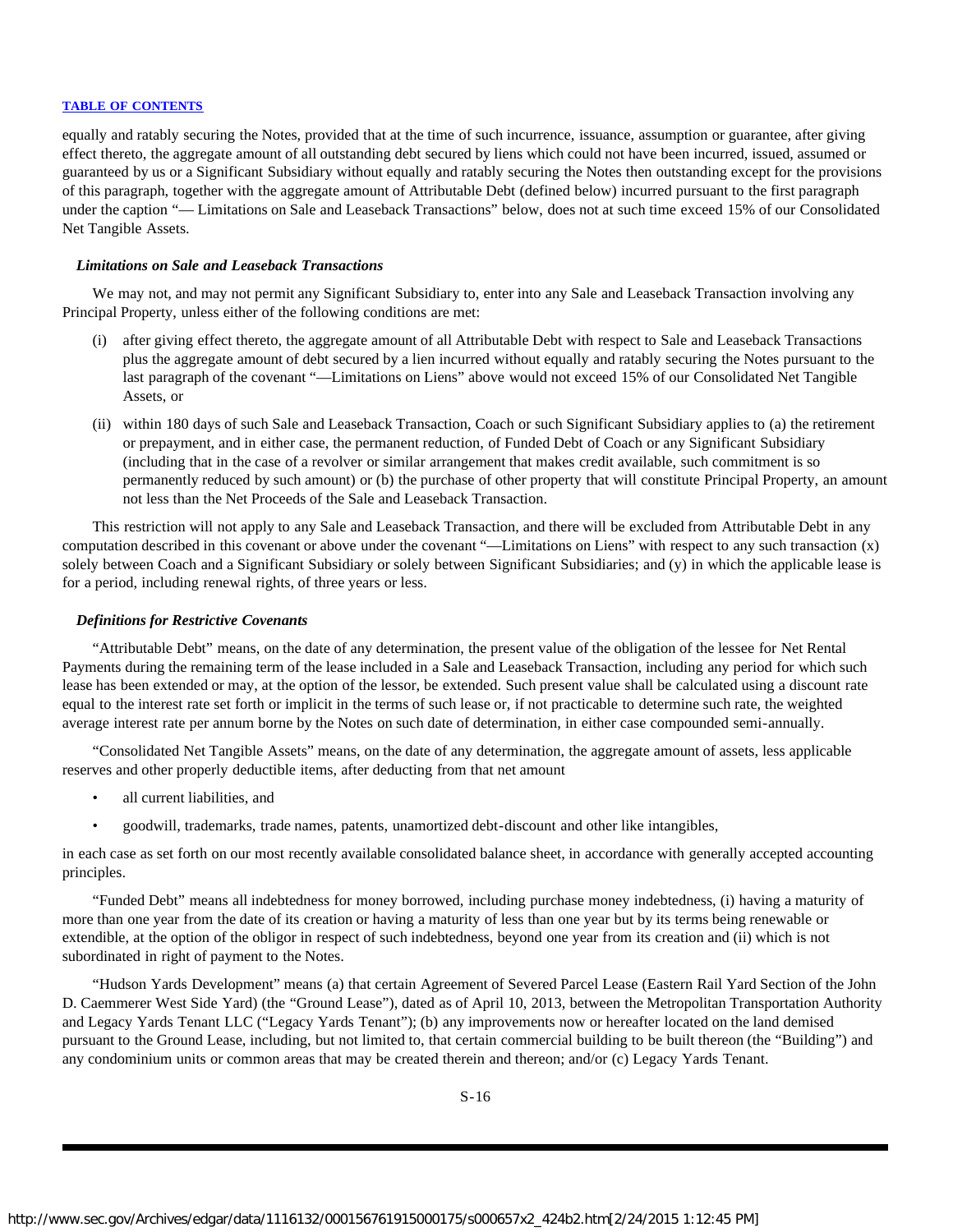equally and ratably securing the Notes, provided that at the time of such incurrence, issuance, assumption or guarantee, after giving effect thereto, the aggregate amount of all outstanding debt secured by liens which could not have been incurred, issued, assumed or guaranteed by us or a Significant Subsidiary without equally and ratably securing the Notes then outstanding except for the provisions of this paragraph, together with the aggregate amount of Attributable Debt (defined below) incurred pursuant to the first paragraph under the caption "— Limitations on Sale and Leaseback Transactions" below, does not at such time exceed 15% of our Consolidated Net Tangible Assets.

***Limitations on Sale and Leaseback Transactions***

We may not, and may not permit any Significant Subsidiary to, enter into any Sale and Leaseback Transaction involving any Principal Property, unless either of the following conditions are met:

(i) after giving effect thereto, the aggregate amount of all Attributable Debt with respect to Sale and Leaseback Transactions plus the aggregate amount of debt secured by a lien incurred without equally and ratably securing the Notes pursuant to the last paragraph of the covenant "—Limitations on Liens" above would not exceed 15% of our Consolidated Net Tangible Assets, or

(ii) within 180 days of such Sale and Leaseback Transaction, Coach or such Significant Subsidiary applies to (a) the retirement or prepayment, and in either case, the permanent reduction, of Funded Debt of Coach or any Significant Subsidiary (including that in the case of a revolver or similar arrangement that makes credit available, such commitment is so permanently reduced by such amount) or (b) the purchase of other property that will constitute Principal Property, an amount not less than the Net Proceeds of the Sale and Leaseback Transaction.

This restriction will not apply to any Sale and Leaseback Transaction, and there will be excluded from Attributable Debt in any computation described in this covenant or above under the covenant "—Limitations on Liens" with respect to any such transaction (x) solely between Coach and a Significant Subsidiary or solely between Significant Subsidiaries; and (y) in which the applicable lease is for a period, including renewal rights, of three years or less.

***Definitions for Restrictive Covenants***

"Attributable Debt" means, on the date of any determination, the present value of the obligation of the lessee for Net Rental Payments during the remaining term of the lease included in a Sale and Leaseback Transaction, including any period for which such lease has been extended or may, at the option of the lessor, be extended. Such present value shall be calculated using a discount rate equal to the interest rate set forth or implicit in the terms of such lease or, if not practicable to determine such rate, the weighted average interest rate per annum borne by the Notes on such date of determination, in either case compounded semi-annually.

"Consolidated Net Tangible Assets" means, on the date of any determination, the aggregate amount of assets, less applicable reserves and other properly deductible items, after deducting from that net amount

- all current liabilities, and
- goodwill, trademarks, trade names, patents, unamortized debt-discount and other like intangibles,

in each case as set forth on our most recently available consolidated balance sheet, in accordance with generally accepted accounting principles.

"Funded Debt" means all indebtedness for money borrowed, including purchase money indebtedness, (i) having a maturity of more than one year from the date of its creation or having a maturity of less than one year but by its terms being renewable or extendible, at the option of the obligor in respect of such indebtedness, beyond one year from its creation and (ii) which is not subordinated in right of payment to the Notes.

"Hudson Yards Development" means (a) that certain Agreement of Severed Parcel Lease (Eastern Rail Yard Section of the John D. Caemmerer West Side Yard) (the "Ground Lease"), dated as of April 10, 2013, between the Metropolitan Transportation Authority and Legacy Yards Tenant LLC ("Legacy Yards Tenant"); (b) any improvements now or hereafter located on the land demised pursuant to the Ground Lease, including, but not limited to, that certain commercial building to be built thereon (the "Building") and any condominium units or common areas that may be created therein and thereon; and/or (c) Legacy Yards Tenant.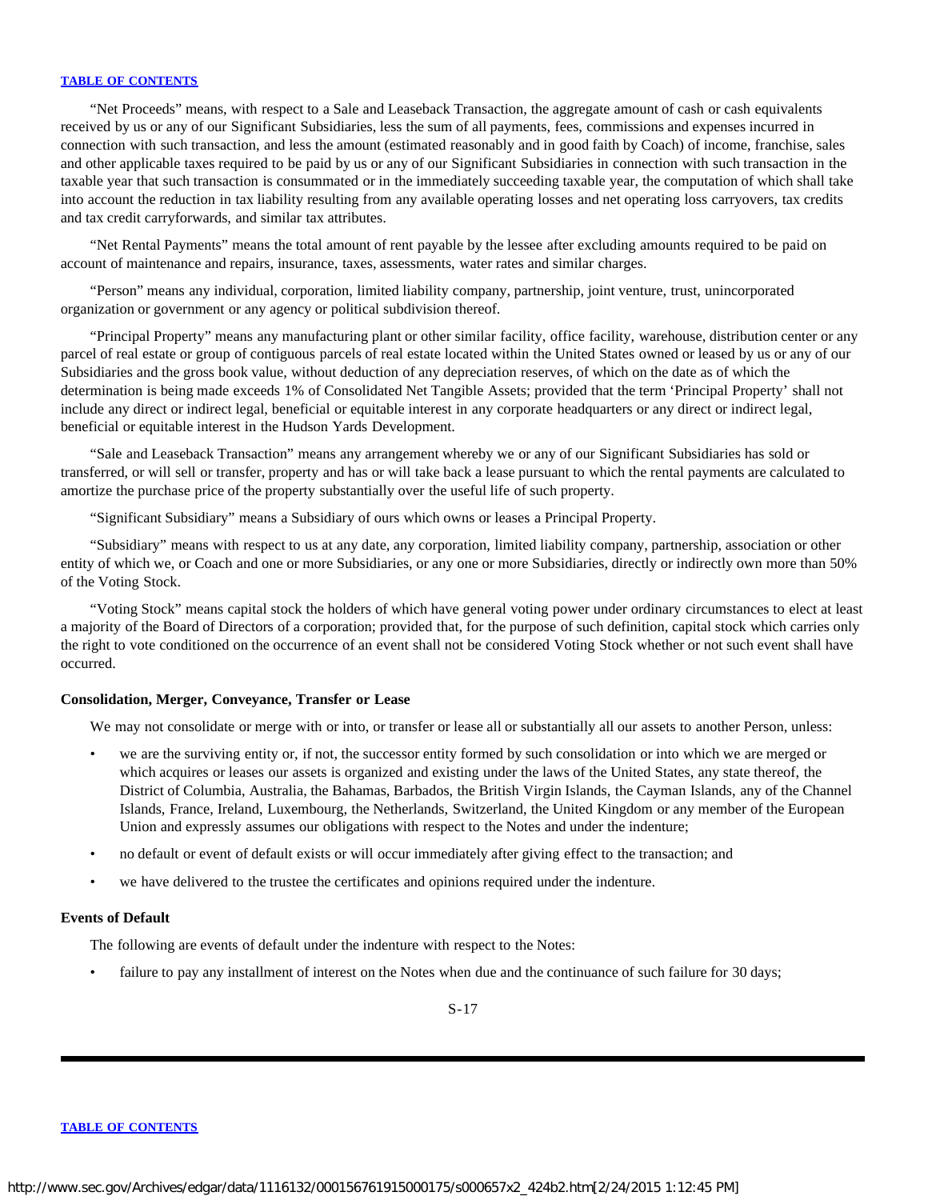"Net Proceeds" means, with respect to a Sale and Leaseback Transaction, the aggregate amount of cash or cash equivalents received by us or any of our Significant Subsidiaries, less the sum of all payments, fees, commissions and expenses incurred in connection with such transaction, and less the amount (estimated reasonably and in good faith by Coach) of income, franchise, sales and other applicable taxes required to be paid by us or any of our Significant Subsidiaries in connection with such transaction in the taxable year that such transaction is consummated or in the immediately succeeding taxable year, the computation of which shall take into account the reduction in tax liability resulting from any available operating losses and net operating loss carryovers, tax credits and tax credit carryforwards, and similar tax attributes.

"Net Rental Payments" means the total amount of rent payable by the lessee after excluding amounts required to be paid on account of maintenance and repairs, insurance, taxes, assessments, water rates and similar charges.

"Person" means any individual, corporation, limited liability company, partnership, joint venture, trust, unincorporated organization or government or any agency or political subdivision thereof.

"Principal Property" means any manufacturing plant or other similar facility, office facility, warehouse, distribution center or any parcel of real estate or group of contiguous parcels of real estate located within the United States owned or leased by us or any of our Subsidiaries and the gross book value, without deduction of any depreciation reserves, of which on the date as of which the determination is being made exceeds 1% of Consolidated Net Tangible Assets; provided that the term 'Principal Property' shall not include any direct or indirect legal, beneficial or equitable interest in any corporate headquarters or any direct or indirect legal, beneficial or equitable interest in the Hudson Yards Development.

"Sale and Leaseback Transaction" means any arrangement whereby we or any of our Significant Subsidiaries has sold or transferred, or will sell or transfer, property and has or will take back a lease pursuant to which the rental payments are calculated to amortize the purchase price of the property substantially over the useful life of such property.

"Significant Subsidiary" means a Subsidiary of ours which owns or leases a Principal Property.

"Subsidiary" means with respect to us at any date, any corporation, limited liability company, partnership, association or other entity of which we, or Coach and one or more Subsidiaries, or any one or more Subsidiaries, directly or indirectly own more than 50% of the Voting Stock.

"Voting Stock" means capital stock the holders of which have general voting power under ordinary circumstances to elect at least a majority of the Board of Directors of a corporation; provided that, for the purpose of such definition, capital stock which carries only the right to vote conditioned on the occurrence of an event shall not be considered Voting Stock whether or not such event shall have occurred.

### Consolidation, Merger, Conveyance, Transfer or Lease

We may not consolidate or merge with or into, or transfer or lease all or substantially all our assets to another Person, unless:

- we are the surviving entity or, if not, the successor entity formed by such consolidation or into which we are merged or which acquires or leases our assets is organized and existing under the laws of the United States, any state thereof, the District of Columbia, Australia, the Bahamas, Barbados, the British Virgin Islands, the Cayman Islands, any of the Channel Islands, France, Ireland, Luxembourg, the Netherlands, Switzerland, the United Kingdom or any member of the European Union and expressly assumes our obligations with respect to the Notes and under the indenture;
- no default or event of default exists or will occur immediately after giving effect to the transaction; and
- we have delivered to the trustee the certificates and opinions required under the indenture.

### Events of Default

The following are events of default under the indenture with respect to the Notes:

- failure to pay any installment of interest on the Notes when due and the continuance of such failure for 30 days;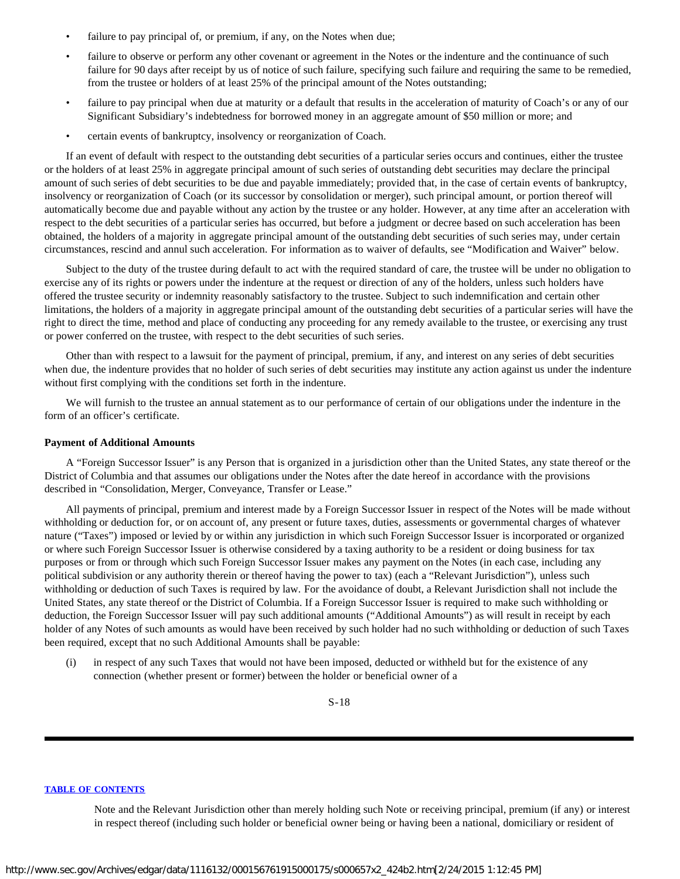- failure to pay principal of, or premium, if any, on the Notes when due;
- failure to observe or perform any other covenant or agreement in the Notes or the indenture and the continuance of such failure for 90 days after receipt by us of notice of such failure, specifying such failure and requiring the same to be remedied, from the trustee or holders of at least 25% of the principal amount of the Notes outstanding;
- failure to pay principal when due at maturity or a default that results in the acceleration of maturity of Coach's or any of our Significant Subsidiary's indebtedness for borrowed money in an aggregate amount of $50 million or more; and
- certain events of bankruptcy, insolvency or reorganization of Coach.

If an event of default with respect to the outstanding debt securities of a particular series occurs and continues, either the trustee or the holders of at least 25% in aggregate principal amount of such series of outstanding debt securities may declare the principal amount of such series of debt securities to be due and payable immediately; provided that, in the case of certain events of bankruptcy, insolvency or reorganization of Coach (or its successor by consolidation or merger), such principal amount, or portion thereof will automatically become due and payable without any action by the trustee or any holder. However, at any time after an acceleration with respect to the debt securities of a particular series has occurred, but before a judgment or decree based on such acceleration has been obtained, the holders of a majority in aggregate principal amount of the outstanding debt securities of such series may, under certain circumstances, rescind and annul such acceleration. For information as to waiver of defaults, see "Modification and Waiver" below.

Subject to the duty of the trustee during default to act with the required standard of care, the trustee will be under no obligation to exercise any of its rights or powers under the indenture at the request or direction of any of the holders, unless such holders have offered the trustee security or indemnity reasonably satisfactory to the trustee. Subject to such indemnification and certain other limitations, the holders of a majority in aggregate principal amount of the outstanding debt securities of a particular series will have the right to direct the time, method and place of conducting any proceeding for any remedy available to the trustee, or exercising any trust or power conferred on the trustee, with respect to the debt securities of such series.

Other than with respect to a lawsuit for the payment of principal, premium, if any, and interest on any series of debt securities when due, the indenture provides that no holder of such series of debt securities may institute any action against us under the indenture without first complying with the conditions set forth in the indenture.

We will furnish to the trustee an annual statement as to our performance of certain of our obligations under the indenture in the form of an officer's certificate.

**Payment of Additional Amounts**

A "Foreign Successor Issuer" is any Person that is organized in a jurisdiction other than the United States, any state thereof or the District of Columbia and that assumes our obligations under the Notes after the date hereof in accordance with the provisions described in "Consolidation, Merger, Conveyance, Transfer or Lease."

All payments of principal, premium and interest made by a Foreign Successor Issuer in respect of the Notes will be made without withholding or deduction for, or on account of, any present or future taxes, duties, assessments or governmental charges of whatever nature ("Taxes") imposed or levied by or within any jurisdiction in which such Foreign Successor Issuer is incorporated or organized or where such Foreign Successor Issuer is otherwise considered by a taxing authority to be a resident or doing business for tax purposes or from or through which such Foreign Successor Issuer makes any payment on the Notes (in each case, including any political subdivision or any authority therein or thereof having the power to tax) (each a "Relevant Jurisdiction"), unless such withholding or deduction of such Taxes is required by law. For the avoidance of doubt, a Relevant Jurisdiction shall not include the United States, any state thereof or the District of Columbia. If a Foreign Successor Issuer is required to make such withholding or deduction, the Foreign Successor Issuer will pay such additional amounts ("Additional Amounts") as will result in receipt by each holder of any Notes of such amounts as would have been received by such holder had no such withholding or deduction of such Taxes been required, except that no such Additional Amounts shall be payable:

(i) in respect of any such Taxes that would not have been imposed, deducted or withheld but for the existence of any connection (whether present or former) between the holder or beneficial owner of a Note and the Relevant Jurisdiction other than merely holding such Note or receiving principal, premium (if any) or interest in respect thereof (including such holder or beneficial owner being or having been a national, domiciliary or resident of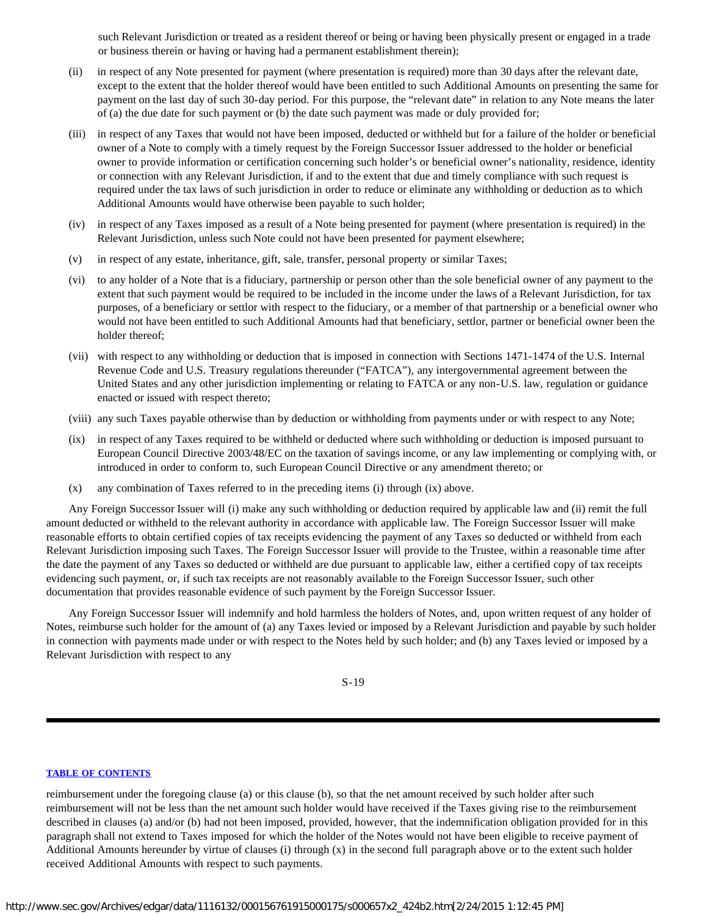such Relevant Jurisdiction or treated as a resident thereof or being or having been physically present or engaged in a trade or business therein or having or having had a permanent establishment therein);

(ii) in respect of any Note presented for payment (where presentation is required) more than 30 days after the relevant date, except to the extent that the holder thereof would have been entitled to such Additional Amounts on presenting the same for payment on the last day of such 30-day period. For this purpose, the "relevant date" in relation to any Note means the later of (a) the due date for such payment or (b) the date such payment was made or duly provided for;

(iii) in respect of any Taxes that would not have been imposed, deducted or withheld but for a failure of the holder or beneficial owner of a Note to comply with a timely request by the Foreign Successor Issuer addressed to the holder or beneficial owner to provide information or certification concerning such holder's or beneficial owner's nationality, residence, identity or connection with any Relevant Jurisdiction, if and to the extent that due and timely compliance with such request is required under the tax laws of such jurisdiction in order to reduce or eliminate any withholding or deduction as to which Additional Amounts would have otherwise been payable to such holder;

(iv) in respect of any Taxes imposed as a result of a Note being presented for payment (where presentation is required) in the Relevant Jurisdiction, unless such Note could not have been presented for payment elsewhere;

(v) in respect of any estate, inheritance, gift, sale, transfer, personal property or similar Taxes;

(vi) to any holder of a Note that is a fiduciary, partnership or person other than the sole beneficial owner of any payment to the extent that such payment would be required to be included in the income under the laws of a Relevant Jurisdiction, for tax purposes, of a beneficiary or settlor with respect to the fiduciary, or a member of that partnership or a beneficial owner who would not have been entitled to such Additional Amounts had that beneficiary, settlor, partner or beneficial owner been the holder thereof;

(vii) with respect to any withholding or deduction that is imposed in connection with Sections 1471-1474 of the U.S. Internal Revenue Code and U.S. Treasury regulations thereunder ("FATCA"), any intergovernmental agreement between the United States and any other jurisdiction implementing or relating to FATCA or any non-U.S. law, regulation or guidance enacted or issued with respect thereto;

(viii) any such Taxes payable otherwise than by deduction or withholding from payments under or with respect to any Note;

(ix) in respect of any Taxes required to be withheld or deducted where such withholding or deduction is imposed pursuant to European Council Directive 2003/48/EC on the taxation of savings income, or any law implementing or complying with, or introduced in order to conform to, such European Council Directive or any amendment thereto; or

(x) any combination of Taxes referred to in the preceding items (i) through (ix) above.

Any Foreign Successor Issuer will (i) make any such withholding or deduction required by applicable law and (ii) remit the full amount deducted or withheld to the relevant authority in accordance with applicable law. The Foreign Successor Issuer will make reasonable efforts to obtain certified copies of tax receipts evidencing the payment of any Taxes so deducted or withheld from each Relevant Jurisdiction imposing such Taxes. The Foreign Successor Issuer will provide to the Trustee, within a reasonable time after the date the payment of any Taxes so deducted or withheld are due pursuant to applicable law, either a certified copy of tax receipts evidencing such payment, or, if such tax receipts are not reasonably available to the Foreign Successor Issuer, such other documentation that provides reasonable evidence of such payment by the Foreign Successor Issuer.

Any Foreign Successor Issuer will indemnify and hold harmless the holders of Notes, and, upon written request of any holder of Notes, reimburse such holder for the amount of (a) any Taxes levied or imposed by a Relevant Jurisdiction and payable by such holder in connection with payments made under or with respect to the Notes held by such holder; and (b) any Taxes levied or imposed by a Relevant Jurisdiction with respect to any reimbursement under the foregoing clause (a) or this clause (b), so that the net amount received by such holder after such reimbursement will not be less than the net amount such holder would have received if the Taxes giving rise to the reimbursement described in clauses (a) and/or (b) had not been imposed, provided, however, that the indemnification obligation provided for in this paragraph shall not extend to Taxes imposed for which the holder of the Notes would not have been eligible to receive payment of Additional Amounts hereunder by virtue of clauses (i) through (x) in the second full paragraph above or to the extent such holder received Additional Amounts with respect to such payments.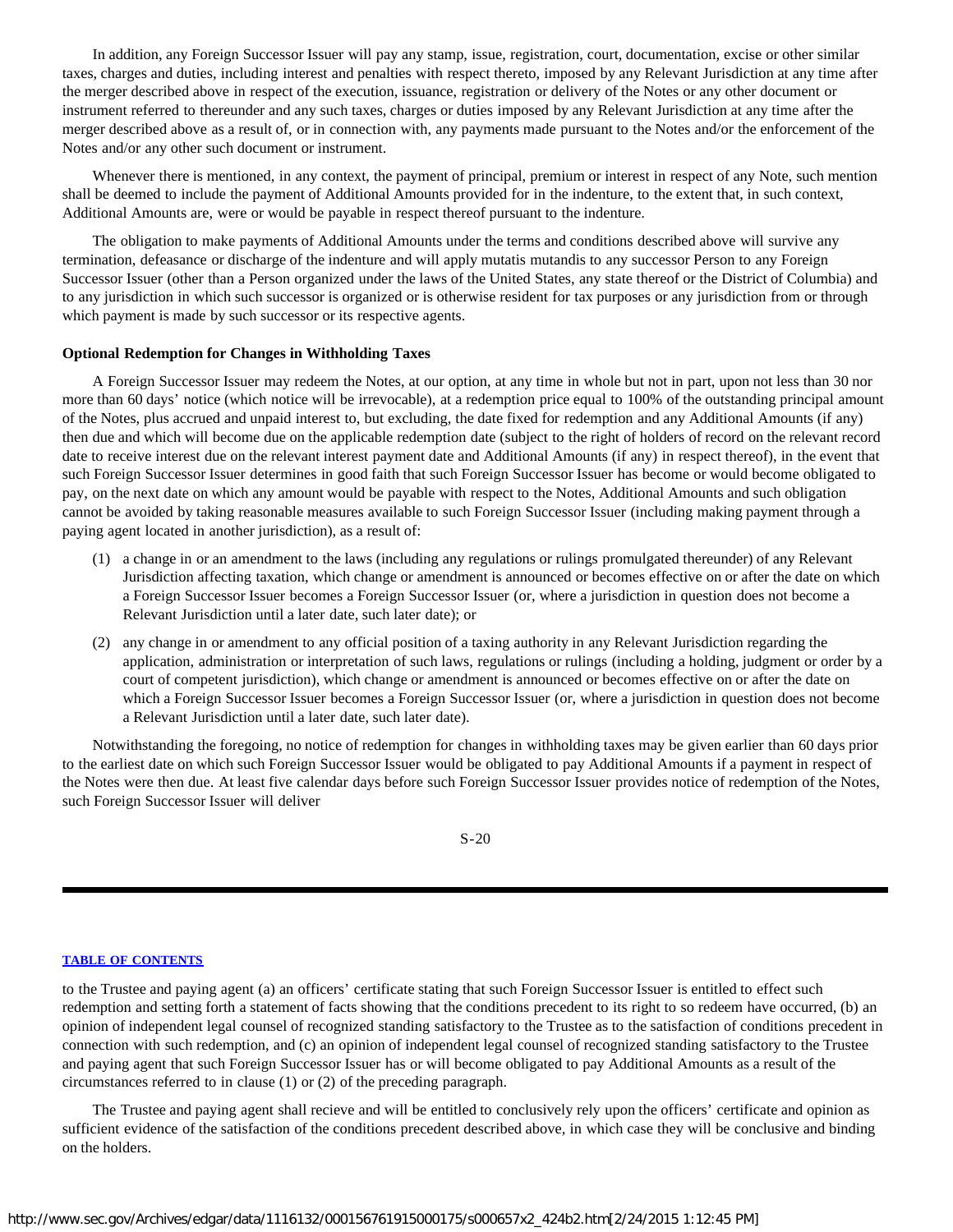In addition, any Foreign Successor Issuer will pay any stamp, issue, registration, court, documentation, excise or other similar taxes, charges and duties, including interest and penalties with respect thereto, imposed by any Relevant Jurisdiction at any time after the merger described above in respect of the execution, issuance, registration or delivery of the Notes or any other document or instrument referred to thereunder and any such taxes, charges or duties imposed by any Relevant Jurisdiction at any time after the merger described above as a result of, or in connection with, any payments made pursuant to the Notes and/or the enforcement of the Notes and/or any other such document or instrument.

Whenever there is mentioned, in any context, the payment of principal, premium or interest in respect of any Note, such mention shall be deemed to include the payment of Additional Amounts provided for in the indenture, to the extent that, in such context, Additional Amounts are, were or would be payable in respect thereof pursuant to the indenture.

The obligation to make payments of Additional Amounts under the terms and conditions described above will survive any termination, defeasance or discharge of the indenture and will apply mutatis mutandis to any successor Person to any Foreign Successor Issuer (other than a Person organized under the laws of the United States, any state thereof or the District of Columbia) and to any jurisdiction in which such successor is organized or is otherwise resident for tax purposes or any jurisdiction from or through which payment is made by such successor or its respective agents.

**Optional Redemption for Changes in Withholding Taxes**

A Foreign Successor Issuer may redeem the Notes, at our option, at any time in whole but not in part, upon not less than 30 nor more than 60 days' notice (which notice will be irrevocable), at a redemption price equal to 100% of the outstanding principal amount of the Notes, plus accrued and unpaid interest to, but excluding, the date fixed for redemption and any Additional Amounts (if any) then due and which will become due on the applicable redemption date (subject to the right of holders of record on the relevant record date to receive interest due on the relevant interest payment date and Additional Amounts (if any) in respect thereof), in the event that such Foreign Successor Issuer determines in good faith that such Foreign Successor Issuer has become or would become obligated to pay, on the next date on which any amount would be payable with respect to the Notes, Additional Amounts and such obligation cannot be avoided by taking reasonable measures available to such Foreign Successor Issuer (including making payment through a paying agent located in another jurisdiction), as a result of:

(1) a change in or an amendment to the laws (including any regulations or rulings promulgated thereunder) of any Relevant Jurisdiction affecting taxation, which change or amendment is announced or becomes effective on or after the date on which a Foreign Successor Issuer becomes a Foreign Successor Issuer (or, where a jurisdiction in question does not become a Relevant Jurisdiction until a later date, such later date); or

(2) any change in or amendment to any official position of a taxing authority in any Relevant Jurisdiction regarding the application, administration or interpretation of such laws, regulations or rulings (including a holding, judgment or order by a court of competent jurisdiction), which change or amendment is announced or becomes effective on or after the date on which a Foreign Successor Issuer becomes a Foreign Successor Issuer (or, where a jurisdiction in question does not become a Relevant Jurisdiction until a later date, such later date).

Notwithstanding the foregoing, no notice of redemption for changes in withholding taxes may be given earlier than 60 days prior to the earliest date on which such Foreign Successor Issuer would be obligated to pay Additional Amounts if a payment in respect of the Notes were then due. At least five calendar days before such Foreign Successor Issuer provides notice of redemption of the Notes, such Foreign Successor Issuer will deliver to the Trustee and paying agent (a) an officers' certificate stating that such Foreign Successor Issuer is entitled to effect such redemption and setting forth a statement of facts showing that the conditions precedent to its right to so redeem have occurred, (b) an opinion of independent legal counsel of recognized standing satisfactory to the Trustee as to the satisfaction of conditions precedent in connection with such redemption, and (c) an opinion of independent legal counsel of recognized standing satisfactory to the Trustee and paying agent that such Foreign Successor Issuer has or will become obligated to pay Additional Amounts as a result of the circumstances referred to in clause (1) or (2) of the preceding paragraph.

The Trustee and paying agent shall recieve and will be entitled to conclusively rely upon the officers' certificate and opinion as sufficient evidence of the satisfaction of the conditions precedent described above, in which case they will be conclusive and binding on the holders.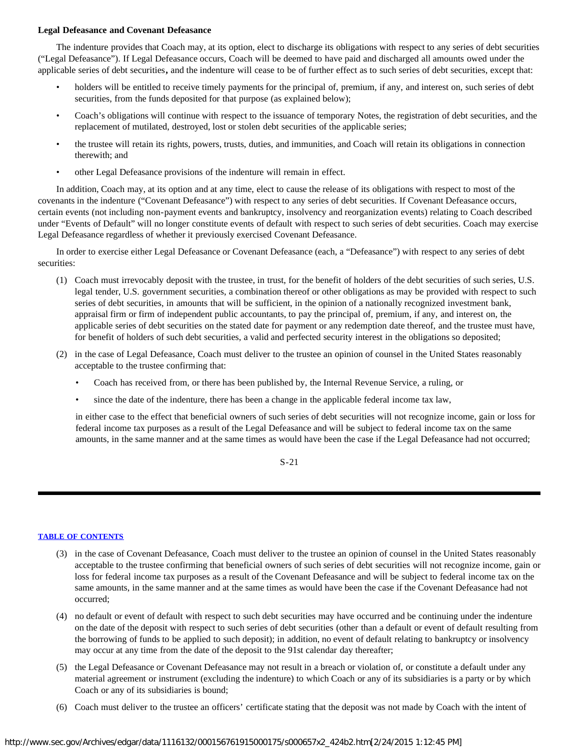**Legal Defeasance and Covenant Defeasance**

The indenture provides that Coach may, at its option, elect to discharge its obligations with respect to any series of debt securities ("Legal Defeasance"). If Legal Defeasance occurs, Coach will be deemed to have paid and discharged all amounts owed under the applicable series of debt securities, and the indenture will cease to be of further effect as to such series of debt securities, except that:

- holders will be entitled to receive timely payments for the principal of, premium, if any, and interest on, such series of debt securities, from the funds deposited for that purpose (as explained below);
- Coach's obligations will continue with respect to the issuance of temporary Notes, the registration of debt securities, and the replacement of mutilated, destroyed, lost or stolen debt securities of the applicable series;
- the trustee will retain its rights, powers, trusts, duties, and immunities, and Coach will retain its obligations in connection therewith; and
- other Legal Defeasance provisions of the indenture will remain in effect.

In addition, Coach may, at its option and at any time, elect to cause the release of its obligations with respect to most of the covenants in the indenture ("Covenant Defeasance") with respect to any series of debt securities. If Covenant Defeasance occurs, certain events (not including non-payment events and bankruptcy, insolvency and reorganization events) relating to Coach described under "Events of Default" will no longer constitute events of default with respect to such series of debt securities. Coach may exercise Legal Defeasance regardless of whether it previously exercised Covenant Defeasance.

In order to exercise either Legal Defeasance or Covenant Defeasance (each, a "Defeasance") with respect to any series of debt securities:

(1) Coach must irrevocably deposit with the trustee, in trust, for the benefit of holders of the debt securities of such series, U.S. legal tender, U.S. government securities, a combination thereof or other obligations as may be provided with respect to such series of debt securities, in amounts that will be sufficient, in the opinion of a nationally recognized investment bank, appraisal firm or firm of independent public accountants, to pay the principal of, premium, if any, and interest on, the applicable series of debt securities on the stated date for payment or any redemption date thereof, and the trustee must have, for benefit of holders of such debt securities, a valid and perfected security interest in the obligations so deposited;

(2) in the case of Legal Defeasance, Coach must deliver to the trustee an opinion of counsel in the United States reasonably acceptable to the trustee confirming that:

   - Coach has received from, or there has been published by, the Internal Revenue Service, a ruling, or
   - since the date of the indenture, there has been a change in the applicable federal income tax law,

   in either case to the effect that beneficial owners of such series of debt securities will not recognize income, gain or loss for federal income tax purposes as a result of the Legal Defeasance and will be subject to federal income tax on the same amounts, in the same manner and at the same times as would have been the case if the Legal Defeasance had not occurred;

(3) in the case of Covenant Defeasance, Coach must deliver to the trustee an opinion of counsel in the United States reasonably acceptable to the trustee confirming that beneficial owners of such series of debt securities will not recognize income, gain or loss for federal income tax purposes as a result of the Covenant Defeasance and will be subject to federal income tax on the same amounts, in the same manner and at the same times as would have been the case if the Covenant Defeasance had not occurred;

(4) no default or event of default with respect to such debt securities may have occurred and be continuing under the indenture on the date of the deposit with respect to such series of debt securities (other than a default or event of default resulting from the borrowing of funds to be applied to such deposit); in addition, no event of default relating to bankruptcy or insolvency may occur at any time from the date of the deposit to the 91st calendar day thereafter;

(5) the Legal Defeasance or Covenant Defeasance may not result in a breach or violation of, or constitute a default under any material agreement or instrument (excluding the indenture) to which Coach or any of its subsidiaries is a party or by which Coach or any of its subsidiaries is bound;

(6) Coach must deliver to the trustee an officers' certificate stating that the deposit was not made by Coach with the intent of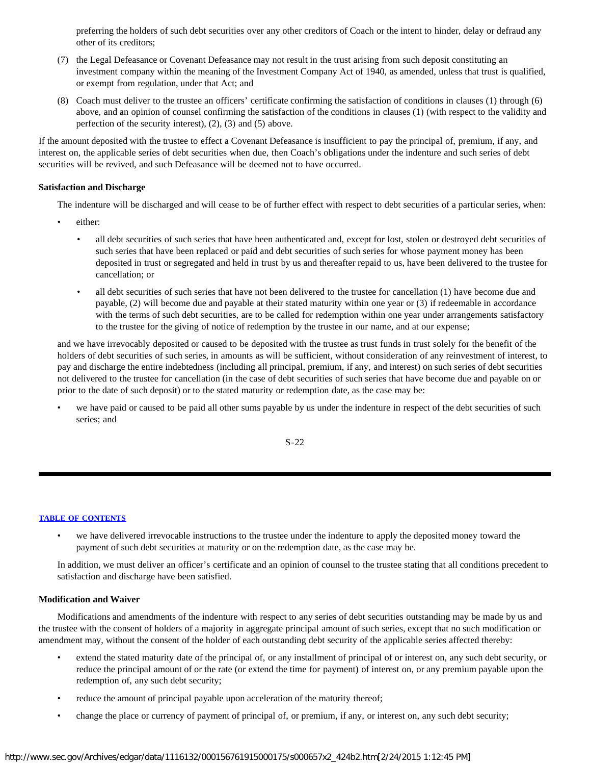preferring the holders of such debt securities over any other creditors of Coach or the intent to hinder, delay or defraud any other of its creditors;

(7) the Legal Defeasance or Covenant Defeasance may not result in the trust arising from such deposit constituting an investment company within the meaning of the Investment Company Act of 1940, as amended, unless that trust is qualified, or exempt from regulation, under that Act; and

(8) Coach must deliver to the trustee an officers' certificate confirming the satisfaction of conditions in clauses (1) through (6) above, and an opinion of counsel confirming the satisfaction of the conditions in clauses (1) (with respect to the validity and perfection of the security interest), (2), (3) and (5) above.

If the amount deposited with the trustee to effect a Covenant Defeasance is insufficient to pay the principal of, premium, if any, and interest on, the applicable series of debt securities when due, then Coach's obligations under the indenture and such series of debt securities will be revived, and such Defeasance will be deemed not to have occurred.

**Satisfaction and Discharge**

The indenture will be discharged and will cease to be of further effect with respect to debt securities of a particular series, when:

- either:
  - all debt securities of such series that have been authenticated and, except for lost, stolen or destroyed debt securities of such series that have been replaced or paid and debt securities of such series for whose payment money has been deposited in trust or segregated and held in trust by us and thereafter repaid to us, have been delivered to the trustee for cancellation; or
  - all debt securities of such series that have not been delivered to the trustee for cancellation (1) have become due and payable, (2) will become due and payable at their stated maturity within one year or (3) if redeemable in accordance with the terms of such debt securities, are to be called for redemption within one year under arrangements satisfactory to the trustee for the giving of notice of redemption by the trustee in our name, and at our expense;

  and we have irrevocably deposited or caused to be deposited with the trustee as trust funds in trust solely for the benefit of the holders of debt securities of such series, in amounts as will be sufficient, without consideration of any reinvestment of interest, to pay and discharge the entire indebtedness (including all principal, premium, if any, and interest) on such series of debt securities not delivered to the trustee for cancellation (in the case of debt securities of such series that have become due and payable on or prior to the date of such deposit) or to the stated maturity or redemption date, as the case may be:

- we have paid or caused to be paid all other sums payable by us under the indenture in respect of the debt securities of such series; and

- we have delivered irrevocable instructions to the trustee under the indenture to apply the deposited money toward the payment of such debt securities at maturity or on the redemption date, as the case may be.

In addition, we must deliver an officer's certificate and an opinion of counsel to the trustee stating that all conditions precedent to satisfaction and discharge have been satisfied.

**Modification and Waiver**

Modifications and amendments of the indenture with respect to any series of debt securities outstanding may be made by us and the trustee with the consent of holders of a majority in aggregate principal amount of such series, except that no such modification or amendment may, without the consent of the holder of each outstanding debt security of the applicable series affected thereby:

- extend the stated maturity date of the principal of, or any installment of principal of or interest on, any such debt security, or reduce the principal amount of or the rate (or extend the time for payment) of interest on, or any premium payable upon the redemption of, any such debt security;
- reduce the amount of principal payable upon acceleration of the maturity thereof;
- change the place or currency of payment of principal of, or premium, if any, or interest on, any such debt security;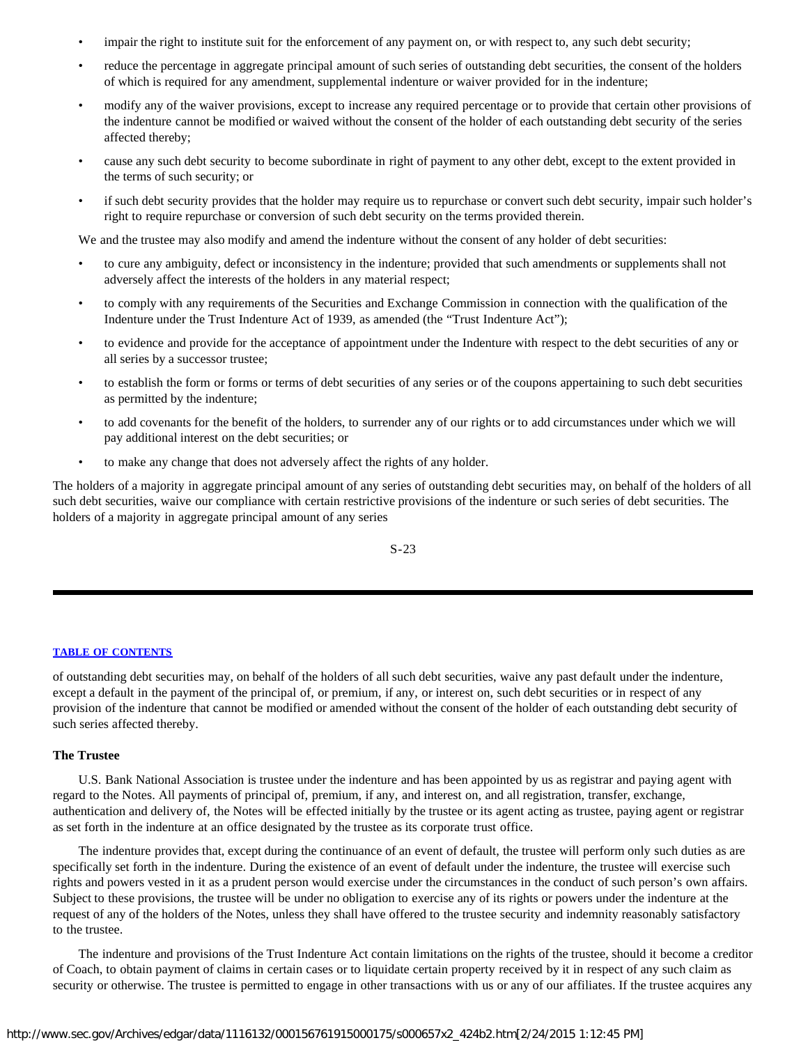- impair the right to institute suit for the enforcement of any payment on, or with respect to, any such debt security;
- reduce the percentage in aggregate principal amount of such series of outstanding debt securities, the consent of the holders of which is required for any amendment, supplemental indenture or waiver provided for in the indenture;
- modify any of the waiver provisions, except to increase any required percentage or to provide that certain other provisions of the indenture cannot be modified or waived without the consent of the holder of each outstanding debt security of the series affected thereby;
- cause any such debt security to become subordinate in right of payment to any other debt, except to the extent provided in the terms of such security; or
- if such debt security provides that the holder may require us to repurchase or convert such debt security, impair such holder's right to require repurchase or conversion of such debt security on the terms provided therein.

We and the trustee may also modify and amend the indenture without the consent of any holder of debt securities:

- to cure any ambiguity, defect or inconsistency in the indenture; provided that such amendments or supplements shall not adversely affect the interests of the holders in any material respect;
- to comply with any requirements of the Securities and Exchange Commission in connection with the qualification of the Indenture under the Trust Indenture Act of 1939, as amended (the "Trust Indenture Act");
- to evidence and provide for the acceptance of appointment under the Indenture with respect to the debt securities of any or all series by a successor trustee;
- to establish the form or forms or terms of debt securities of any series or of the coupons appertaining to such debt securities as permitted by the indenture;
- to add covenants for the benefit of the holders, to surrender any of our rights or to add circumstances under which we will pay additional interest on the debt securities; or
- to make any change that does not adversely affect the rights of any holder.

The holders of a majority in aggregate principal amount of any series of outstanding debt securities may, on behalf of the holders of all such debt securities, waive our compliance with certain restrictive provisions of the indenture or such series of debt securities. The holders of a majority in aggregate principal amount of any series of outstanding debt securities may, on behalf of the holders of all such debt securities, waive any past default under the indenture, except a default in the payment of the principal of, or premium, if any, or interest on, such debt securities or in respect of any provision of the indenture that cannot be modified or amended without the consent of the holder of each outstanding debt security of such series affected thereby.

**The Trustee**

U.S. Bank National Association is trustee under the indenture and has been appointed by us as registrar and paying agent with regard to the Notes. All payments of principal of, premium, if any, and interest on, and all registration, transfer, exchange, authentication and delivery of, the Notes will be effected initially by the trustee or its agent acting as trustee, paying agent or registrar as set forth in the indenture at an office designated by the trustee as its corporate trust office.

The indenture provides that, except during the continuance of an event of default, the trustee will perform only such duties as are specifically set forth in the indenture. During the existence of an event of default under the indenture, the trustee will exercise such rights and powers vested in it as a prudent person would exercise under the circumstances in the conduct of such person's own affairs. Subject to these provisions, the trustee will be under no obligation to exercise any of its rights or powers under the indenture at the request of any of the holders of the Notes, unless they shall have offered to the trustee security and indemnity reasonably satisfactory to the trustee.

The indenture and provisions of the Trust Indenture Act contain limitations on the rights of the trustee, should it become a creditor of Coach, to obtain payment of claims in certain cases or to liquidate certain property received by it in respect of any such claim as security or otherwise. The trustee is permitted to engage in other transactions with us or any of our affiliates. If the trustee acquires any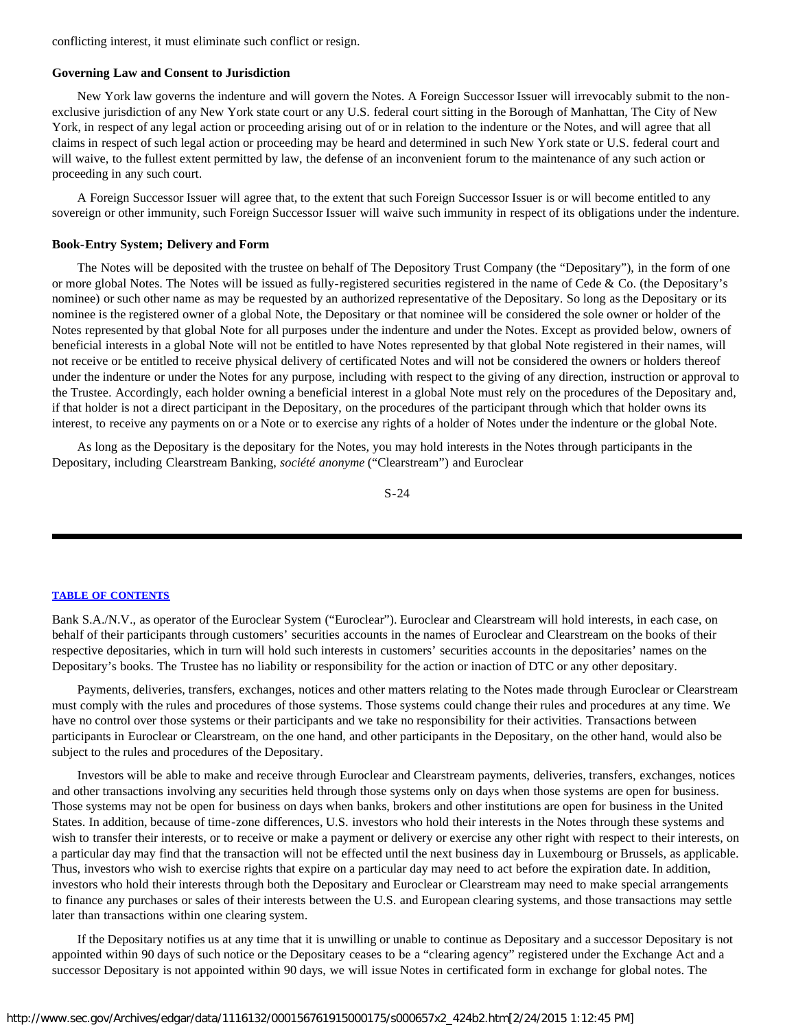conflicting interest, it must eliminate such conflict or resign.

**Governing Law and Consent to Jurisdiction**

New York law governs the indenture and will govern the Notes. A Foreign Successor Issuer will irrevocably submit to the non-exclusive jurisdiction of any New York state court or any U.S. federal court sitting in the Borough of Manhattan, The City of New York, in respect of any legal action or proceeding arising out of or in relation to the indenture or the Notes, and will agree that all claims in respect of such legal action or proceeding may be heard and determined in such New York state or U.S. federal court and will waive, to the fullest extent permitted by law, the defense of an inconvenient forum to the maintenance of any such action or proceeding in any such court.

A Foreign Successor Issuer will agree that, to the extent that such Foreign Successor Issuer is or will become entitled to any sovereign or other immunity, such Foreign Successor Issuer will waive such immunity in respect of its obligations under the indenture.

**Book-Entry System; Delivery and Form**

The Notes will be deposited with the trustee on behalf of The Depository Trust Company (the "Depositary"), in the form of one or more global Notes. The Notes will be issued as fully-registered securities registered in the name of Cede & Co. (the Depositary's nominee) or such other name as may be requested by an authorized representative of the Depositary. So long as the Depositary or its nominee is the registered owner of a global Note, the Depositary or that nominee will be considered the sole owner or holder of the Notes represented by that global Note for all purposes under the indenture and under the Notes. Except as provided below, owners of beneficial interests in a global Note will not be entitled to have Notes represented by that global Note registered in their names, will not receive or be entitled to receive physical delivery of certificated Notes and will not be considered the owners or holders thereof under the indenture or under the Notes for any purpose, including with respect to the giving of any direction, instruction or approval to the Trustee. Accordingly, each holder owning a beneficial interest in a global Note must rely on the procedures of the Depositary and, if that holder is not a direct participant in the Depositary, on the procedures of the participant through which that holder owns its interest, to receive any payments on or a Note or to exercise any rights of a holder of Notes under the indenture or the global Note.

As long as the Depositary is the depositary for the Notes, you may hold interests in the Notes through participants in the Depositary, including Clearstream Banking, *société anonyme* ("Clearstream") and Euroclear Bank S.A./N.V., as operator of the Euroclear System ("Euroclear"). Euroclear and Clearstream will hold interests, in each case, on behalf of their participants through customers' securities accounts in the names of Euroclear and Clearstream on the books of their respective depositaries, which in turn will hold such interests in customers' securities accounts in the depositaries' names on the Depositary's books. The Trustee has no liability or responsibility for the action or inaction of DTC or any other depositary.

Payments, deliveries, transfers, exchanges, notices and other matters relating to the Notes made through Euroclear or Clearstream must comply with the rules and procedures of those systems. Those systems could change their rules and procedures at any time. We have no control over those systems or their participants and we take no responsibility for their activities. Transactions between participants in Euroclear or Clearstream, on the one hand, and other participants in the Depositary, on the other hand, would also be subject to the rules and procedures of the Depositary.

Investors will be able to make and receive through Euroclear and Clearstream payments, deliveries, transfers, exchanges, notices and other transactions involving any securities held through those systems only on days when those systems are open for business. Those systems may not be open for business on days when banks, brokers and other institutions are open for business in the United States. In addition, because of time-zone differences, U.S. investors who hold their interests in the Notes through these systems and wish to transfer their interests, or to receive or make a payment or delivery or exercise any other right with respect to their interests, on a particular day may find that the transaction will not be effected until the next business day in Luxembourg or Brussels, as applicable. Thus, investors who wish to exercise rights that expire on a particular day may need to act before the expiration date. In addition, investors who hold their interests through both the Depositary and Euroclear or Clearstream may need to make special arrangements to finance any purchases or sales of their interests between the U.S. and European clearing systems, and those transactions may settle later than transactions within one clearing system.

If the Depositary notifies us at any time that it is unwilling or unable to continue as Depositary and a successor Depositary is not appointed within 90 days of such notice or the Depositary ceases to be a "clearing agency" registered under the Exchange Act and a successor Depositary is not appointed within 90 days, we will issue Notes in certificated form in exchange for global notes. The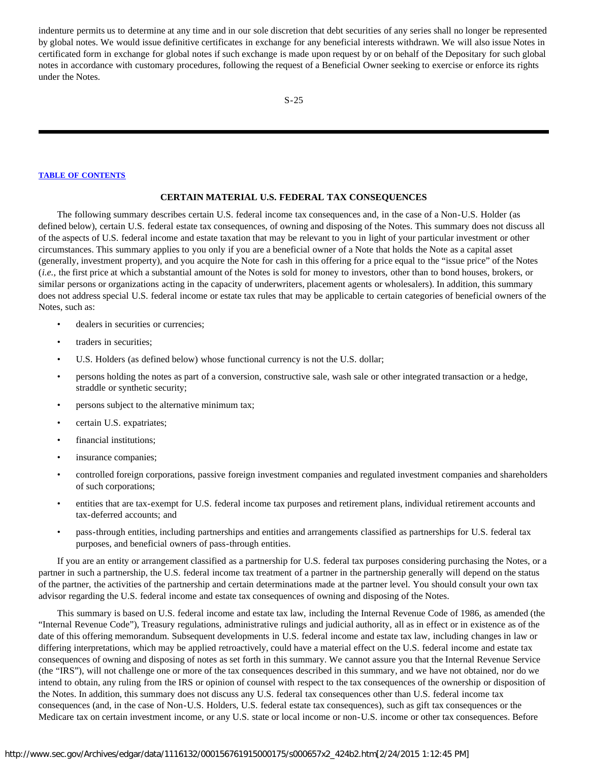indenture permits us to determine at any time and in our sole discretion that debt securities of any series shall no longer be represented by global notes. We would issue definitive certificates in exchange for any beneficial interests withdrawn. We will also issue Notes in certificated form in exchange for global notes if such exchange is made upon request by or on behalf of the Depositary for such global notes in accordance with customary procedures, following the request of a Beneficial Owner seeking to exercise or enforce its rights under the Notes.

**TABLE OF CONTENTS**

## CERTAIN MATERIAL U.S. FEDERAL TAX CONSEQUENCES

The following summary describes certain U.S. federal income tax consequences and, in the case of a Non-U.S. Holder (as defined below), certain U.S. federal estate tax consequences, of owning and disposing of the Notes. This summary does not discuss all of the aspects of U.S. federal income and estate taxation that may be relevant to you in light of your particular investment or other circumstances. This summary applies to you only if you are a beneficial owner of a Note that holds the Note as a capital asset (generally, investment property), and you acquire the Note for cash in this offering for a price equal to the "issue price" of the Notes (*i.e.*, the first price at which a substantial amount of the Notes is sold for money to investors, other than to bond houses, brokers, or similar persons or organizations acting in the capacity of underwriters, placement agents or wholesalers). In addition, this summary does not address special U.S. federal income or estate tax rules that may be applicable to certain categories of beneficial owners of the Notes, such as:

- dealers in securities or currencies;
- traders in securities;
- U.S. Holders (as defined below) whose functional currency is not the U.S. dollar;
- persons holding the notes as part of a conversion, constructive sale, wash sale or other integrated transaction or a hedge, straddle or synthetic security;
- persons subject to the alternative minimum tax;
- certain U.S. expatriates;
- financial institutions;
- insurance companies;
- controlled foreign corporations, passive foreign investment companies and regulated investment companies and shareholders of such corporations;
- entities that are tax-exempt for U.S. federal income tax purposes and retirement plans, individual retirement accounts and tax-deferred accounts; and
- pass-through entities, including partnerships and entities and arrangements classified as partnerships for U.S. federal tax purposes, and beneficial owners of pass-through entities.

If you are an entity or arrangement classified as a partnership for U.S. federal tax purposes considering purchasing the Notes, or a partner in such a partnership, the U.S. federal income tax treatment of a partner in the partnership generally will depend on the status of the partner, the activities of the partnership and certain determinations made at the partner level. You should consult your own tax advisor regarding the U.S. federal income and estate tax consequences of owning and disposing of the Notes.

This summary is based on U.S. federal income and estate tax law, including the Internal Revenue Code of 1986, as amended (the "Internal Revenue Code"), Treasury regulations, administrative rulings and judicial authority, all as in effect or in existence as of the date of this offering memorandum. Subsequent developments in U.S. federal income and estate tax law, including changes in law or differing interpretations, which may be applied retroactively, could have a material effect on the U.S. federal income and estate tax consequences of owning and disposing of notes as set forth in this summary. We cannot assure you that the Internal Revenue Service (the "IRS"), will not challenge one or more of the tax consequences described in this summary, and we have not obtained, nor do we intend to obtain, any ruling from the IRS or opinion of counsel with respect to the tax consequences of the ownership or disposition of the Notes. In addition, this summary does not discuss any U.S. federal tax consequences other than U.S. federal income tax consequences (and, in the case of Non-U.S. Holders, U.S. federal estate tax consequences), such as gift tax consequences or the Medicare tax on certain investment income, or any U.S. state or local income or non-U.S. income or other tax consequences. Before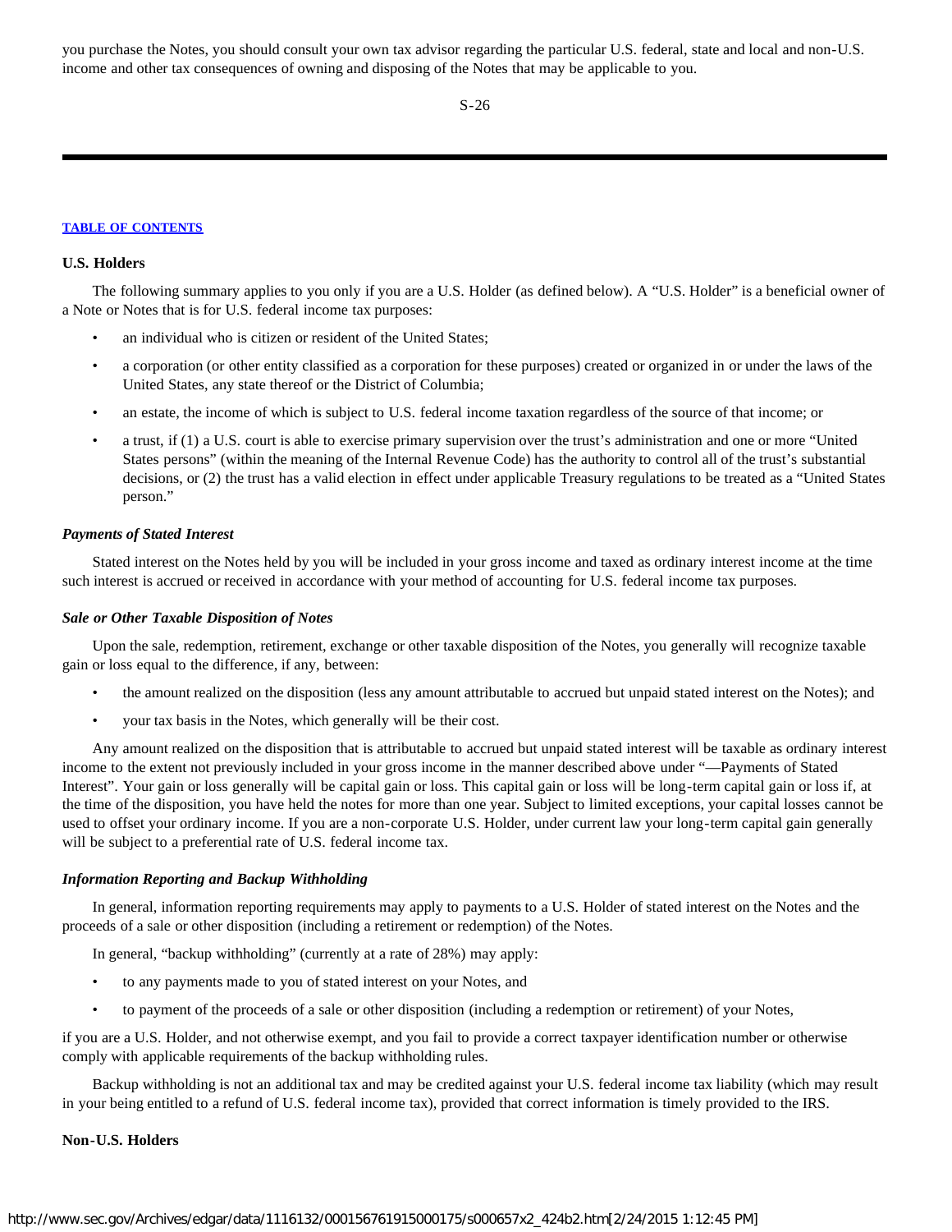you purchase the Notes, you should consult your own tax advisor regarding the particular U.S. federal, state and local and non-U.S. income and other tax consequences of owning and disposing of the Notes that may be applicable to you.

**U.S. Holders**

The following summary applies to you only if you are a U.S. Holder (as defined below). A "U.S. Holder" is a beneficial owner of a Note or Notes that is for U.S. federal income tax purposes:

- an individual who is citizen or resident of the United States;
- a corporation (or other entity classified as a corporation for these purposes) created or organized in or under the laws of the United States, any state thereof or the District of Columbia;
- an estate, the income of which is subject to U.S. federal income taxation regardless of the source of that income; or
- a trust, if (1) a U.S. court is able to exercise primary supervision over the trust's administration and one or more "United States persons" (within the meaning of the Internal Revenue Code) has the authority to control all of the trust's substantial decisions, or (2) the trust has a valid election in effect under applicable Treasury regulations to be treated as a "United States person."

***Payments of Stated Interest***

Stated interest on the Notes held by you will be included in your gross income and taxed as ordinary interest income at the time such interest is accrued or received in accordance with your method of accounting for U.S. federal income tax purposes.

***Sale or Other Taxable Disposition of Notes***

Upon the sale, redemption, retirement, exchange or other taxable disposition of the Notes, you generally will recognize taxable gain or loss equal to the difference, if any, between:

- the amount realized on the disposition (less any amount attributable to accrued but unpaid stated interest on the Notes); and
- your tax basis in the Notes, which generally will be their cost.

Any amount realized on the disposition that is attributable to accrued but unpaid stated interest will be taxable as ordinary interest income to the extent not previously included in your gross income in the manner described above under "—Payments of Stated Interest". Your gain or loss generally will be capital gain or loss. This capital gain or loss will be long-term capital gain or loss if, at the time of the disposition, you have held the notes for more than one year. Subject to limited exceptions, your capital losses cannot be used to offset your ordinary income. If you are a non-corporate U.S. Holder, under current law your long-term capital gain generally will be subject to a preferential rate of U.S. federal income tax.

***Information Reporting and Backup Withholding***

In general, information reporting requirements may apply to payments to a U.S. Holder of stated interest on the Notes and the proceeds of a sale or other disposition (including a retirement or redemption) of the Notes.

In general, "backup withholding" (currently at a rate of 28%) may apply:

- to any payments made to you of stated interest on your Notes, and
- to payment of the proceeds of a sale or other disposition (including a redemption or retirement) of your Notes,

if you are a U.S. Holder, and not otherwise exempt, and you fail to provide a correct taxpayer identification number or otherwise comply with applicable requirements of the backup withholding rules.

Backup withholding is not an additional tax and may be credited against your U.S. federal income tax liability (which may result in your being entitled to a refund of U.S. federal income tax), provided that correct information is timely provided to the IRS.

**Non-U.S. Holders**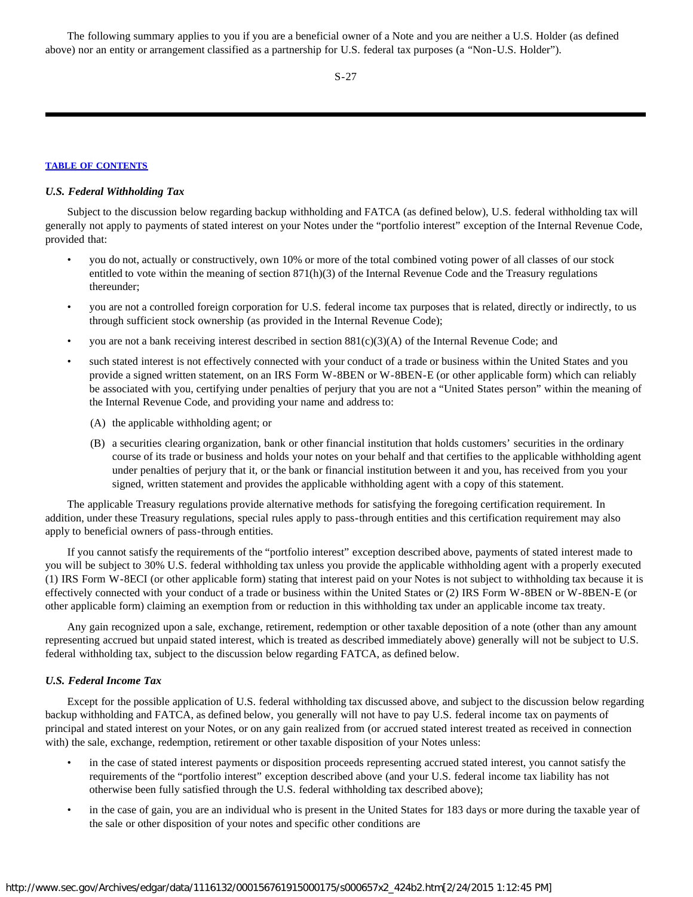The following summary applies to you if you are a beneficial owner of a Note and you are neither a U.S. Holder (as defined above) nor an entity or arrangement classified as a partnership for U.S. federal tax purposes (a "Non-U.S. Holder").

### *U.S. Federal Withholding Tax*

Subject to the discussion below regarding backup withholding and FATCA (as defined below), U.S. federal withholding tax will generally not apply to payments of stated interest on your Notes under the "portfolio interest" exception of the Internal Revenue Code, provided that:

- you do not, actually or constructively, own 10% or more of the total combined voting power of all classes of our stock entitled to vote within the meaning of section 871(h)(3) of the Internal Revenue Code and the Treasury regulations thereunder;
- you are not a controlled foreign corporation for U.S. federal income tax purposes that is related, directly or indirectly, to us through sufficient stock ownership (as provided in the Internal Revenue Code);
- you are not a bank receiving interest described in section 881(c)(3)(A) of the Internal Revenue Code; and
- such stated interest is not effectively connected with your conduct of a trade or business within the United States and you provide a signed written statement, on an IRS Form W-8BEN or W-8BEN-E (or other applicable form) which can reliably be associated with you, certifying under penalties of perjury that you are not a "United States person" within the meaning of the Internal Revenue Code, and providing your name and address to:
  - (A) the applicable withholding agent; or
  - (B) a securities clearing organization, bank or other financial institution that holds customers' securities in the ordinary course of its trade or business and holds your notes on your behalf and that certifies to the applicable withholding agent under penalties of perjury that it, or the bank or financial institution between it and you, has received from you your signed, written statement and provides the applicable withholding agent with a copy of this statement.

The applicable Treasury regulations provide alternative methods for satisfying the foregoing certification requirement. In addition, under these Treasury regulations, special rules apply to pass-through entities and this certification requirement may also apply to beneficial owners of pass-through entities.

If you cannot satisfy the requirements of the "portfolio interest" exception described above, payments of stated interest made to you will be subject to 30% U.S. federal withholding tax unless you provide the applicable withholding agent with a properly executed (1) IRS Form W-8ECI (or other applicable form) stating that interest paid on your Notes is not subject to withholding tax because it is effectively connected with your conduct of a trade or business within the United States or (2) IRS Form W-8BEN or W-8BEN-E (or other applicable form) claiming an exemption from or reduction in this withholding tax under an applicable income tax treaty.

Any gain recognized upon a sale, exchange, retirement, redemption or other taxable deposition of a note (other than any amount representing accrued but unpaid stated interest, which is treated as described immediately above) generally will not be subject to U.S. federal withholding tax, subject to the discussion below regarding FATCA, as defined below.

### *U.S. Federal Income Tax*

Except for the possible application of U.S. federal withholding tax discussed above, and subject to the discussion below regarding backup withholding and FATCA, as defined below, you generally will not have to pay U.S. federal income tax on payments of principal and stated interest on your Notes, or on any gain realized from (or accrued stated interest treated as received in connection with) the sale, exchange, redemption, retirement or other taxable disposition of your Notes unless:

- in the case of stated interest payments or disposition proceeds representing accrued stated interest, you cannot satisfy the requirements of the "portfolio interest" exception described above (and your U.S. federal income tax liability has not otherwise been fully satisfied through the U.S. federal withholding tax described above);
- in the case of gain, you are an individual who is present in the United States for 183 days or more during the taxable year of the sale or other disposition of your notes and specific other conditions are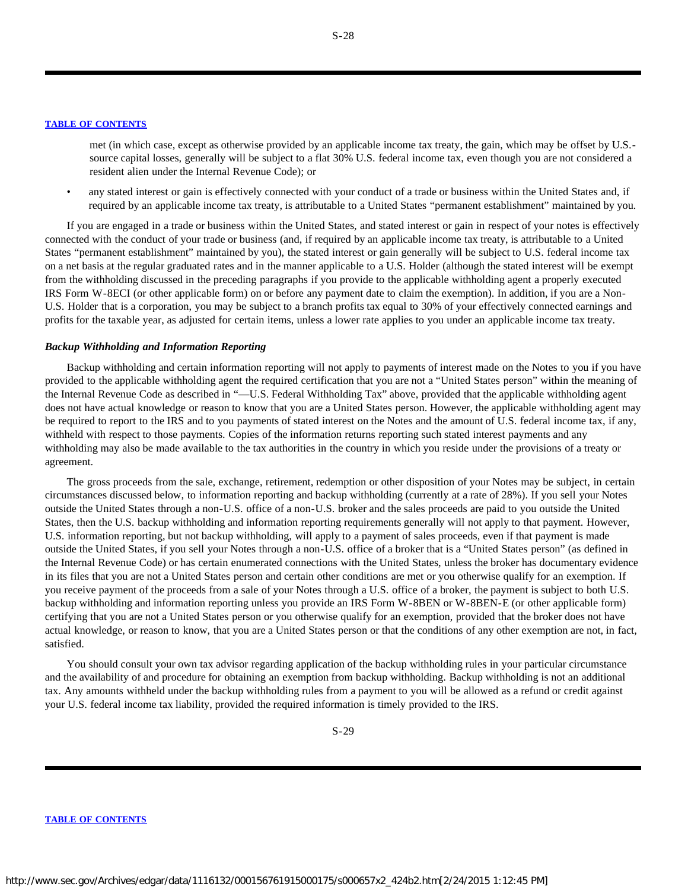met (in which case, except as otherwise provided by an applicable income tax treaty, the gain, which may be offset by U.S.-source capital losses, generally will be subject to a flat 30% U.S. federal income tax, even though you are not considered a resident alien under the Internal Revenue Code); or

- any stated interest or gain is effectively connected with your conduct of a trade or business within the United States and, if required by an applicable income tax treaty, is attributable to a United States "permanent establishment" maintained by you.

If you are engaged in a trade or business within the United States, and stated interest or gain in respect of your notes is effectively connected with the conduct of your trade or business (and, if required by an applicable income tax treaty, is attributable to a United States "permanent establishment" maintained by you), the stated interest or gain generally will be subject to U.S. federal income tax on a net basis at the regular graduated rates and in the manner applicable to a U.S. Holder (although the stated interest will be exempt from the withholding discussed in the preceding paragraphs if you provide to the applicable withholding agent a properly executed IRS Form W-8ECI (or other applicable form) on or before any payment date to claim the exemption). In addition, if you are a Non-U.S. Holder that is a corporation, you may be subject to a branch profits tax equal to 30% of your effectively connected earnings and profits for the taxable year, as adjusted for certain items, unless a lower rate applies to you under an applicable income tax treaty.

***Backup Withholding and Information Reporting***

Backup withholding and certain information reporting will not apply to payments of interest made on the Notes to you if you have provided to the applicable withholding agent the required certification that you are not a "United States person" within the meaning of the Internal Revenue Code as described in "—U.S. Federal Withholding Tax" above, provided that the applicable withholding agent does not have actual knowledge or reason to know that you are a United States person. However, the applicable withholding agent may be required to report to the IRS and to you payments of stated interest on the Notes and the amount of U.S. federal income tax, if any, withheld with respect to those payments. Copies of the information returns reporting such stated interest payments and any withholding may also be made available to the tax authorities in the country in which you reside under the provisions of a treaty or agreement.

The gross proceeds from the sale, exchange, retirement, redemption or other disposition of your Notes may be subject, in certain circumstances discussed below, to information reporting and backup withholding (currently at a rate of 28%). If you sell your Notes outside the United States through a non-U.S. office of a non-U.S. broker and the sales proceeds are paid to you outside the United States, then the U.S. backup withholding and information reporting requirements generally will not apply to that payment. However, U.S. information reporting, but not backup withholding, will apply to a payment of sales proceeds, even if that payment is made outside the United States, if you sell your Notes through a non-U.S. office of a broker that is a "United States person" (as defined in the Internal Revenue Code) or has certain enumerated connections with the United States, unless the broker has documentary evidence in its files that you are not a United States person and certain other conditions are met or you otherwise qualify for an exemption. If you receive payment of the proceeds from a sale of your Notes through a U.S. office of a broker, the payment is subject to both U.S. backup withholding and information reporting unless you provide an IRS Form W-8BEN or W-8BEN-E (or other applicable form) certifying that you are not a United States person or you otherwise qualify for an exemption, provided that the broker does not have actual knowledge, or reason to know, that you are a United States person or that the conditions of any other exemption are not, in fact, satisfied.

You should consult your own tax advisor regarding application of the backup withholding rules in your particular circumstance and the availability of and procedure for obtaining an exemption from backup withholding. Backup withholding is not an additional tax. Any amounts withheld under the backup withholding rules from a payment to you will be allowed as a refund or credit against your U.S. federal income tax liability, provided the required information is timely provided to the IRS.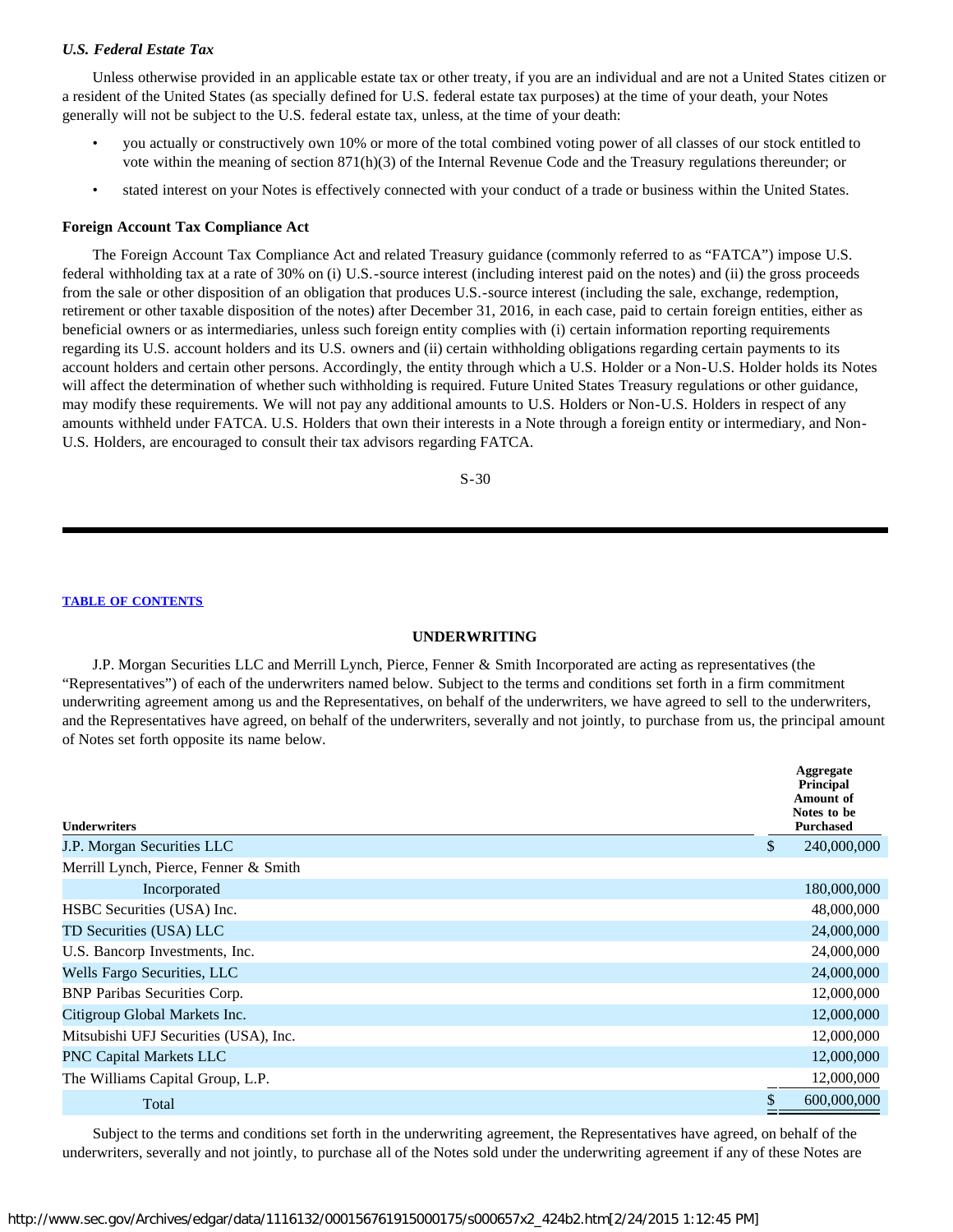### *U.S. Federal Estate Tax*

Unless otherwise provided in an applicable estate tax or other treaty, if you are an individual and are not a United States citizen or a resident of the United States (as specially defined for U.S. federal estate tax purposes) at the time of your death, your Notes generally will not be subject to the U.S. federal estate tax, unless, at the time of your death:

- you actually or constructively own 10% or more of the total combined voting power of all classes of our stock entitled to vote within the meaning of section 871(h)(3) of the Internal Revenue Code and the Treasury regulations thereunder; or
- stated interest on your Notes is effectively connected with your conduct of a trade or business within the United States.

### **Foreign Account Tax Compliance Act**

The Foreign Account Tax Compliance Act and related Treasury guidance (commonly referred to as "FATCA") impose U.S. federal withholding tax at a rate of 30% on (i) U.S.-source interest (including interest paid on the notes) and (ii) the gross proceeds from the sale or other disposition of an obligation that produces U.S.-source interest (including the sale, exchange, redemption, retirement or other taxable disposition of the notes) after December 31, 2016, in each case, paid to certain foreign entities, either as beneficial owners or as intermediaries, unless such foreign entity complies with (i) certain information reporting requirements regarding its U.S. account holders and its U.S. owners and (ii) certain withholding obligations regarding certain payments to its account holders and certain other persons. Accordingly, the entity through which a U.S. Holder or a Non-U.S. Holder holds its Notes will affect the determination of whether such withholding is required. Future United States Treasury regulations or other guidance, may modify these requirements. We will not pay any additional amounts to U.S. Holders or Non-U.S. Holders in respect of any amounts withheld under FATCA. U.S. Holders that own their interests in a Note through a foreign entity or intermediary, and Non-U.S. Holders, are encouraged to consult their tax advisors regarding FATCA.

## UNDERWRITING

J.P. Morgan Securities LLC and Merrill Lynch, Pierce, Fenner & Smith Incorporated are acting as representatives (the "Representatives") of each of the underwriters named below. Subject to the terms and conditions set forth in a firm commitment underwriting agreement among us and the Representatives, on behalf of the underwriters, we have agreed to sell to the underwriters, and the Representatives have agreed, on behalf of the underwriters, severally and not jointly, to purchase from us, the principal amount of Notes set forth opposite its name below.

| Underwriters | Aggregate Principal Amount of Notes to be Purchased |
|---|---|
| J.P. Morgan Securities LLC | $ 240,000,000 |
| Merrill Lynch, Pierce, Fenner & Smith Incorporated | 180,000,000 |
| HSBC Securities (USA) Inc. | 48,000,000 |
| TD Securities (USA) LLC | 24,000,000 |
| U.S. Bancorp Investments, Inc. | 24,000,000 |
| Wells Fargo Securities, LLC | 24,000,000 |
| BNP Paribas Securities Corp. | 12,000,000 |
| Citigroup Global Markets Inc. | 12,000,000 |
| Mitsubishi UFJ Securities (USA), Inc. | 12,000,000 |
| PNC Capital Markets LLC | 12,000,000 |
| The Williams Capital Group, L.P. | 12,000,000 |
| Total | $ 600,000,000 |

Subject to the terms and conditions set forth in the underwriting agreement, the Representatives have agreed, on behalf of the underwriters, severally and not jointly, to purchase all of the Notes sold under the underwriting agreement if any of these Notes are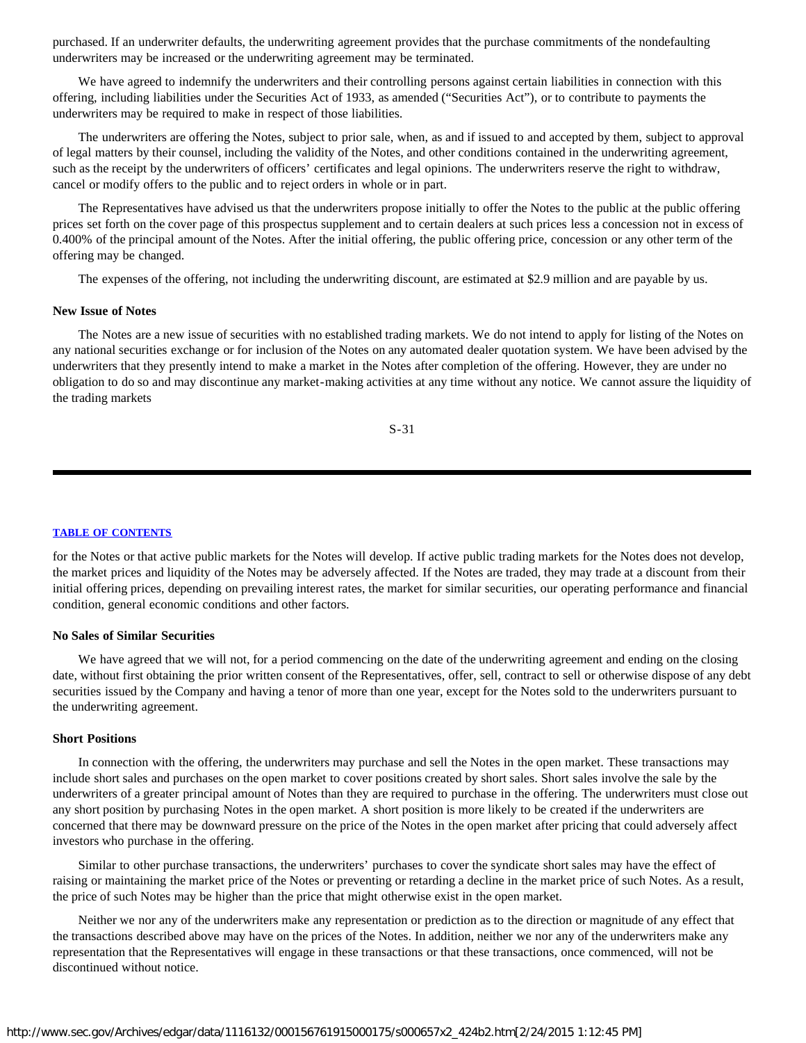purchased. If an underwriter defaults, the underwriting agreement provides that the purchase commitments of the nondefaulting underwriters may be increased or the underwriting agreement may be terminated.

We have agreed to indemnify the underwriters and their controlling persons against certain liabilities in connection with this offering, including liabilities under the Securities Act of 1933, as amended ("Securities Act"), or to contribute to payments the underwriters may be required to make in respect of those liabilities.

The underwriters are offering the Notes, subject to prior sale, when, as and if issued to and accepted by them, subject to approval of legal matters by their counsel, including the validity of the Notes, and other conditions contained in the underwriting agreement, such as the receipt by the underwriters of officers' certificates and legal opinions. The underwriters reserve the right to withdraw, cancel or modify offers to the public and to reject orders in whole or in part.

The Representatives have advised us that the underwriters propose initially to offer the Notes to the public at the public offering prices set forth on the cover page of this prospectus supplement and to certain dealers at such prices less a concession not in excess of 0.400% of the principal amount of the Notes. After the initial offering, the public offering price, concession or any other term of the offering may be changed.

The expenses of the offering, not including the underwriting discount, are estimated at $2.9 million and are payable by us.

**New Issue of Notes**

The Notes are a new issue of securities with no established trading markets. We do not intend to apply for listing of the Notes on any national securities exchange or for inclusion of the Notes on any automated dealer quotation system. We have been advised by the underwriters that they presently intend to make a market in the Notes after completion of the offering. However, they are under no obligation to do so and may discontinue any market-making activities at any time without any notice. We cannot assure the liquidity of the trading markets for the Notes or that active public markets for the Notes will develop. If active public trading markets for the Notes does not develop, the market prices and liquidity of the Notes may be adversely affected. If the Notes are traded, they may trade at a discount from their initial offering prices, depending on prevailing interest rates, the market for similar securities, our operating performance and financial condition, general economic conditions and other factors.

**No Sales of Similar Securities**

We have agreed that we will not, for a period commencing on the date of the underwriting agreement and ending on the closing date, without first obtaining the prior written consent of the Representatives, offer, sell, contract to sell or otherwise dispose of any debt securities issued by the Company and having a tenor of more than one year, except for the Notes sold to the underwriters pursuant to the underwriting agreement.

**Short Positions**

In connection with the offering, the underwriters may purchase and sell the Notes in the open market. These transactions may include short sales and purchases on the open market to cover positions created by short sales. Short sales involve the sale by the underwriters of a greater principal amount of Notes than they are required to purchase in the offering. The underwriters must close out any short position by purchasing Notes in the open market. A short position is more likely to be created if the underwriters are concerned that there may be downward pressure on the price of the Notes in the open market after pricing that could adversely affect investors who purchase in the offering.

Similar to other purchase transactions, the underwriters' purchases to cover the syndicate short sales may have the effect of raising or maintaining the market price of the Notes or preventing or retarding a decline in the market price of such Notes. As a result, the price of such Notes may be higher than the price that might otherwise exist in the open market.

Neither we nor any of the underwriters make any representation or prediction as to the direction or magnitude of any effect that the transactions described above may have on the prices of the Notes. In addition, neither we nor any of the underwriters make any representation that the Representatives will engage in these transactions or that these transactions, once commenced, will not be discontinued without notice.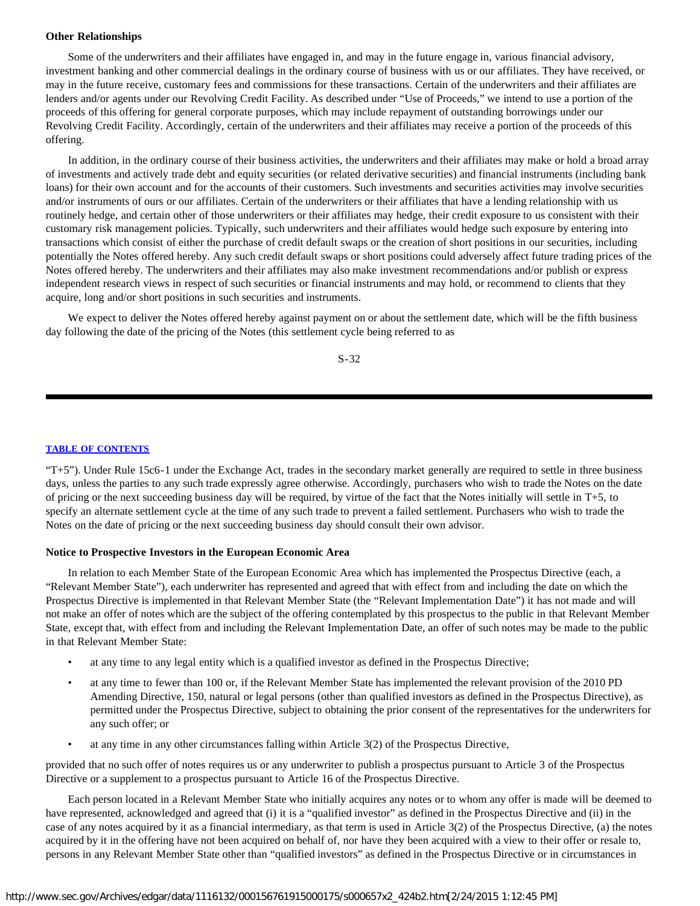**Other Relationships**

Some of the underwriters and their affiliates have engaged in, and may in the future engage in, various financial advisory, investment banking and other commercial dealings in the ordinary course of business with us or our affiliates. They have received, or may in the future receive, customary fees and commissions for these transactions. Certain of the underwriters and their affiliates are lenders and/or agents under our Revolving Credit Facility. As described under "Use of Proceeds," we intend to use a portion of the proceeds of this offering for general corporate purposes, which may include repayment of outstanding borrowings under our Revolving Credit Facility. Accordingly, certain of the underwriters and their affiliates may receive a portion of the proceeds of this offering.

In addition, in the ordinary course of their business activities, the underwriters and their affiliates may make or hold a broad array of investments and actively trade debt and equity securities (or related derivative securities) and financial instruments (including bank loans) for their own account and for the accounts of their customers. Such investments and securities activities may involve securities and/or instruments of ours or our affiliates. Certain of the underwriters or their affiliates that have a lending relationship with us routinely hedge, and certain other of those underwriters or their affiliates may hedge, their credit exposure to us consistent with their customary risk management policies. Typically, such underwriters and their affiliates would hedge such exposure by entering into transactions which consist of either the purchase of credit default swaps or the creation of short positions in our securities, including potentially the Notes offered hereby. Any such credit default swaps or short positions could adversely affect future trading prices of the Notes offered hereby. The underwriters and their affiliates may also make investment recommendations and/or publish or express independent research views in respect of such securities or financial instruments and may hold, or recommend to clients that they acquire, long and/or short positions in such securities and instruments.

We expect to deliver the Notes offered hereby against payment on or about the settlement date, which will be the fifth business day following the date of the pricing of the Notes (this settlement cycle being referred to as "T+5"). Under Rule 15c6-1 under the Exchange Act, trades in the secondary market generally are required to settle in three business days, unless the parties to any such trade expressly agree otherwise. Accordingly, purchasers who wish to trade the Notes on the date of pricing or the next succeeding business day will be required, by virtue of the fact that the Notes initially will settle in T+5, to specify an alternate settlement cycle at the time of any such trade to prevent a failed settlement. Purchasers who wish to trade the Notes on the date of pricing or the next succeeding business day should consult their own advisor.

**Notice to Prospective Investors in the European Economic Area**

In relation to each Member State of the European Economic Area which has implemented the Prospectus Directive (each, a "Relevant Member State"), each underwriter has represented and agreed that with effect from and including the date on which the Prospectus Directive is implemented in that Relevant Member State (the "Relevant Implementation Date") it has not made and will not make an offer of notes which are the subject of the offering contemplated by this prospectus to the public in that Relevant Member State, except that, with effect from and including the Relevant Implementation Date, an offer of such notes may be made to the public in that Relevant Member State:

- at any time to any legal entity which is a qualified investor as defined in the Prospectus Directive;
- at any time to fewer than 100 or, if the Relevant Member State has implemented the relevant provision of the 2010 PD Amending Directive, 150, natural or legal persons (other than qualified investors as defined in the Prospectus Directive), as permitted under the Prospectus Directive, subject to obtaining the prior consent of the representatives for the underwriters for any such offer; or
- at any time in any other circumstances falling within Article 3(2) of the Prospectus Directive,

provided that no such offer of notes requires us or any underwriter to publish a prospectus pursuant to Article 3 of the Prospectus Directive or a supplement to a prospectus pursuant to Article 16 of the Prospectus Directive.

Each person located in a Relevant Member State who initially acquires any notes or to whom any offer is made will be deemed to have represented, acknowledged and agreed that (i) it is a "qualified investor" as defined in the Prospectus Directive and (ii) in the case of any notes acquired by it as a financial intermediary, as that term is used in Article 3(2) of the Prospectus Directive, (a) the notes acquired by it in the offering have not been acquired on behalf of, nor have they been acquired with a view to their offer or resale to, persons in any Relevant Member State other than "qualified investors" as defined in the Prospectus Directive or in circumstances in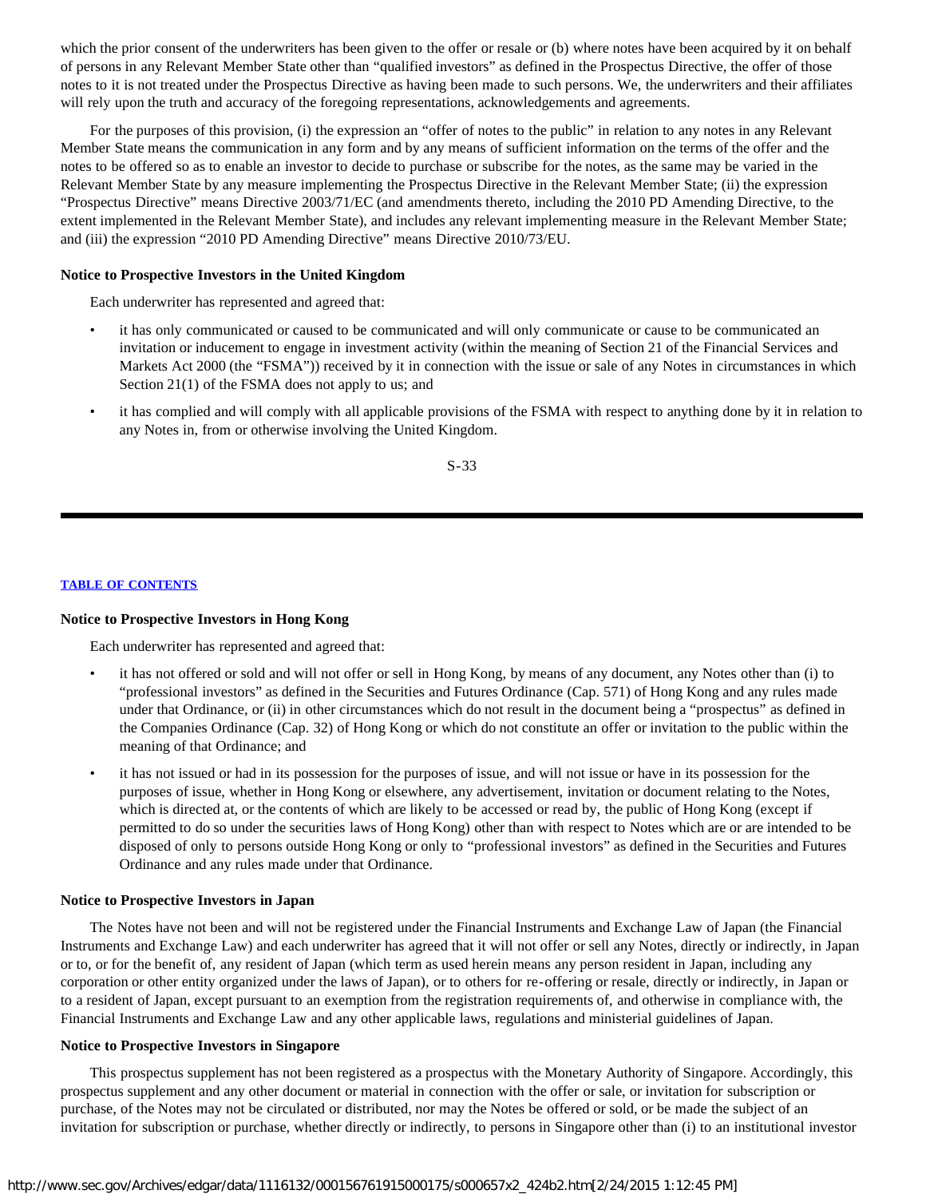which the prior consent of the underwriters has been given to the offer or resale or (b) where notes have been acquired by it on behalf of persons in any Relevant Member State other than "qualified investors" as defined in the Prospectus Directive, the offer of those notes to it is not treated under the Prospectus Directive as having been made to such persons. We, the underwriters and their affiliates will rely upon the truth and accuracy of the foregoing representations, acknowledgements and agreements.

For the purposes of this provision, (i) the expression an "offer of notes to the public" in relation to any notes in any Relevant Member State means the communication in any form and by any means of sufficient information on the terms of the offer and the notes to be offered so as to enable an investor to decide to purchase or subscribe for the notes, as the same may be varied in the Relevant Member State by any measure implementing the Prospectus Directive in the Relevant Member State; (ii) the expression "Prospectus Directive" means Directive 2003/71/EC (and amendments thereto, including the 2010 PD Amending Directive, to the extent implemented in the Relevant Member State), and includes any relevant implementing measure in the Relevant Member State; and (iii) the expression "2010 PD Amending Directive" means Directive 2010/73/EU.

**Notice to Prospective Investors in the United Kingdom**

Each underwriter has represented and agreed that:

- it has only communicated or caused to be communicated and will only communicate or cause to be communicated an invitation or inducement to engage in investment activity (within the meaning of Section 21 of the Financial Services and Markets Act 2000 (the "FSMA")) received by it in connection with the issue or sale of any Notes in circumstances in which Section 21(1) of the FSMA does not apply to us; and
- it has complied and will comply with all applicable provisions of the FSMA with respect to anything done by it in relation to any Notes in, from or otherwise involving the United Kingdom.

**Notice to Prospective Investors in Hong Kong**

Each underwriter has represented and agreed that:

- it has not offered or sold and will not offer or sell in Hong Kong, by means of any document, any Notes other than (i) to "professional investors" as defined in the Securities and Futures Ordinance (Cap. 571) of Hong Kong and any rules made under that Ordinance, or (ii) in other circumstances which do not result in the document being a "prospectus" as defined in the Companies Ordinance (Cap. 32) of Hong Kong or which do not constitute an offer or invitation to the public within the meaning of that Ordinance; and
- it has not issued or had in its possession for the purposes of issue, and will not issue or have in its possession for the purposes of issue, whether in Hong Kong or elsewhere, any advertisement, invitation or document relating to the Notes, which is directed at, or the contents of which are likely to be accessed or read by, the public of Hong Kong (except if permitted to do so under the securities laws of Hong Kong) other than with respect to Notes which are or are intended to be disposed of only to persons outside Hong Kong or only to "professional investors" as defined in the Securities and Futures Ordinance and any rules made under that Ordinance.

**Notice to Prospective Investors in Japan**

The Notes have not been and will not be registered under the Financial Instruments and Exchange Law of Japan (the Financial Instruments and Exchange Law) and each underwriter has agreed that it will not offer or sell any Notes, directly or indirectly, in Japan or to, or for the benefit of, any resident of Japan (which term as used herein means any person resident in Japan, including any corporation or other entity organized under the laws of Japan), or to others for re-offering or resale, directly or indirectly, in Japan or to a resident of Japan, except pursuant to an exemption from the registration requirements of, and otherwise in compliance with, the Financial Instruments and Exchange Law and any other applicable laws, regulations and ministerial guidelines of Japan.

**Notice to Prospective Investors in Singapore**

This prospectus supplement has not been registered as a prospectus with the Monetary Authority of Singapore. Accordingly, this prospectus supplement and any other document or material in connection with the offer or sale, or invitation for subscription or purchase, of the Notes may not be circulated or distributed, nor may the Notes be offered or sold, or be made the subject of an invitation for subscription or purchase, whether directly or indirectly, to persons in Singapore other than (i) to an institutional investor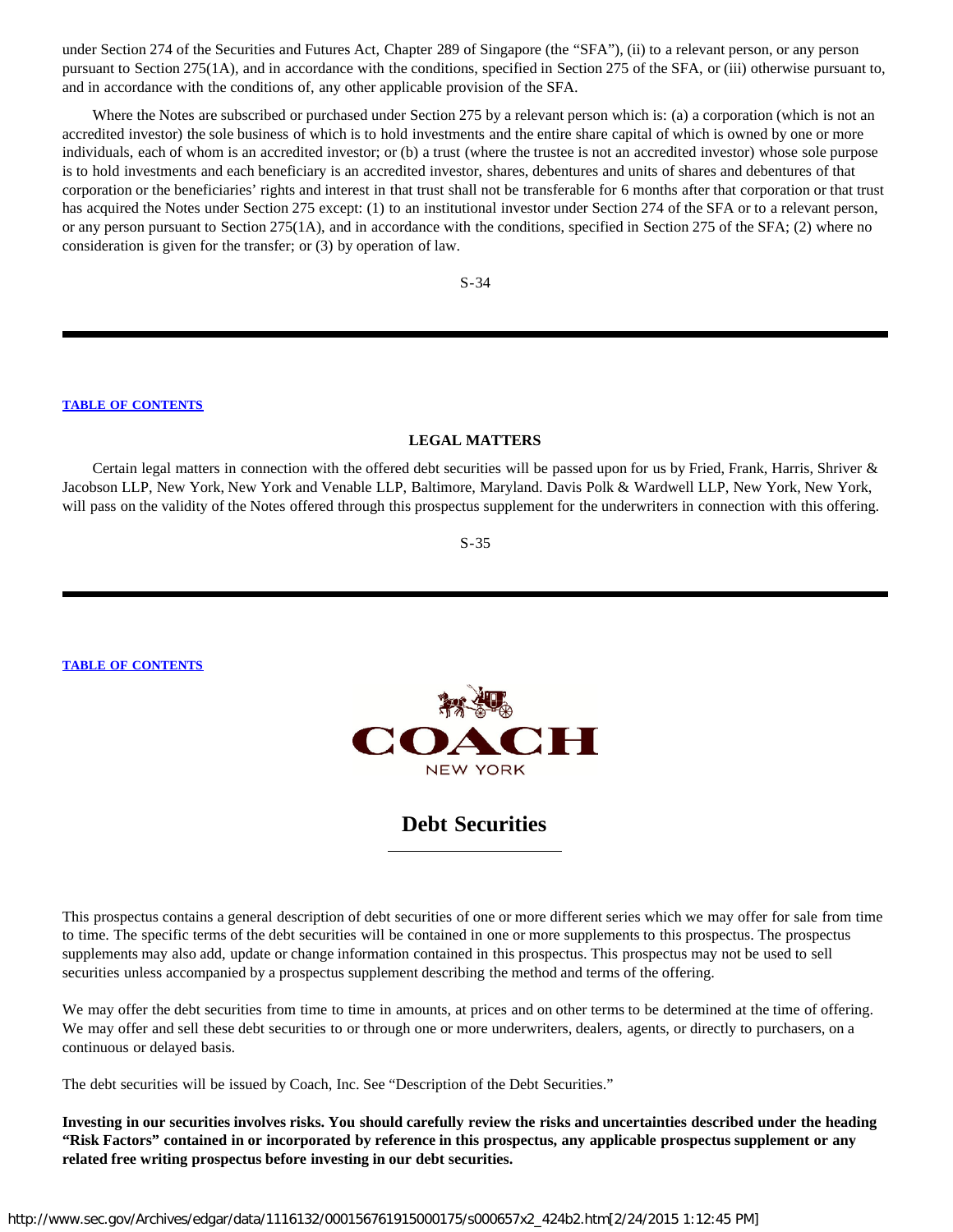under Section 274 of the Securities and Futures Act, Chapter 289 of Singapore (the "SFA"), (ii) to a relevant person, or any person pursuant to Section 275(1A), and in accordance with the conditions, specified in Section 275 of the SFA, or (iii) otherwise pursuant to, and in accordance with the conditions of, any other applicable provision of the SFA.

Where the Notes are subscribed or purchased under Section 275 by a relevant person which is: (a) a corporation (which is not an accredited investor) the sole business of which is to hold investments and the entire share capital of which is owned by one or more individuals, each of whom is an accredited investor; or (b) a trust (where the trustee is not an accredited investor) whose sole purpose is to hold investments and each beneficiary is an accredited investor, shares, debentures and units of shares and debentures of that corporation or the beneficiaries' rights and interest in that trust shall not be transferable for 6 months after that corporation or that trust has acquired the Notes under Section 275 except: (1) to an institutional investor under Section 274 of the SFA or to a relevant person, or any person pursuant to Section 275(1A), and in accordance with the conditions, specified in Section 275 of the SFA; (2) where no consideration is given for the transfer; or (3) by operation of law.

TABLE OF CONTENTS

## LEGAL MATTERS

Certain legal matters in connection with the offered debt securities will be passed upon for us by Fried, Frank, Harris, Shriver & Jacobson LLP, New York, New York and Venable LLP, Baltimore, Maryland. Davis Polk & Wardwell LLP, New York, New York, will pass on the validity of the Notes offered through this prospectus supplement for the underwriters in connection with this offering.

TABLE OF CONTENTS

COACH
NEW YORK

# Debt Securities

This prospectus contains a general description of debt securities of one or more different series which we may offer for sale from time to time. The specific terms of the debt securities will be contained in one or more supplements to this prospectus. The prospectus supplements may also add, update or change information contained in this prospectus. This prospectus may not be used to sell securities unless accompanied by a prospectus supplement describing the method and terms of the offering.

We may offer the debt securities from time to time in amounts, at prices and on other terms to be determined at the time of offering. We may offer and sell these debt securities to or through one or more underwriters, dealers, agents, or directly to purchasers, on a continuous or delayed basis.

The debt securities will be issued by Coach, Inc. See "Description of the Debt Securities."

**Investing in our securities involves risks. You should carefully review the risks and uncertainties described under the heading "Risk Factors" contained in or incorporated by reference in this prospectus, any applicable prospectus supplement or any related free writing prospectus before investing in our debt securities.**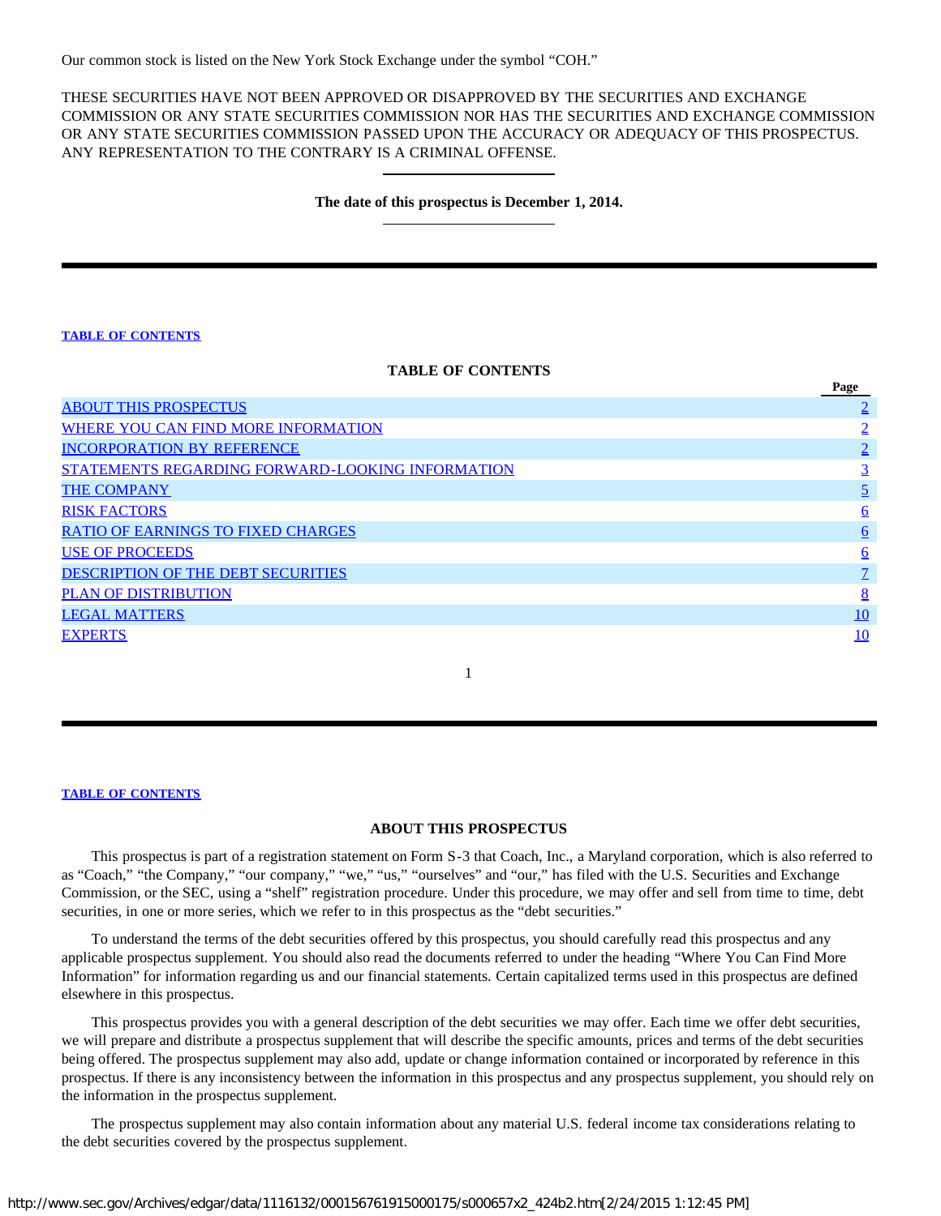Our common stock is listed on the New York Stock Exchange under the symbol "COH."

THESE SECURITIES HAVE NOT BEEN APPROVED OR DISAPPROVED BY THE SECURITIES AND EXCHANGE COMMISSION OR ANY STATE SECURITIES COMMISSION NOR HAS THE SECURITIES AND EXCHANGE COMMISSION OR ANY STATE SECURITIES COMMISSION PASSED UPON THE ACCURACY OR ADEQUACY OF THIS PROSPECTUS. ANY REPRESENTATION TO THE CONTRARY IS A CRIMINAL OFFENSE.

**The date of this prospectus is December 1, 2014.**

TABLE OF CONTENTS

## TABLE OF CONTENTS

| | Page |
|---|---|
| ABOUT THIS PROSPECTUS | 2 |
| WHERE YOU CAN FIND MORE INFORMATION | 2 |
| INCORPORATION BY REFERENCE | 2 |
| STATEMENTS REGARDING FORWARD-LOOKING INFORMATION | 3 |
| THE COMPANY | 5 |
| RISK FACTORS | 6 |
| RATIO OF EARNINGS TO FIXED CHARGES | 6 |
| USE OF PROCEEDS | 6 |
| DESCRIPTION OF THE DEBT SECURITIES | 7 |
| PLAN OF DISTRIBUTION | 8 |
| LEGAL MATTERS | 10 |
| EXPERTS | 10 |

TABLE OF CONTENTS

## ABOUT THIS PROSPECTUS

This prospectus is part of a registration statement on Form S-3 that Coach, Inc., a Maryland corporation, which is also referred to as "Coach," "the Company," "our company," "we," "us," "ourselves" and "our," has filed with the U.S. Securities and Exchange Commission, or the SEC, using a "shelf" registration procedure. Under this procedure, we may offer and sell from time to time, debt securities, in one or more series, which we refer to in this prospectus as the "debt securities."

To understand the terms of the debt securities offered by this prospectus, you should carefully read this prospectus and any applicable prospectus supplement. You should also read the documents referred to under the heading "Where You Can Find More Information" for information regarding us and our financial statements. Certain capitalized terms used in this prospectus are defined elsewhere in this prospectus.

This prospectus provides you with a general description of the debt securities we may offer. Each time we offer debt securities, we will prepare and distribute a prospectus supplement that will describe the specific amounts, prices and terms of the debt securities being offered. The prospectus supplement may also add, update or change information contained or incorporated by reference in this prospectus. If there is any inconsistency between the information in this prospectus and any prospectus supplement, you should rely on the information in the prospectus supplement.

The prospectus supplement may also contain information about any material U.S. federal income tax considerations relating to the debt securities covered by the prospectus supplement.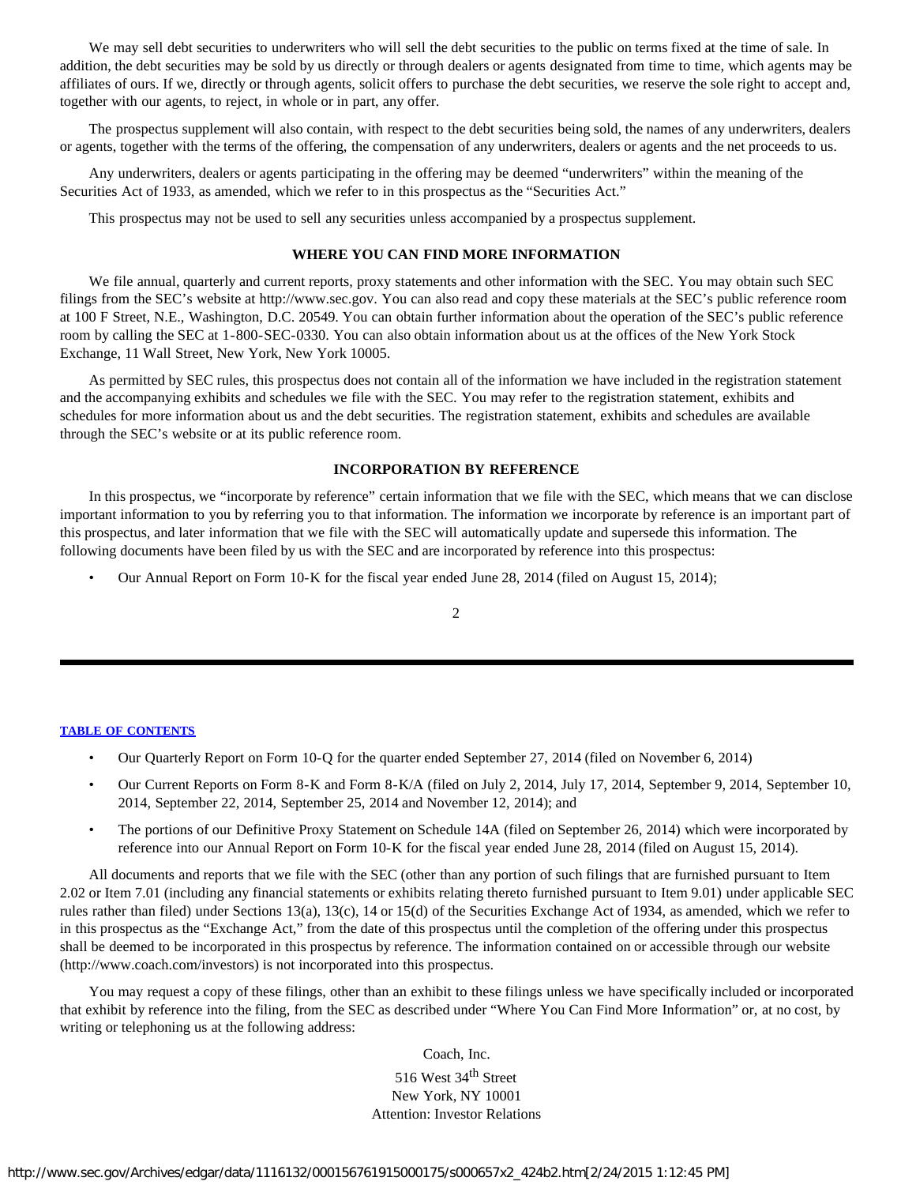We may sell debt securities to underwriters who will sell the debt securities to the public on terms fixed at the time of sale. In addition, the debt securities may be sold by us directly or through dealers or agents designated from time to time, which agents may be affiliates of ours. If we, directly or through agents, solicit offers to purchase the debt securities, we reserve the sole right to accept and, together with our agents, to reject, in whole or in part, any offer.

The prospectus supplement will also contain, with respect to the debt securities being sold, the names of any underwriters, dealers or agents, together with the terms of the offering, the compensation of any underwriters, dealers or agents and the net proceeds to us.

Any underwriters, dealers or agents participating in the offering may be deemed "underwriters" within the meaning of the Securities Act of 1933, as amended, which we refer to in this prospectus as the "Securities Act."

This prospectus may not be used to sell any securities unless accompanied by a prospectus supplement.

## WHERE YOU CAN FIND MORE INFORMATION

We file annual, quarterly and current reports, proxy statements and other information with the SEC. You may obtain such SEC filings from the SEC's website at http://www.sec.gov. You can also read and copy these materials at the SEC's public reference room at 100 F Street, N.E., Washington, D.C. 20549. You can obtain further information about the operation of the SEC's public reference room by calling the SEC at 1-800-SEC-0330. You can also obtain information about us at the offices of the New York Stock Exchange, 11 Wall Street, New York, New York 10005.

As permitted by SEC rules, this prospectus does not contain all of the information we have included in the registration statement and the accompanying exhibits and schedules we file with the SEC. You may refer to the registration statement, exhibits and schedules for more information about us and the debt securities. The registration statement, exhibits and schedules are available through the SEC's website or at its public reference room.

## INCORPORATION BY REFERENCE

In this prospectus, we "incorporate by reference" certain information that we file with the SEC, which means that we can disclose important information to you by referring you to that information. The information we incorporate by reference is an important part of this prospectus, and later information that we file with the SEC will automatically update and supersede this information. The following documents have been filed by us with the SEC and are incorporated by reference into this prospectus:

- Our Annual Report on Form 10-K for the fiscal year ended June 28, 2014 (filed on August 15, 2014);
- Our Quarterly Report on Form 10-Q for the quarter ended September 27, 2014 (filed on November 6, 2014)
- Our Current Reports on Form 8-K and Form 8-K/A (filed on July 2, 2014, July 17, 2014, September 9, 2014, September 10, 2014, September 22, 2014, September 25, 2014 and November 12, 2014); and
- The portions of our Definitive Proxy Statement on Schedule 14A (filed on September 26, 2014) which were incorporated by reference into our Annual Report on Form 10-K for the fiscal year ended June 28, 2014 (filed on August 15, 2014).

All documents and reports that we file with the SEC (other than any portion of such filings that are furnished pursuant to Item 2.02 or Item 7.01 (including any financial statements or exhibits relating thereto furnished pursuant to Item 9.01) under applicable SEC rules rather than filed) under Sections 13(a), 13(c), 14 or 15(d) of the Securities Exchange Act of 1934, as amended, which we refer to in this prospectus as the "Exchange Act," from the date of this prospectus until the completion of the offering under this prospectus shall be deemed to be incorporated in this prospectus by reference. The information contained on or accessible through our website (http://www.coach.com/investors) is not incorporated into this prospectus.

You may request a copy of these filings, other than an exhibit to these filings unless we have specifically included or incorporated that exhibit by reference into the filing, from the SEC as described under "Where You Can Find More Information" or, at no cost, by writing or telephoning us at the following address:

Coach, Inc.
516 West 34th Street
New York, NY 10001
Attention: Investor Relations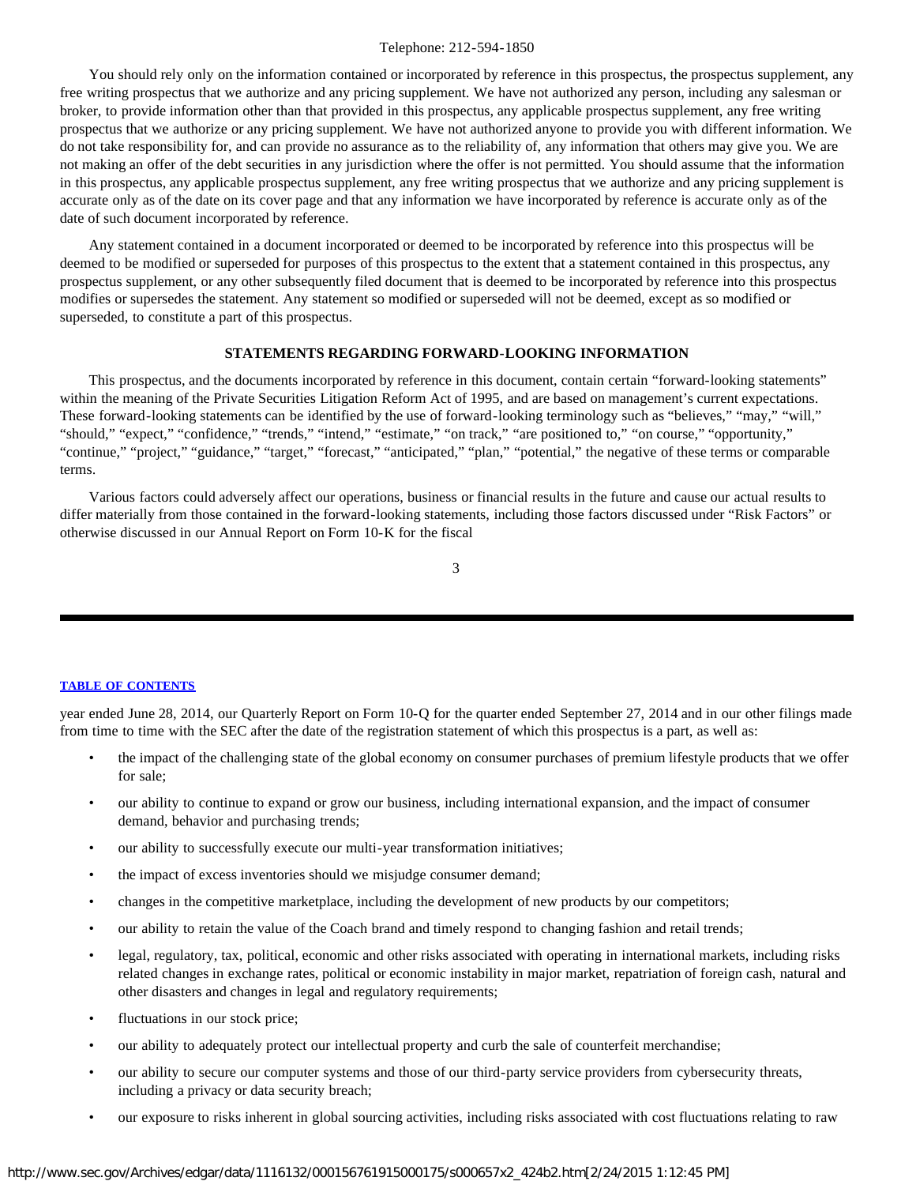Telephone: 212-594-1850

You should rely only on the information contained or incorporated by reference in this prospectus, the prospectus supplement, any free writing prospectus that we authorize and any pricing supplement. We have not authorized any person, including any salesman or broker, to provide information other than that provided in this prospectus, any applicable prospectus supplement, any free writing prospectus that we authorize or any pricing supplement. We have not authorized anyone to provide you with different information. We do not take responsibility for, and can provide no assurance as to the reliability of, any information that others may give you. We are not making an offer of the debt securities in any jurisdiction where the offer is not permitted. You should assume that the information in this prospectus, any applicable prospectus supplement, any free writing prospectus that we authorize and any pricing supplement is accurate only as of the date on its cover page and that any information we have incorporated by reference is accurate only as of the date of such document incorporated by reference.

Any statement contained in a document incorporated or deemed to be incorporated by reference into this prospectus will be deemed to be modified or superseded for purposes of this prospectus to the extent that a statement contained in this prospectus, any prospectus supplement, or any other subsequently filed document that is deemed to be incorporated by reference into this prospectus modifies or supersedes the statement. Any statement so modified or superseded will not be deemed, except as so modified or superseded, to constitute a part of this prospectus.

## STATEMENTS REGARDING FORWARD-LOOKING INFORMATION

This prospectus, and the documents incorporated by reference in this document, contain certain "forward-looking statements" within the meaning of the Private Securities Litigation Reform Act of 1995, and are based on management's current expectations. These forward-looking statements can be identified by the use of forward-looking terminology such as "believes," "may," "will," "should," "expect," "confidence," "trends," "intend," "estimate," "on track," "are positioned to," "on course," "opportunity," "continue," "project," "guidance," "target," "forecast," "anticipated," "plan," "potential," the negative of these terms or comparable terms.

Various factors could adversely affect our operations, business or financial results in the future and cause our actual results to differ materially from those contained in the forward-looking statements, including those factors discussed under "Risk Factors" or otherwise discussed in our Annual Report on Form 10-K for the fiscal year ended June 28, 2014, our Quarterly Report on Form 10-Q for the quarter ended September 27, 2014 and in our other filings made from time to time with the SEC after the date of the registration statement of which this prospectus is a part, as well as:

- the impact of the challenging state of the global economy on consumer purchases of premium lifestyle products that we offer for sale;
- our ability to continue to expand or grow our business, including international expansion, and the impact of consumer demand, behavior and purchasing trends;
- our ability to successfully execute our multi-year transformation initiatives;
- the impact of excess inventories should we misjudge consumer demand;
- changes in the competitive marketplace, including the development of new products by our competitors;
- our ability to retain the value of the Coach brand and timely respond to changing fashion and retail trends;
- legal, regulatory, tax, political, economic and other risks associated with operating in international markets, including risks related changes in exchange rates, political or economic instability in major market, repatriation of foreign cash, natural and other disasters and changes in legal and regulatory requirements;
- fluctuations in our stock price;
- our ability to adequately protect our intellectual property and curb the sale of counterfeit merchandise;
- our ability to secure our computer systems and those of our third-party service providers from cybersecurity threats, including a privacy or data security breach;
- our exposure to risks inherent in global sourcing activities, including risks associated with cost fluctuations relating to raw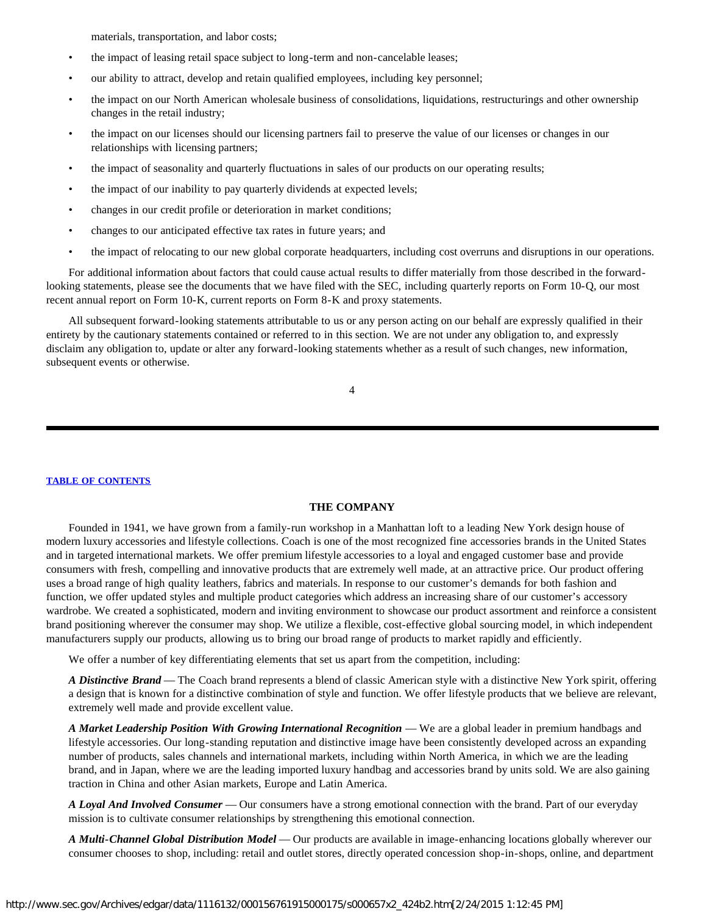materials, transportation, and labor costs;

- the impact of leasing retail space subject to long-term and non-cancelable leases;
- our ability to attract, develop and retain qualified employees, including key personnel;
- the impact on our North American wholesale business of consolidations, liquidations, restructurings and other ownership changes in the retail industry;
- the impact on our licenses should our licensing partners fail to preserve the value of our licenses or changes in our relationships with licensing partners;
- the impact of seasonality and quarterly fluctuations in sales of our products on our operating results;
- the impact of our inability to pay quarterly dividends at expected levels;
- changes in our credit profile or deterioration in market conditions;
- changes to our anticipated effective tax rates in future years; and
- the impact of relocating to our new global corporate headquarters, including cost overruns and disruptions in our operations.

For additional information about factors that could cause actual results to differ materially from those described in the forward-looking statements, please see the documents that we have filed with the SEC, including quarterly reports on Form 10-Q, our most recent annual report on Form 10-K, current reports on Form 8-K and proxy statements.

All subsequent forward-looking statements attributable to us or any person acting on our behalf are expressly qualified in their entirety by the cautionary statements contained or referred to in this section. We are not under any obligation to, and expressly disclaim any obligation to, update or alter any forward-looking statements whether as a result of such changes, new information, subsequent events or otherwise.

---

**TABLE OF CONTENTS**

## THE COMPANY

Founded in 1941, we have grown from a family-run workshop in a Manhattan loft to a leading New York design house of modern luxury accessories and lifestyle collections. Coach is one of the most recognized fine accessories brands in the United States and in targeted international markets. We offer premium lifestyle accessories to a loyal and engaged customer base and provide consumers with fresh, compelling and innovative products that are extremely well made, at an attractive price. Our product offering uses a broad range of high quality leathers, fabrics and materials. In response to our customer's demands for both fashion and function, we offer updated styles and multiple product categories which address an increasing share of our customer's accessory wardrobe. We created a sophisticated, modern and inviting environment to showcase our product assortment and reinforce a consistent brand positioning wherever the consumer may shop. We utilize a flexible, cost-effective global sourcing model, in which independent manufacturers supply our products, allowing us to bring our broad range of products to market rapidly and efficiently.

We offer a number of key differentiating elements that set us apart from the competition, including:

***A Distinctive Brand*** — The Coach brand represents a blend of classic American style with a distinctive New York spirit, offering a design that is known for a distinctive combination of style and function. We offer lifestyle products that we believe are relevant, extremely well made and provide excellent value.

***A Market Leadership Position With Growing International Recognition*** — We are a global leader in premium handbags and lifestyle accessories. Our long-standing reputation and distinctive image have been consistently developed across an expanding number of products, sales channels and international markets, including within North America, in which we are the leading brand, and in Japan, where we are the leading imported luxury handbag and accessories brand by units sold. We are also gaining traction in China and other Asian markets, Europe and Latin America.

***A Loyal And Involved Consumer*** — Our consumers have a strong emotional connection with the brand. Part of our everyday mission is to cultivate consumer relationships by strengthening this emotional connection.

***A Multi-Channel Global Distribution Model*** — Our products are available in image-enhancing locations globally wherever our consumer chooses to shop, including: retail and outlet stores, directly operated concession shop-in-shops, online, and department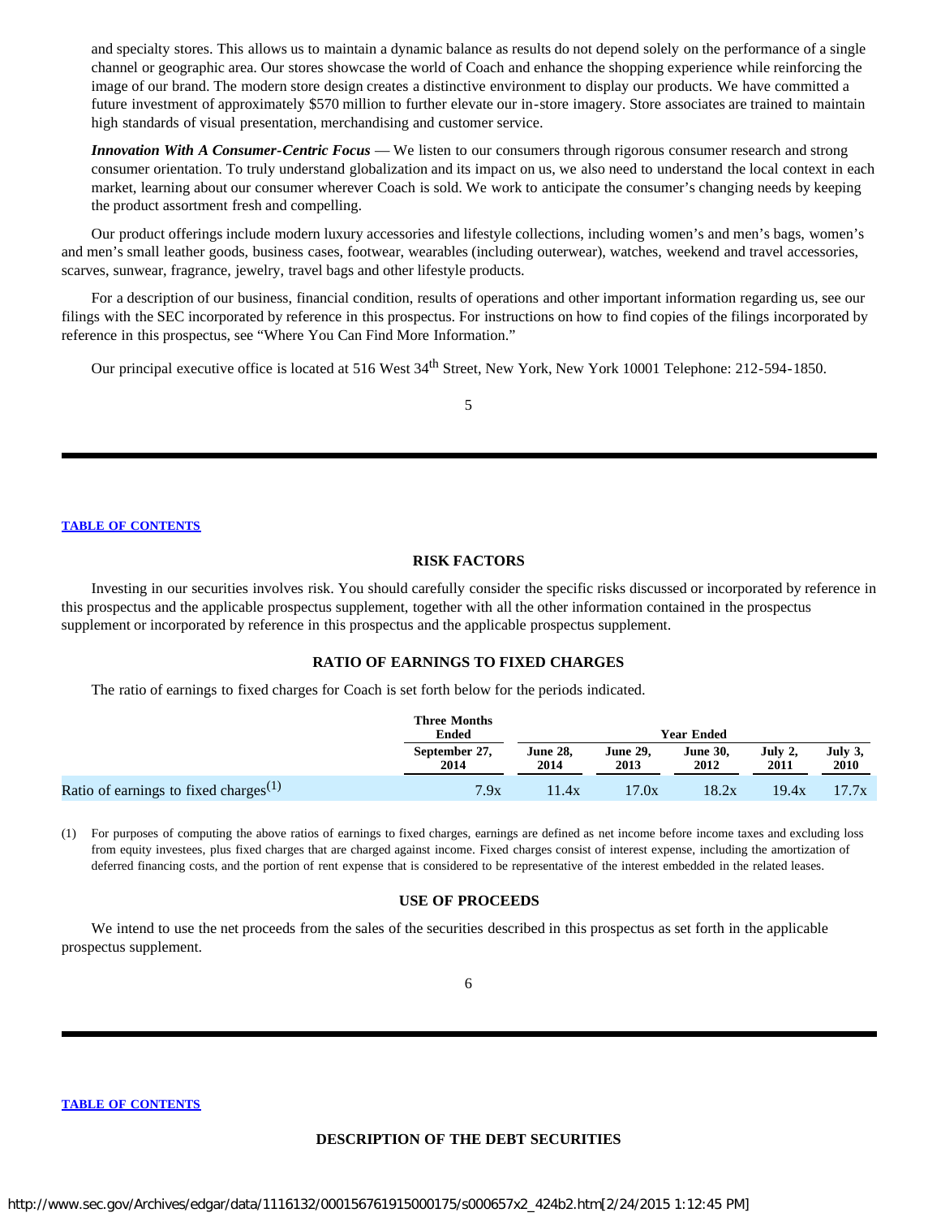and specialty stores. This allows us to maintain a dynamic balance as results do not depend solely on the performance of a single channel or geographic area. Our stores showcase the world of Coach and enhance the shopping experience while reinforcing the image of our brand. The modern store design creates a distinctive environment to display our products. We have committed a future investment of approximately $570 million to further elevate our in-store imagery. Store associates are trained to maintain high standards of visual presentation, merchandising and customer service.

***Innovation With A Consumer-Centric Focus*** — We listen to our consumers through rigorous consumer research and strong consumer orientation. To truly understand globalization and its impact on us, we also need to understand the local context in each market, learning about our consumer wherever Coach is sold. We work to anticipate the consumer's changing needs by keeping the product assortment fresh and compelling.

Our product offerings include modern luxury accessories and lifestyle collections, including women's and men's bags, women's and men's small leather goods, business cases, footwear, wearables (including outerwear), watches, weekend and travel accessories, scarves, sunwear, fragrance, jewelry, travel bags and other lifestyle products.

For a description of our business, financial condition, results of operations and other important information regarding us, see our filings with the SEC incorporated by reference in this prospectus. For instructions on how to find copies of the filings incorporated by reference in this prospectus, see "Where You Can Find More Information."

Our principal executive office is located at 516 West 34th Street, New York, New York 10001 Telephone: 212-594-1850.

[TABLE OF CONTENTS](#)

## RISK FACTORS

Investing in our securities involves risk. You should carefully consider the specific risks discussed or incorporated by reference in this prospectus and the applicable prospectus supplement, together with all the other information contained in the prospectus supplement or incorporated by reference in this prospectus and the applicable prospectus supplement.

## RATIO OF EARNINGS TO FIXED CHARGES

The ratio of earnings to fixed charges for Coach is set forth below for the periods indicated.

| | Three Months Ended | Year Ended | | | | |
|---|---|---|---|---|---|---|
| | September 27, 2014 | June 28, 2014 | June 29, 2013 | June 30, 2012 | July 2, 2011 | July 3, 2010 |
| Ratio of earnings to fixed charges[(1)] | 7.9x | 11.4x | 17.0x | 18.2x | 19.4x | 17.7x |

(1) For purposes of computing the above ratios of earnings to fixed charges, earnings are defined as net income before income taxes and excluding loss from equity investees, plus fixed charges that are charged against income. Fixed charges consist of interest expense, including the amortization of deferred financing costs, and the portion of rent expense that is considered to be representative of the interest embedded in the related leases.

## USE OF PROCEEDS

We intend to use the net proceeds from the sales of the securities described in this prospectus as set forth in the applicable prospectus supplement.

[TABLE OF CONTENTS](#)

## DESCRIPTION OF THE DEBT SECURITIES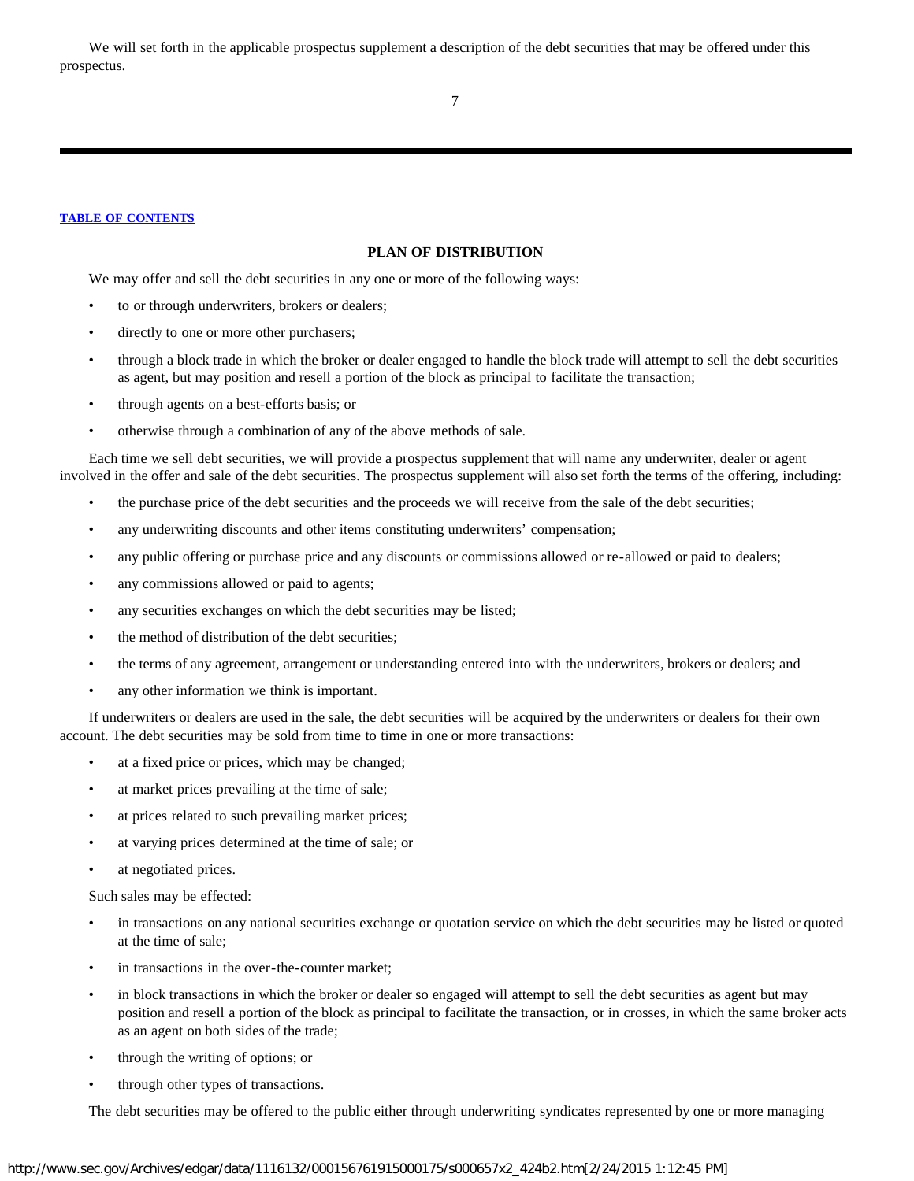We will set forth in the applicable prospectus supplement a description of the debt securities that may be offered under this prospectus.

[TABLE OF CONTENTS](#)

## PLAN OF DISTRIBUTION

We may offer and sell the debt securities in any one or more of the following ways:

- to or through underwriters, brokers or dealers;
- directly to one or more other purchasers;
- through a block trade in which the broker or dealer engaged to handle the block trade will attempt to sell the debt securities as agent, but may position and resell a portion of the block as principal to facilitate the transaction;
- through agents on a best-efforts basis; or
- otherwise through a combination of any of the above methods of sale.

Each time we sell debt securities, we will provide a prospectus supplement that will name any underwriter, dealer or agent involved in the offer and sale of the debt securities. The prospectus supplement will also set forth the terms of the offering, including:

- the purchase price of the debt securities and the proceeds we will receive from the sale of the debt securities;
- any underwriting discounts and other items constituting underwriters' compensation;
- any public offering or purchase price and any discounts or commissions allowed or re-allowed or paid to dealers;
- any commissions allowed or paid to agents;
- any securities exchanges on which the debt securities may be listed;
- the method of distribution of the debt securities;
- the terms of any agreement, arrangement or understanding entered into with the underwriters, brokers or dealers; and
- any other information we think is important.

If underwriters or dealers are used in the sale, the debt securities will be acquired by the underwriters or dealers for their own account. The debt securities may be sold from time to time in one or more transactions:

- at a fixed price or prices, which may be changed;
- at market prices prevailing at the time of sale;
- at prices related to such prevailing market prices;
- at varying prices determined at the time of sale; or
- at negotiated prices.

Such sales may be effected:

- in transactions on any national securities exchange or quotation service on which the debt securities may be listed or quoted at the time of sale;
- in transactions in the over-the-counter market;
- in block transactions in which the broker or dealer so engaged will attempt to sell the debt securities as agent but may position and resell a portion of the block as principal to facilitate the transaction, or in crosses, in which the same broker acts as an agent on both sides of the trade;
- through the writing of options; or
- through other types of transactions.

The debt securities may be offered to the public either through underwriting syndicates represented by one or more managing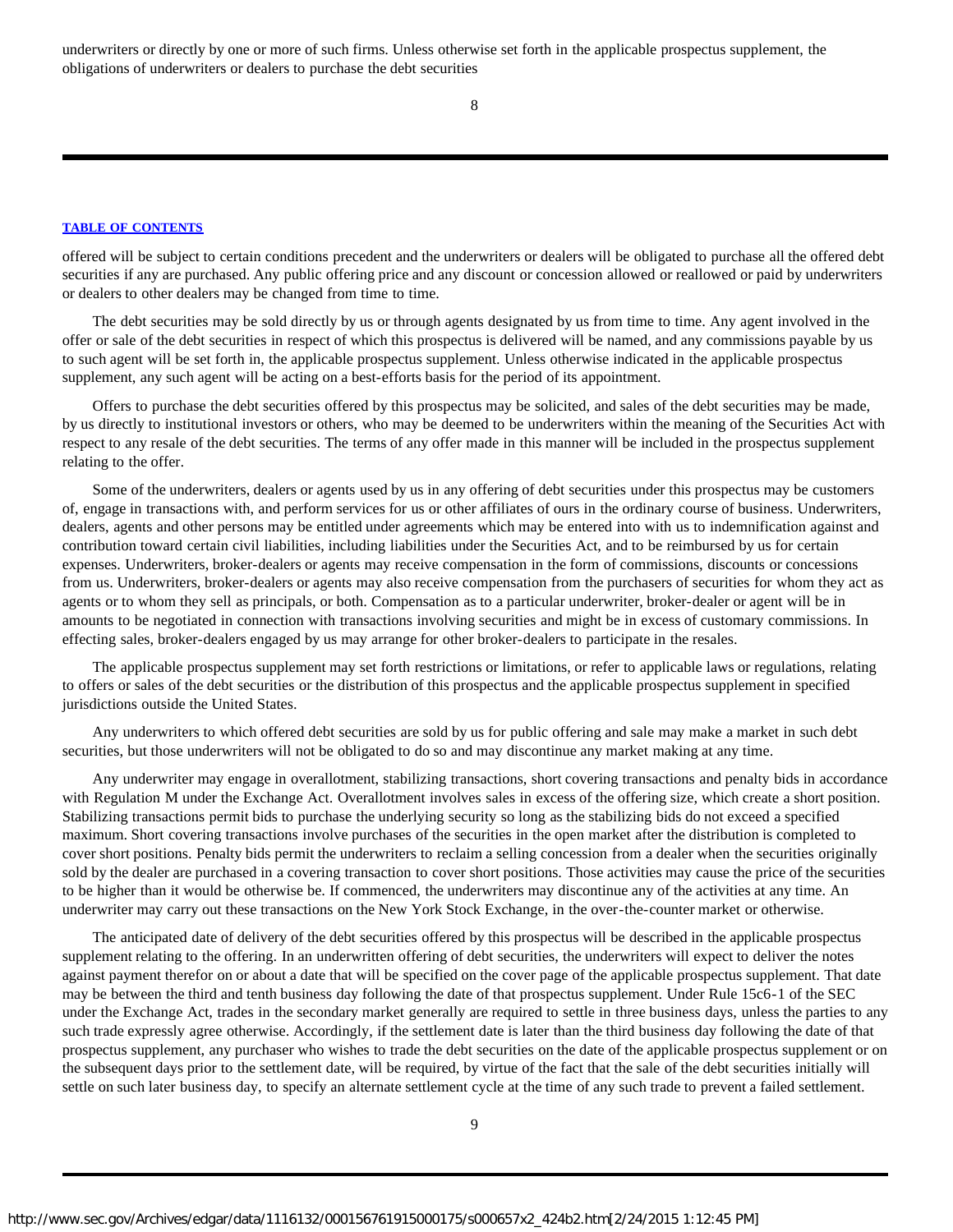underwriters or directly by one or more of such firms. Unless otherwise set forth in the applicable prospectus supplement, the obligations of underwriters or dealers to purchase the debt securities offered will be subject to certain conditions precedent and the underwriters or dealers will be obligated to purchase all the offered debt securities if any are purchased. Any public offering price and any discount or concession allowed or reallowed or paid by underwriters or dealers to other dealers may be changed from time to time.

The debt securities may be sold directly by us or through agents designated by us from time to time. Any agent involved in the offer or sale of the debt securities in respect of which this prospectus is delivered will be named, and any commissions payable by us to such agent will be set forth in, the applicable prospectus supplement. Unless otherwise indicated in the applicable prospectus supplement, any such agent will be acting on a best-efforts basis for the period of its appointment.

Offers to purchase the debt securities offered by this prospectus may be solicited, and sales of the debt securities may be made, by us directly to institutional investors or others, who may be deemed to be underwriters within the meaning of the Securities Act with respect to any resale of the debt securities. The terms of any offer made in this manner will be included in the prospectus supplement relating to the offer.

Some of the underwriters, dealers or agents used by us in any offering of debt securities under this prospectus may be customers of, engage in transactions with, and perform services for us or other affiliates of ours in the ordinary course of business. Underwriters, dealers, agents and other persons may be entitled under agreements which may be entered into with us to indemnification against and contribution toward certain civil liabilities, including liabilities under the Securities Act, and to be reimbursed by us for certain expenses. Underwriters, broker-dealers or agents may receive compensation in the form of commissions, discounts or concessions from us. Underwriters, broker-dealers or agents may also receive compensation from the purchasers of securities for whom they act as agents or to whom they sell as principals, or both. Compensation as to a particular underwriter, broker-dealer or agent will be in amounts to be negotiated in connection with transactions involving securities and might be in excess of customary commissions. In effecting sales, broker-dealers engaged by us may arrange for other broker-dealers to participate in the resales.

The applicable prospectus supplement may set forth restrictions or limitations, or refer to applicable laws or regulations, relating to offers or sales of the debt securities or the distribution of this prospectus and the applicable prospectus supplement in specified jurisdictions outside the United States.

Any underwriters to which offered debt securities are sold by us for public offering and sale may make a market in such debt securities, but those underwriters will not be obligated to do so and may discontinue any market making at any time.

Any underwriter may engage in overallotment, stabilizing transactions, short covering transactions and penalty bids in accordance with Regulation M under the Exchange Act. Overallotment involves sales in excess of the offering size, which create a short position. Stabilizing transactions permit bids to purchase the underlying security so long as the stabilizing bids do not exceed a specified maximum. Short covering transactions involve purchases of the securities in the open market after the distribution is completed to cover short positions. Penalty bids permit the underwriters to reclaim a selling concession from a dealer when the securities originally sold by the dealer are purchased in a covering transaction to cover short positions. Those activities may cause the price of the securities to be higher than it would be otherwise be. If commenced, the underwriters may discontinue any of the activities at any time. An underwriter may carry out these transactions on the New York Stock Exchange, in the over-the-counter market or otherwise.

The anticipated date of delivery of the debt securities offered by this prospectus will be described in the applicable prospectus supplement relating to the offering. In an underwritten offering of debt securities, the underwriters will expect to deliver the notes against payment therefor on or about a date that will be specified on the cover page of the applicable prospectus supplement. That date may be between the third and tenth business day following the date of that prospectus supplement. Under Rule 15c6-1 of the SEC under the Exchange Act, trades in the secondary market generally are required to settle in three business days, unless the parties to any such trade expressly agree otherwise. Accordingly, if the settlement date is later than the third business day following the date of that prospectus supplement, any purchaser who wishes to trade the debt securities on the date of the applicable prospectus supplement or on the subsequent days prior to the settlement date, will be required, by virtue of the fact that the sale of the debt securities initially will settle on such later business day, to specify an alternate settlement cycle at the time of any such trade to prevent a failed settlement.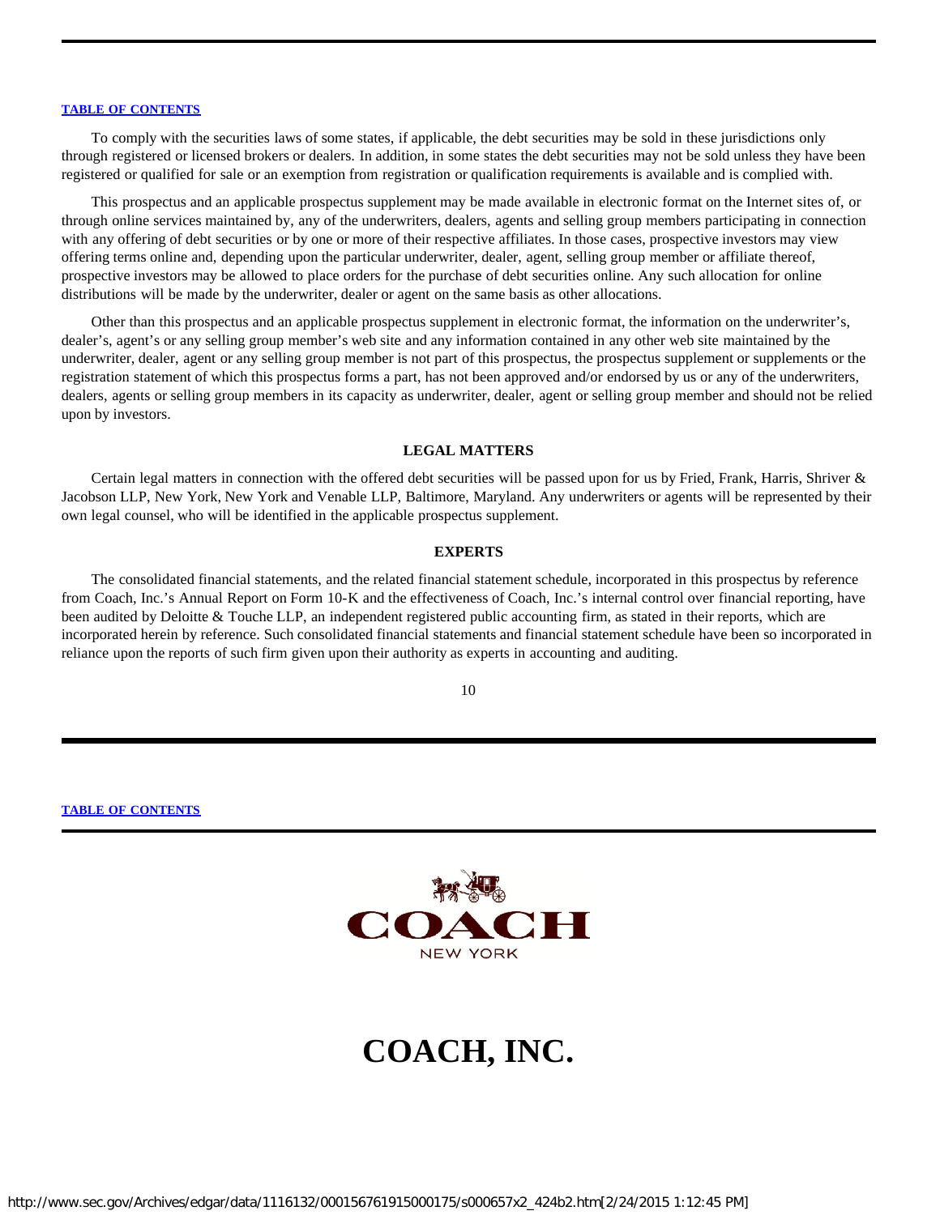[TABLE OF CONTENTS](#)

To comply with the securities laws of some states, if applicable, the debt securities may be sold in these jurisdictions only through registered or licensed brokers or dealers. In addition, in some states the debt securities may not be sold unless they have been registered or qualified for sale or an exemption from registration or qualification requirements is available and is complied with.

This prospectus and an applicable prospectus supplement may be made available in electronic format on the Internet sites of, or through online services maintained by, any of the underwriters, dealers, agents and selling group members participating in connection with any offering of debt securities or by one or more of their respective affiliates. In those cases, prospective investors may view offering terms online and, depending upon the particular underwriter, dealer, agent, selling group member or affiliate thereof, prospective investors may be allowed to place orders for the purchase of debt securities online. Any such allocation for online distributions will be made by the underwriter, dealer or agent on the same basis as other allocations.

Other than this prospectus and an applicable prospectus supplement in electronic format, the information on the underwriter's, dealer's, agent's or any selling group member's web site and any information contained in any other web site maintained by the underwriter, dealer, agent or any selling group member is not part of this prospectus, the prospectus supplement or supplements or the registration statement of which this prospectus forms a part, has not been approved and/or endorsed by us or any of the underwriters, dealers, agents or selling group members in its capacity as underwriter, dealer, agent or selling group member and should not be relied upon by investors.

## LEGAL MATTERS

Certain legal matters in connection with the offered debt securities will be passed upon for us by Fried, Frank, Harris, Shriver & Jacobson LLP, New York, New York and Venable LLP, Baltimore, Maryland. Any underwriters or agents will be represented by their own legal counsel, who will be identified in the applicable prospectus supplement.

## EXPERTS

The consolidated financial statements, and the related financial statement schedule, incorporated in this prospectus by reference from Coach, Inc.'s Annual Report on Form 10-K and the effectiveness of Coach, Inc.'s internal control over financial reporting, have been audited by Deloitte & Touche LLP, an independent registered public accounting firm, as stated in their reports, which are incorporated herein by reference. Such consolidated financial statements and financial statement schedule have been so incorporated in reliance upon the reports of such firm given upon their authority as experts in accounting and auditing.

[TABLE OF CONTENTS](#)

COACH
NEW YORK

# COACH, INC.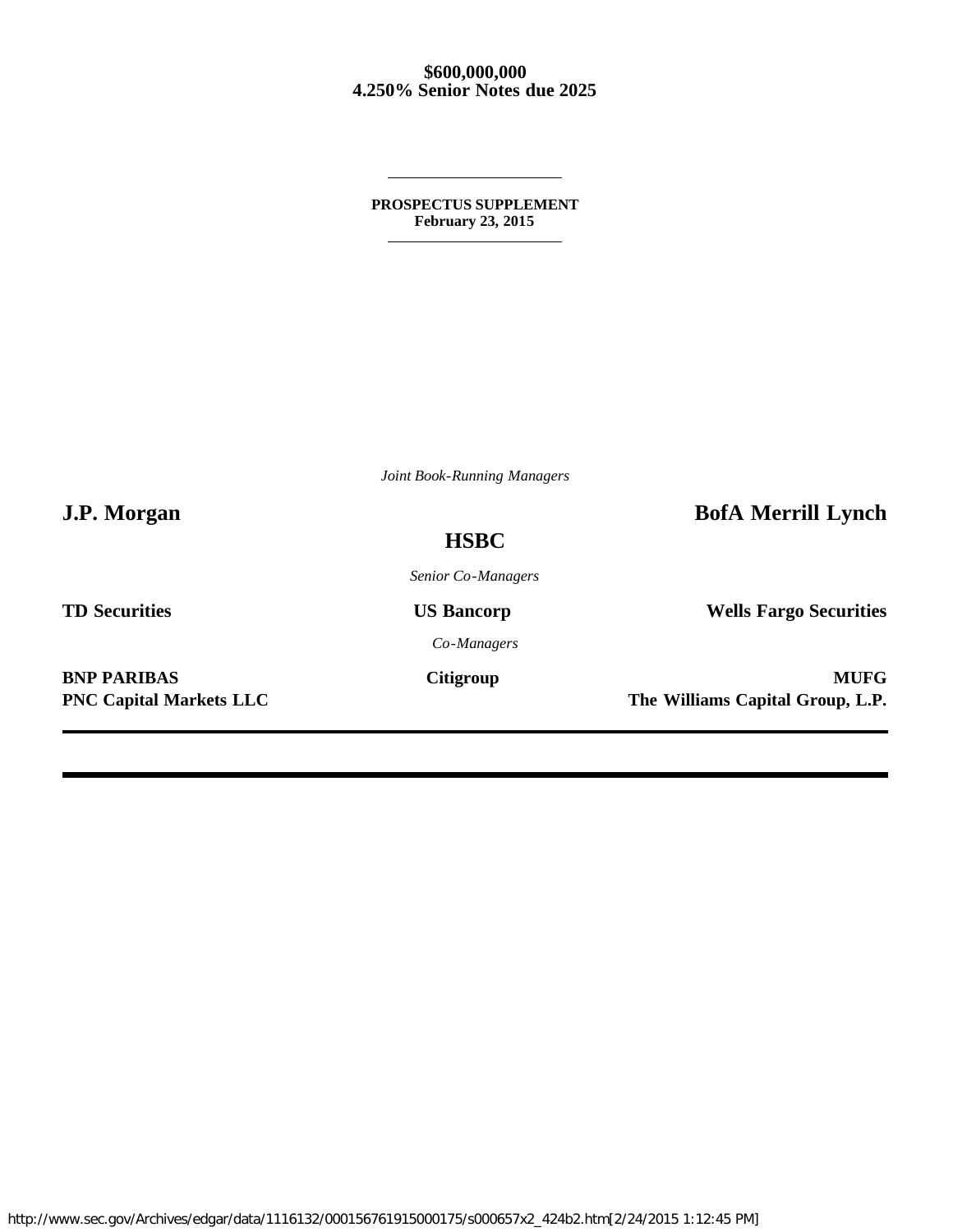**$600,000,000**
**4.250% Senior Notes due 2025**

---

**PROSPECTUS SUPPLEMENT**
**February 23, 2025**

---

*Joint Book-Running Managers*

**J.P. Morgan** **BofA Merrill Lynch**

**HSBC**

*Senior Co-Managers*

**TD Securities** **US Bancorp** **Wells Fargo Securities**

*Co-Managers*

**BNP PARIBAS** **Citigroup** **MUFG**
**PNC Capital Markets LLC** **The Williams Capital Group, L.P.**